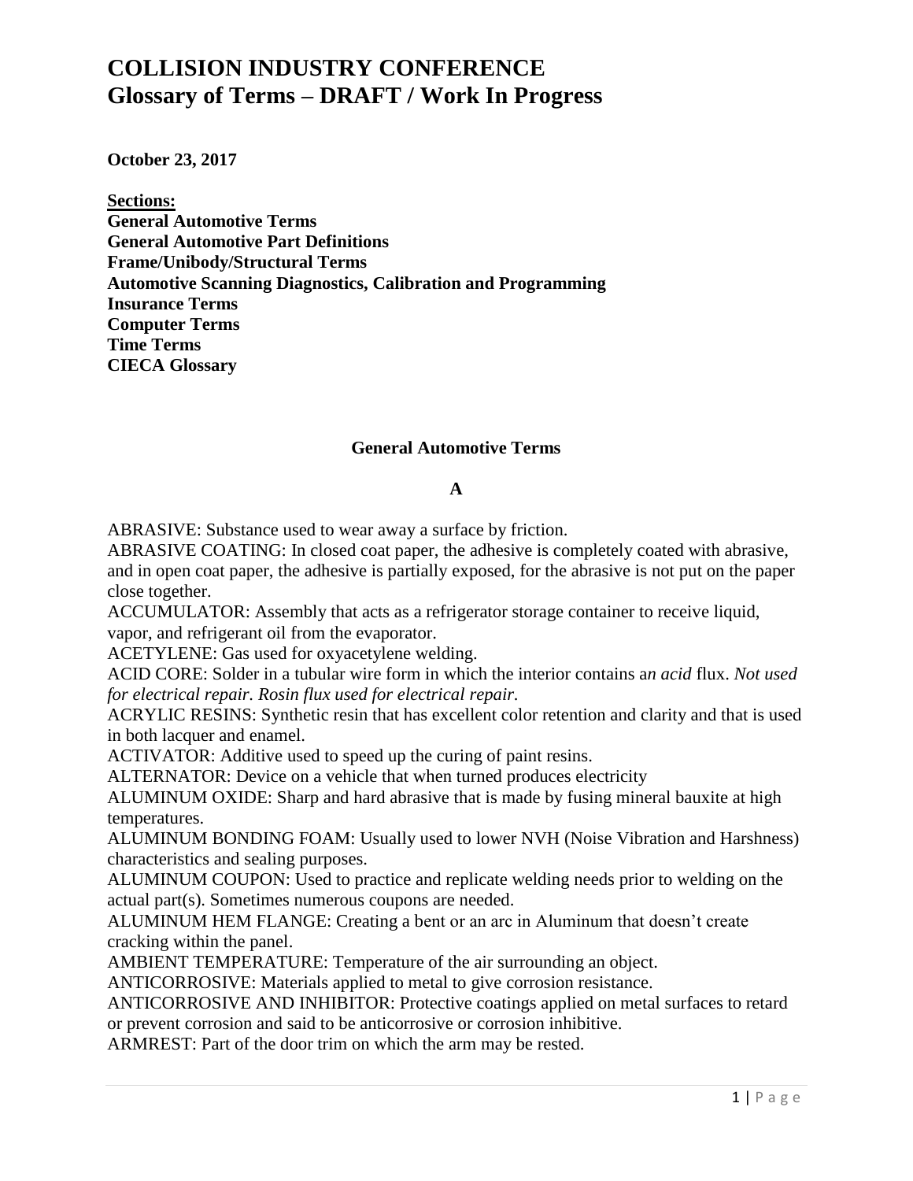# COLLISION INDUSTRY CONFERENCE
# Glossary of Terms – DRAFT / Work In Progress

**October 23, 2017**

**Sections:**
**General Automotive Terms**
**General Automotive Part Definitions**
**Frame/Unibody/Structural Terms**
**Automotive Scanning Diagnostics, Calibration and Programming**
**Insurance Terms**
**Computer Terms**
**Time Terms**
**CIECA Glossary**

## General Automotive Terms

### A

ABRASIVE: Substance used to wear away a surface by friction.
ABRASIVE COATING: In closed coat paper, the adhesive is completely coated with abrasive, and in open coat paper, the adhesive is partially exposed, for the abrasive is not put on the paper close together.
ACCUMULATOR: Assembly that acts as a refrigerator storage container to receive liquid, vapor, and refrigerant oil from the evaporator.
ACETYLENE: Gas used for oxyacetylene welding.
ACID CORE: Solder in a tubular wire form in which the interior contains a*n acid* flux. *Not used for electrical repair. Rosin flux used for electrical repair.*
ACRYLIC RESINS: Synthetic resin that has excellent color retention and clarity and that is used in both lacquer and enamel.
ACTIVATOR: Additive used to speed up the curing of paint resins.
ALTERNATOR: Device on a vehicle that when turned produces electricity
ALUMINUM OXIDE: Sharp and hard abrasive that is made by fusing mineral bauxite at high temperatures.
ALUMINUM BONDING FOAM: Usually used to lower NVH (Noise Vibration and Harshness) characteristics and sealing purposes.
ALUMINUM COUPON: Used to practice and replicate welding needs prior to welding on the actual part(s). Sometimes numerous coupons are needed.
ALUMINUM HEM FLANGE: Creating a bent or an arc in Aluminum that doesn't create cracking within the panel.
AMBIENT TEMPERATURE: Temperature of the air surrounding an object.
ANTICORROSIVE: Materials applied to metal to give corrosion resistance.
ANTICORROSIVE AND INHIBITOR: Protective coatings applied on metal surfaces to retard or prevent corrosion and said to be anticorrosive or corrosion inhibitive.
ARMREST: Part of the door trim on which the arm may be rested.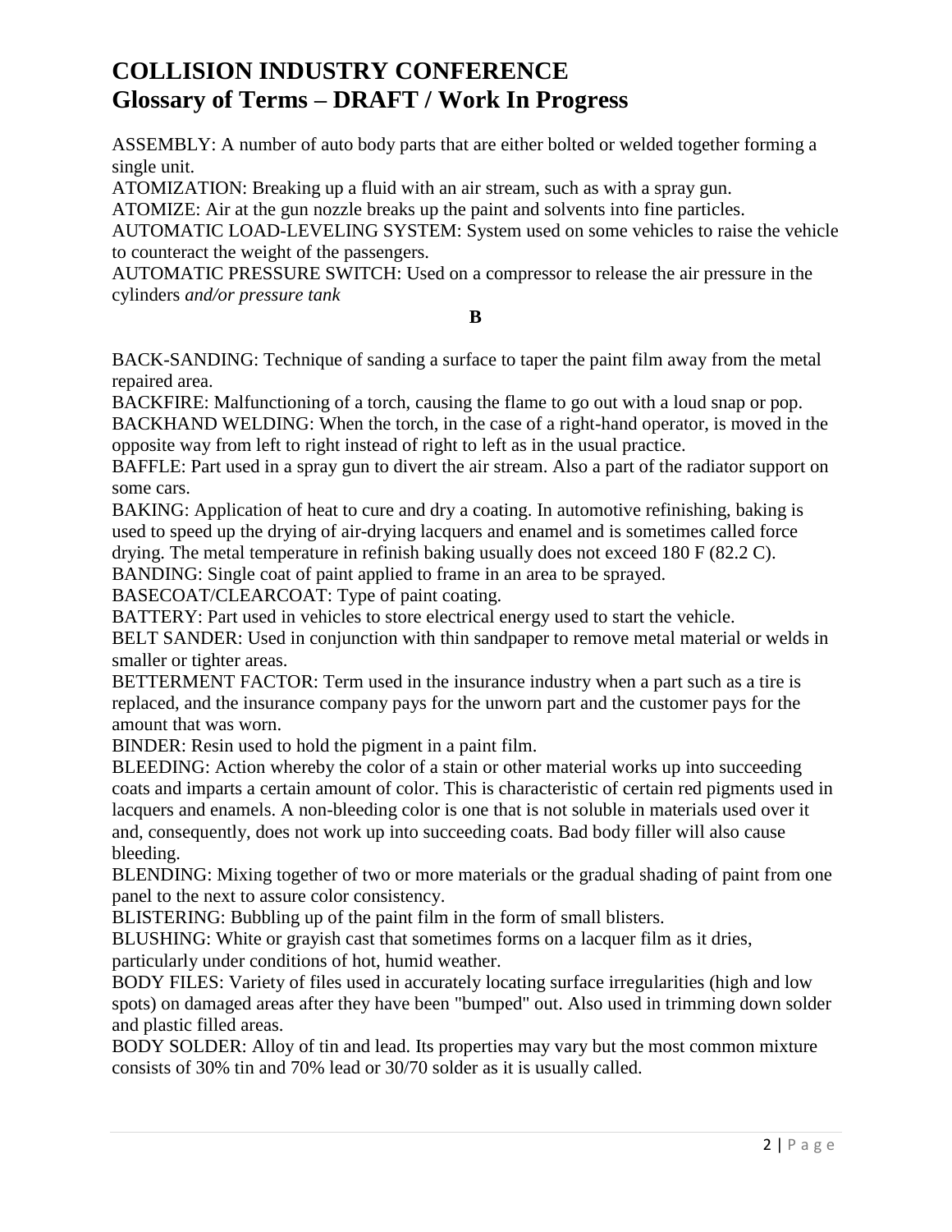# COLLISION INDUSTRY CONFERENCE
# Glossary of Terms – DRAFT / Work In Progress

ASSEMBLY: A number of auto body parts that are either bolted or welded together forming a single unit.
ATOMIZATION: Breaking up a fluid with an air stream, such as with a spray gun.
ATOMIZE: Air at the gun nozzle breaks up the paint and solvents into fine particles.
AUTOMATIC LOAD-LEVELING SYSTEM: System used on some vehicles to raise the vehicle to counteract the weight of the passengers.
AUTOMATIC PRESSURE SWITCH: Used on a compressor to release the air pressure in the cylinders *and/or pressure tank*

**B**

BACK-SANDING: Technique of sanding a surface to taper the paint film away from the metal repaired area.
BACKFIRE: Malfunctioning of a torch, causing the flame to go out with a loud snap or pop.
BACKHAND WELDING: When the torch, in the case of a right-hand operator, is moved in the opposite way from left to right instead of right to left as in the usual practice.
BAFFLE: Part used in a spray gun to divert the air stream. Also a part of the radiator support on some cars.
BAKING: Application of heat to cure and dry a coating. In automotive refinishing, baking is used to speed up the drying of air-drying lacquers and enamel and is sometimes called force drying. The metal temperature in refinish baking usually does not exceed 180 F (82.2 C).
BANDING: Single coat of paint applied to frame in an area to be sprayed.
BASECOAT/CLEARCOAT: Type of paint coating.
BATTERY: Part used in vehicles to store electrical energy used to start the vehicle.
BELT SANDER: Used in conjunction with thin sandpaper to remove metal material or welds in smaller or tighter areas.
BETTERMENT FACTOR: Term used in the insurance industry when a part such as a tire is replaced, and the insurance company pays for the unworn part and the customer pays for the amount that was worn.
BINDER: Resin used to hold the pigment in a paint film.
BLEEDING: Action whereby the color of a stain or other material works up into succeeding coats and imparts a certain amount of color. This is characteristic of certain red pigments used in lacquers and enamels. A non-bleeding color is one that is not soluble in materials used over it and, consequently, does not work up into succeeding coats. Bad body filler will also cause bleeding.
BLENDING: Mixing together of two or more materials or the gradual shading of paint from one panel to the next to assure color consistency.
BLISTERING: Bubbling up of the paint film in the form of small blisters.
BLUSHING: White or grayish cast that sometimes forms on a lacquer film as it dries, particularly under conditions of hot, humid weather.
BODY FILES: Variety of files used in accurately locating surface irregularities (high and low spots) on damaged areas after they have been "bumped" out. Also used in trimming down solder and plastic filled areas.
BODY SOLDER: Alloy of tin and lead. Its properties may vary but the most common mixture consists of 30% tin and 70% lead or 30/70 solder as it is usually called.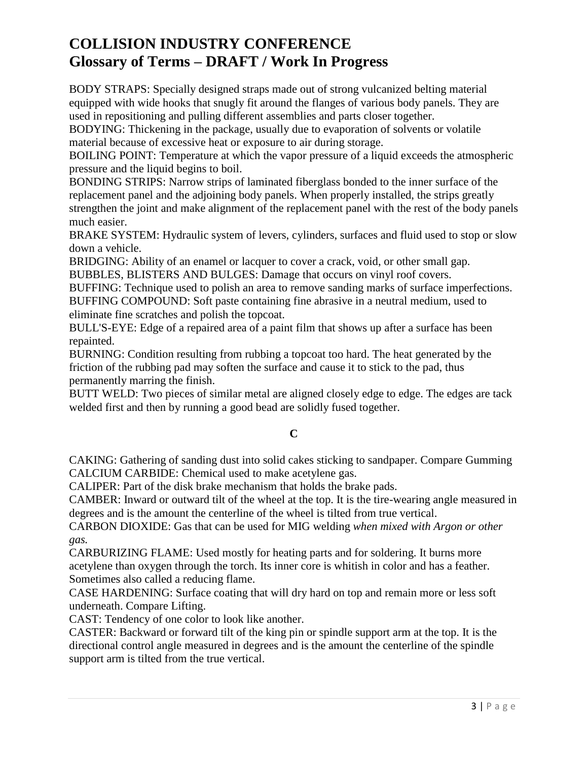# COLLISION INDUSTRY CONFERENCE
## Glossary of Terms – DRAFT / Work In Progress

BODY STRAPS: Specially designed straps made out of strong vulcanized belting material equipped with wide hooks that snugly fit around the flanges of various body panels. They are used in repositioning and pulling different assemblies and parts closer together.
BODYING: Thickening in the package, usually due to evaporation of solvents or volatile material because of excessive heat or exposure to air during storage.
BOILING POINT: Temperature at which the vapor pressure of a liquid exceeds the atmospheric pressure and the liquid begins to boil.
BONDING STRIPS: Narrow strips of laminated fiberglass bonded to the inner surface of the replacement panel and the adjoining body panels. When properly installed, the strips greatly strengthen the joint and make alignment of the replacement panel with the rest of the body panels much easier.
BRAKE SYSTEM: Hydraulic system of levers, cylinders, surfaces and fluid used to stop or slow down a vehicle.
BRIDGING: Ability of an enamel or lacquer to cover a crack, void, or other small gap.
BUBBLES, BLISTERS AND BULGES: Damage that occurs on vinyl roof covers.
BUFFING: Technique used to polish an area to remove sanding marks of surface imperfections.
BUFFING COMPOUND: Soft paste containing fine abrasive in a neutral medium, used to eliminate fine scratches and polish the topcoat.
BULL'S-EYE: Edge of a repaired area of a paint film that shows up after a surface has been repainted.
BURNING: Condition resulting from rubbing a topcoat too hard. The heat generated by the friction of the rubbing pad may soften the surface and cause it to stick to the pad, thus permanently marring the finish.
BUTT WELD: Two pieces of similar metal are aligned closely edge to edge. The edges are tack welded first and then by running a good bead are solidly fused together.

**C**

CAKING: Gathering of sanding dust into solid cakes sticking to sandpaper. Compare Gumming
CALCIUM CARBIDE: Chemical used to make acetylene gas.
CALIPER: Part of the disk brake mechanism that holds the brake pads.
CAMBER: Inward or outward tilt of the wheel at the top. It is the tire-wearing angle measured in degrees and is the amount the centerline of the wheel is tilted from true vertical.
CARBON DIOXIDE: Gas that can be used for MIG welding *when mixed with Argon or other gas.*
CARBURIZING FLAME: Used mostly for heating parts and for soldering. It burns more acetylene than oxygen through the torch. Its inner core is whitish in color and has a feather. Sometimes also called a reducing flame.
CASE HARDENING: Surface coating that will dry hard on top and remain more or less soft underneath. Compare Lifting.
CAST: Tendency of one color to look like another.
CASTER: Backward or forward tilt of the king pin or spindle support arm at the top. It is the directional control angle measured in degrees and is the amount the centerline of the spindle support arm is tilted from the true vertical.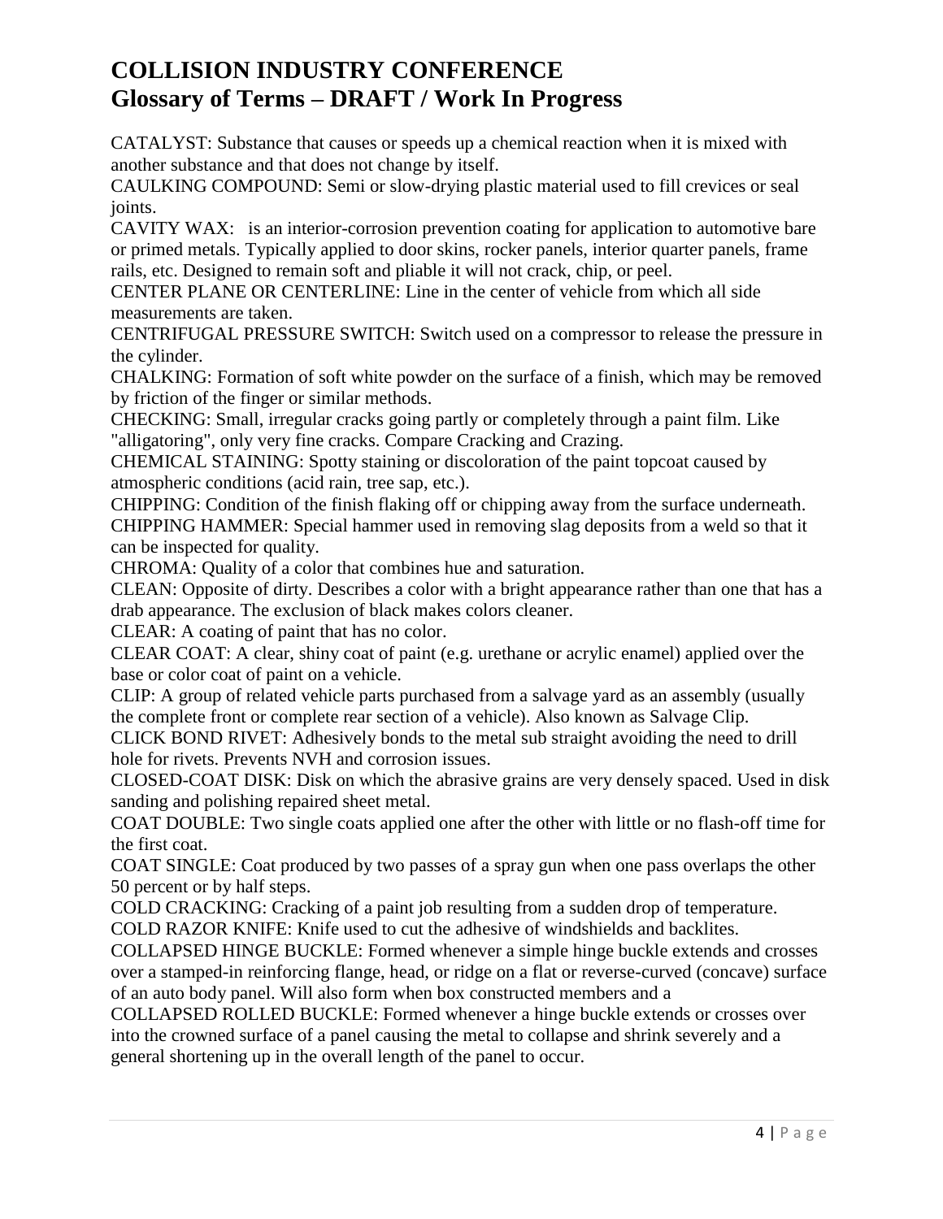# COLLISION INDUSTRY CONFERENCE
# Glossary of Terms – DRAFT / Work In Progress

CATALYST: Substance that causes or speeds up a chemical reaction when it is mixed with another substance and that does not change by itself.

CAULKING COMPOUND: Semi or slow-drying plastic material used to fill crevices or seal joints.

CAVITY WAX: is an interior-corrosion prevention coating for application to automotive bare or primed metals. Typically applied to door skins, rocker panels, interior quarter panels, frame rails, etc. Designed to remain soft and pliable it will not crack, chip, or peel.

CENTER PLANE OR CENTERLINE: Line in the center of vehicle from which all side measurements are taken.

CENTRIFUGAL PRESSURE SWITCH: Switch used on a compressor to release the pressure in the cylinder.

CHALKING: Formation of soft white powder on the surface of a finish, which may be removed by friction of the finger or similar methods.

CHECKING: Small, irregular cracks going partly or completely through a paint film. Like "alligatoring", only very fine cracks. Compare Cracking and Crazing.

CHEMICAL STAINING: Spotty staining or discoloration of the paint topcoat caused by atmospheric conditions (acid rain, tree sap, etc.).

CHIPPING: Condition of the finish flaking off or chipping away from the surface underneath.

CHIPPING HAMMER: Special hammer used in removing slag deposits from a weld so that it can be inspected for quality.

CHROMA: Quality of a color that combines hue and saturation.

CLEAN: Opposite of dirty. Describes a color with a bright appearance rather than one that has a drab appearance. The exclusion of black makes colors cleaner.

CLEAR: A coating of paint that has no color.

CLEAR COAT: A clear, shiny coat of paint (e.g. urethane or acrylic enamel) applied over the base or color coat of paint on a vehicle.

CLIP: A group of related vehicle parts purchased from a salvage yard as an assembly (usually the complete front or complete rear section of a vehicle). Also known as Salvage Clip.

CLICK BOND RIVET: Adhesively bonds to the metal sub straight avoiding the need to drill hole for rivets. Prevents NVH and corrosion issues.

CLOSED-COAT DISK: Disk on which the abrasive grains are very densely spaced. Used in disk sanding and polishing repaired sheet metal.

COAT DOUBLE: Two single coats applied one after the other with little or no flash-off time for the first coat.

COAT SINGLE: Coat produced by two passes of a spray gun when one pass overlaps the other 50 percent or by half steps.

COLD CRACKING: Cracking of a paint job resulting from a sudden drop of temperature.

COLD RAZOR KNIFE: Knife used to cut the adhesive of windshields and backlites.

COLLAPSED HINGE BUCKLE: Formed whenever a simple hinge buckle extends and crosses over a stamped-in reinforcing flange, head, or ridge on a flat or reverse-curved (concave) surface of an auto body panel. Will also form when box constructed members and a

COLLAPSED ROLLED BUCKLE: Formed whenever a hinge buckle extends or crosses over into the crowned surface of a panel causing the metal to collapse and shrink severely and a general shortening up in the overall length of the panel to occur.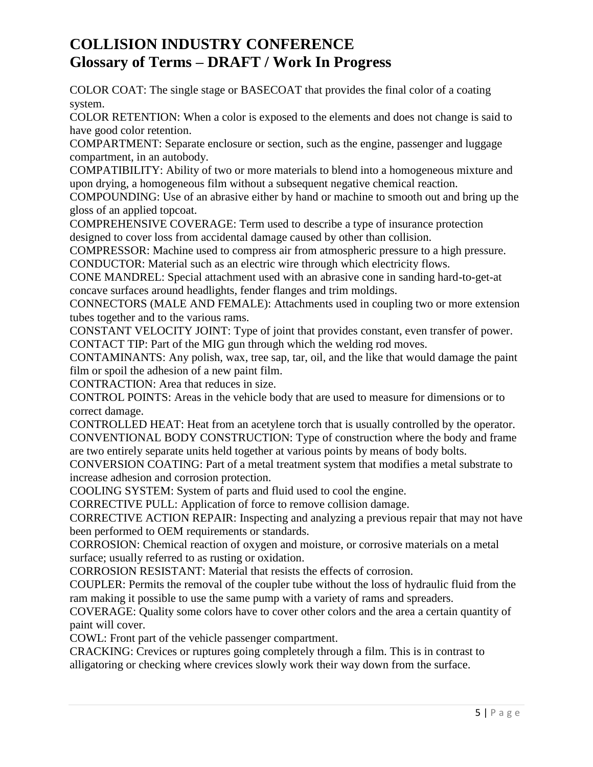# COLLISION INDUSTRY CONFERENCE
## Glossary of Terms – DRAFT / Work In Progress

COLOR COAT: The single stage or BASECOAT that provides the final color of a coating system.

COLOR RETENTION: When a color is exposed to the elements and does not change is said to have good color retention.

COMPARTMENT: Separate enclosure or section, such as the engine, passenger and luggage compartment, in an autobody.

COMPATIBILITY: Ability of two or more materials to blend into a homogeneous mixture and upon drying, a homogeneous film without a subsequent negative chemical reaction.

COMPOUNDING: Use of an abrasive either by hand or machine to smooth out and bring up the gloss of an applied topcoat.

COMPREHENSIVE COVERAGE: Term used to describe a type of insurance protection designed to cover loss from accidental damage caused by other than collision.

COMPRESSOR: Machine used to compress air from atmospheric pressure to a high pressure.

CONDUCTOR: Material such as an electric wire through which electricity flows.

CONE MANDREL: Special attachment used with an abrasive cone in sanding hard-to-get-at concave surfaces around headlights, fender flanges and trim moldings.

CONNECTORS (MALE AND FEMALE): Attachments used in coupling two or more extension tubes together and to the various rams.

CONSTANT VELOCITY JOINT: Type of joint that provides constant, even transfer of power.

CONTACT TIP: Part of the MIG gun through which the welding rod moves.

CONTAMINANTS: Any polish, wax, tree sap, tar, oil, and the like that would damage the paint film or spoil the adhesion of a new paint film.

CONTRACTION: Area that reduces in size.

CONTROL POINTS: Areas in the vehicle body that are used to measure for dimensions or to correct damage.

CONTROLLED HEAT: Heat from an acetylene torch that is usually controlled by the operator.

CONVENTIONAL BODY CONSTRUCTION: Type of construction where the body and frame are two entirely separate units held together at various points by means of body bolts.

CONVERSION COATING: Part of a metal treatment system that modifies a metal substrate to increase adhesion and corrosion protection.

COOLING SYSTEM: System of parts and fluid used to cool the engine.

CORRECTIVE PULL: Application of force to remove collision damage.

CORRECTIVE ACTION REPAIR: Inspecting and analyzing a previous repair that may not have been performed to OEM requirements or standards.

CORROSION: Chemical reaction of oxygen and moisture, or corrosive materials on a metal surface; usually referred to as rusting or oxidation.

CORROSION RESISTANT: Material that resists the effects of corrosion.

COUPLER: Permits the removal of the coupler tube without the loss of hydraulic fluid from the ram making it possible to use the same pump with a variety of rams and spreaders.

COVERAGE: Quality some colors have to cover other colors and the area a certain quantity of paint will cover.

COWL: Front part of the vehicle passenger compartment.

CRACKING: Crevices or ruptures going completely through a film. This is in contrast to alligatoring or checking where crevices slowly work their way down from the surface.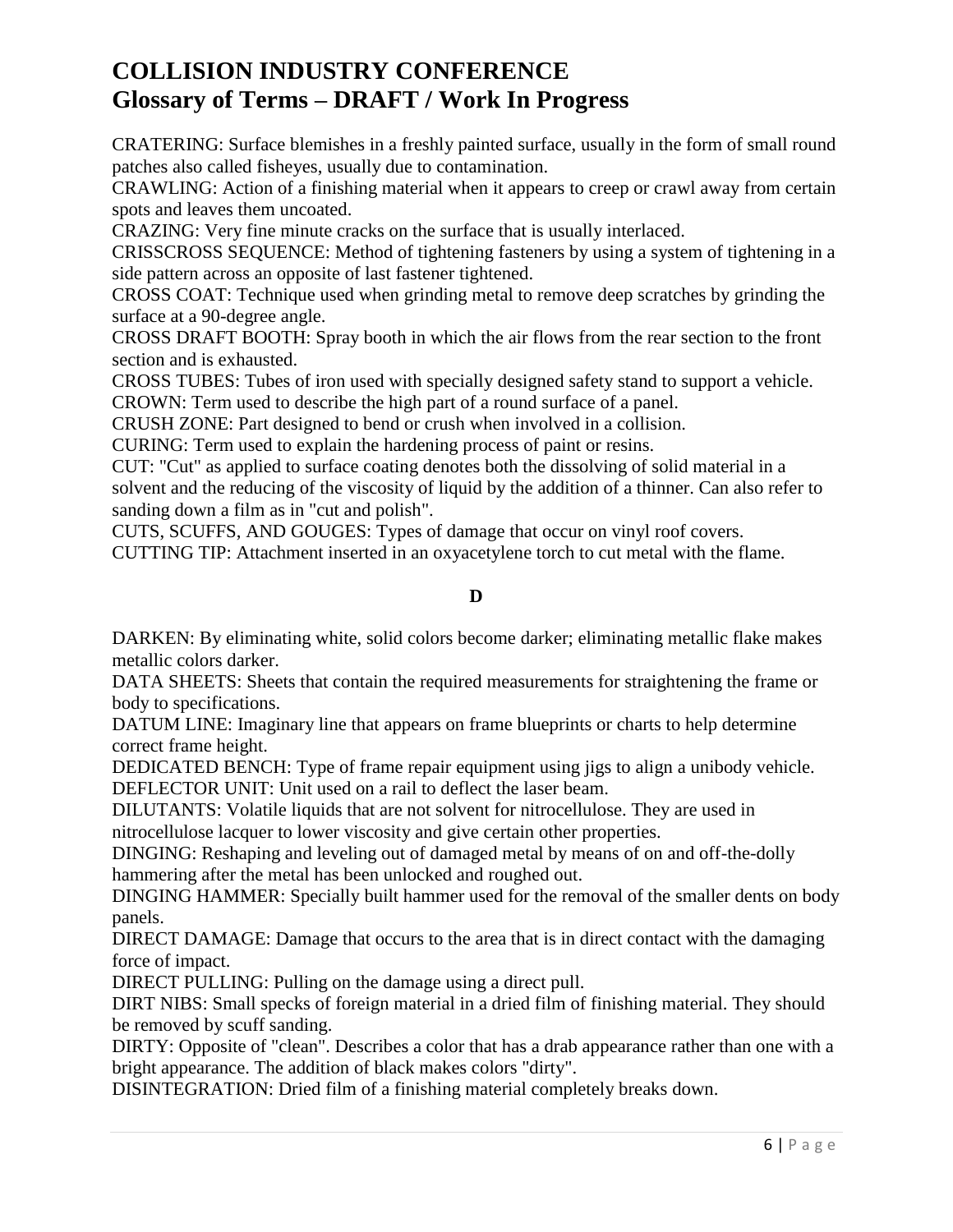# COLLISION INDUSTRY CONFERENCE
## Glossary of Terms – DRAFT / Work In Progress

CRATERING: Surface blemishes in a freshly painted surface, usually in the form of small round patches also called fisheyes, usually due to contamination.
CRAWLING: Action of a finishing material when it appears to creep or crawl away from certain spots and leaves them uncoated.
CRAZING: Very fine minute cracks on the surface that is usually interlaced.
CRISSCROSS SEQUENCE: Method of tightening fasteners by using a system of tightening in a side pattern across an opposite of last fastener tightened.
CROSS COAT: Technique used when grinding metal to remove deep scratches by grinding the surface at a 90-degree angle.
CROSS DRAFT BOOTH: Spray booth in which the air flows from the rear section to the front section and is exhausted.
CROSS TUBES: Tubes of iron used with specially designed safety stand to support a vehicle.
CROWN: Term used to describe the high part of a round surface of a panel.
CRUSH ZONE: Part designed to bend or crush when involved in a collision.
CURING: Term used to explain the hardening process of paint or resins.
CUT: "Cut" as applied to surface coating denotes both the dissolving of solid material in a solvent and the reducing of the viscosity of liquid by the addition of a thinner. Can also refer to sanding down a film as in "cut and polish".
CUTS, SCUFFS, AND GOUGES: Types of damage that occur on vinyl roof covers.
CUTTING TIP: Attachment inserted in an oxyacetylene torch to cut metal with the flame.

**D**

DARKEN: By eliminating white, solid colors become darker; eliminating metallic flake makes metallic colors darker.
DATA SHEETS: Sheets that contain the required measurements for straightening the frame or body to specifications.
DATUM LINE: Imaginary line that appears on frame blueprints or charts to help determine correct frame height.
DEDICATED BENCH: Type of frame repair equipment using jigs to align a unibody vehicle.
DEFLECTOR UNIT: Unit used on a rail to deflect the laser beam.
DILUTANTS: Volatile liquids that are not solvent for nitrocellulose. They are used in nitrocellulose lacquer to lower viscosity and give certain other properties.
DINGING: Reshaping and leveling out of damaged metal by means of on and off-the-dolly hammering after the metal has been unlocked and roughed out.
DINGING HAMMER: Specially built hammer used for the removal of the smaller dents on body panels.
DIRECT DAMAGE: Damage that occurs to the area that is in direct contact with the damaging force of impact.
DIRECT PULLING: Pulling on the damage using a direct pull.
DIRT NIBS: Small specks of foreign material in a dried film of finishing material. They should be removed by scuff sanding.
DIRTY: Opposite of "clean". Describes a color that has a drab appearance rather than one with a bright appearance. The addition of black makes colors "dirty".
DISINTEGRATION: Dried film of a finishing material completely breaks down.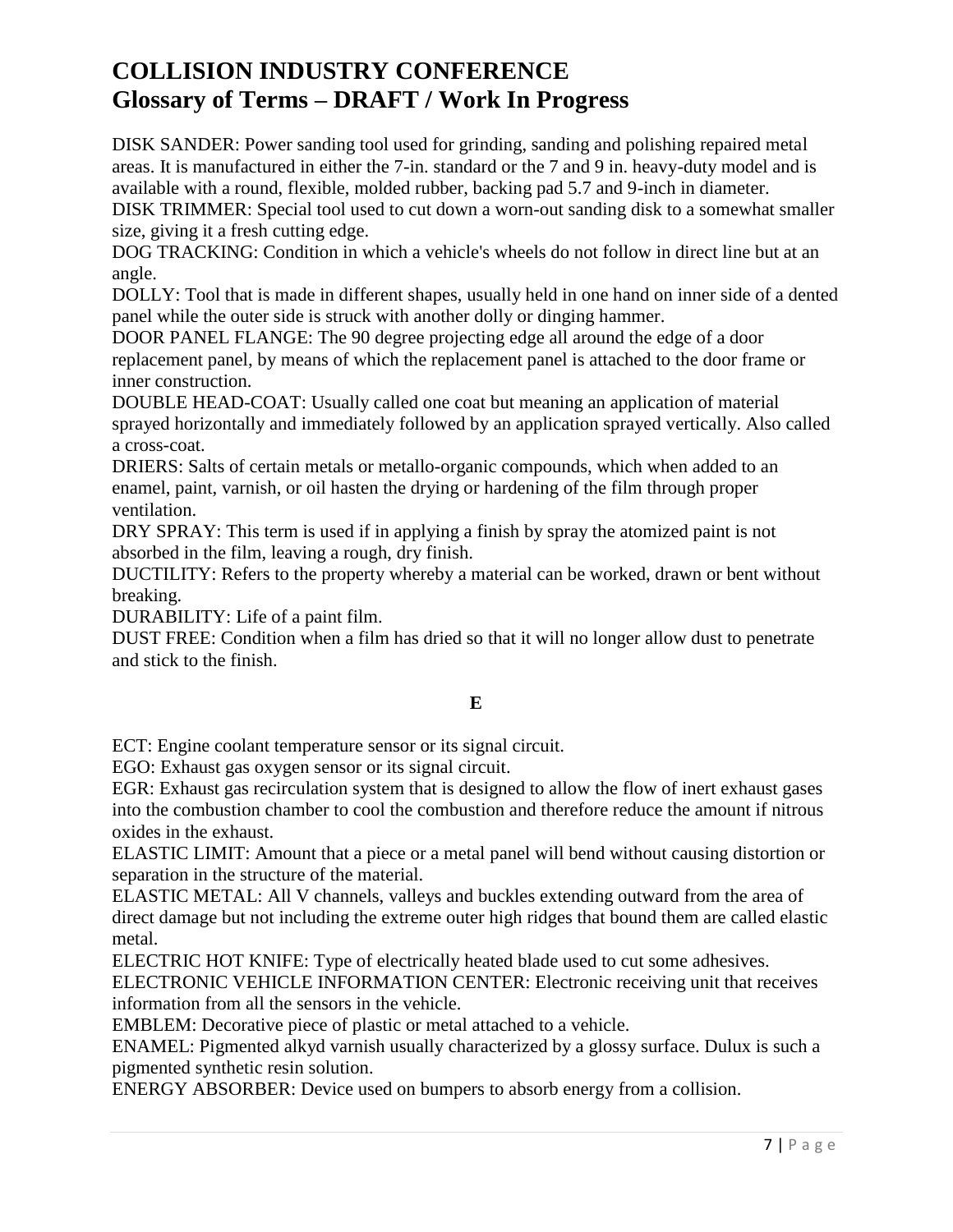# COLLISION INDUSTRY CONFERENCE
## Glossary of Terms – DRAFT / Work In Progress

DISK SANDER: Power sanding tool used for grinding, sanding and polishing repaired metal areas. It is manufactured in either the 7-in. standard or the 7 and 9 in. heavy-duty model and is available with a round, flexible, molded rubber, backing pad 5.7 and 9-inch in diameter.
DISK TRIMMER: Special tool used to cut down a worn-out sanding disk to a somewhat smaller size, giving it a fresh cutting edge.
DOG TRACKING: Condition in which a vehicle's wheels do not follow in direct line but at an angle.
DOLLY: Tool that is made in different shapes, usually held in one hand on inner side of a dented panel while the outer side is struck with another dolly or dinging hammer.
DOOR PANEL FLANGE: The 90 degree projecting edge all around the edge of a door replacement panel, by means of which the replacement panel is attached to the door frame or inner construction.
DOUBLE HEAD-COAT: Usually called one coat but meaning an application of material sprayed horizontally and immediately followed by an application sprayed vertically. Also called a cross-coat.
DRIERS: Salts of certain metals or metallo-organic compounds, which when added to an enamel, paint, varnish, or oil hasten the drying or hardening of the film through proper ventilation.
DRY SPRAY: This term is used if in applying a finish by spray the atomized paint is not absorbed in the film, leaving a rough, dry finish.
DUCTILITY: Refers to the property whereby a material can be worked, drawn or bent without breaking.
DURABILITY: Life of a paint film.
DUST FREE: Condition when a film has dried so that it will no longer allow dust to penetrate and stick to the finish.

**E**

ECT: Engine coolant temperature sensor or its signal circuit.
EGO: Exhaust gas oxygen sensor or its signal circuit.
EGR: Exhaust gas recirculation system that is designed to allow the flow of inert exhaust gases into the combustion chamber to cool the combustion and therefore reduce the amount if nitrous oxides in the exhaust.
ELASTIC LIMIT: Amount that a piece or a metal panel will bend without causing distortion or separation in the structure of the material.
ELASTIC METAL: All V channels, valleys and buckles extending outward from the area of direct damage but not including the extreme outer high ridges that bound them are called elastic metal.
ELECTRIC HOT KNIFE: Type of electrically heated blade used to cut some adhesives.
ELECTRONIC VEHICLE INFORMATION CENTER: Electronic receiving unit that receives information from all the sensors in the vehicle.
EMBLEM: Decorative piece of plastic or metal attached to a vehicle.
ENAMEL: Pigmented alkyd varnish usually characterized by a glossy surface. Dulux is such a pigmented synthetic resin solution.
ENERGY ABSORBER: Device used on bumpers to absorb energy from a collision.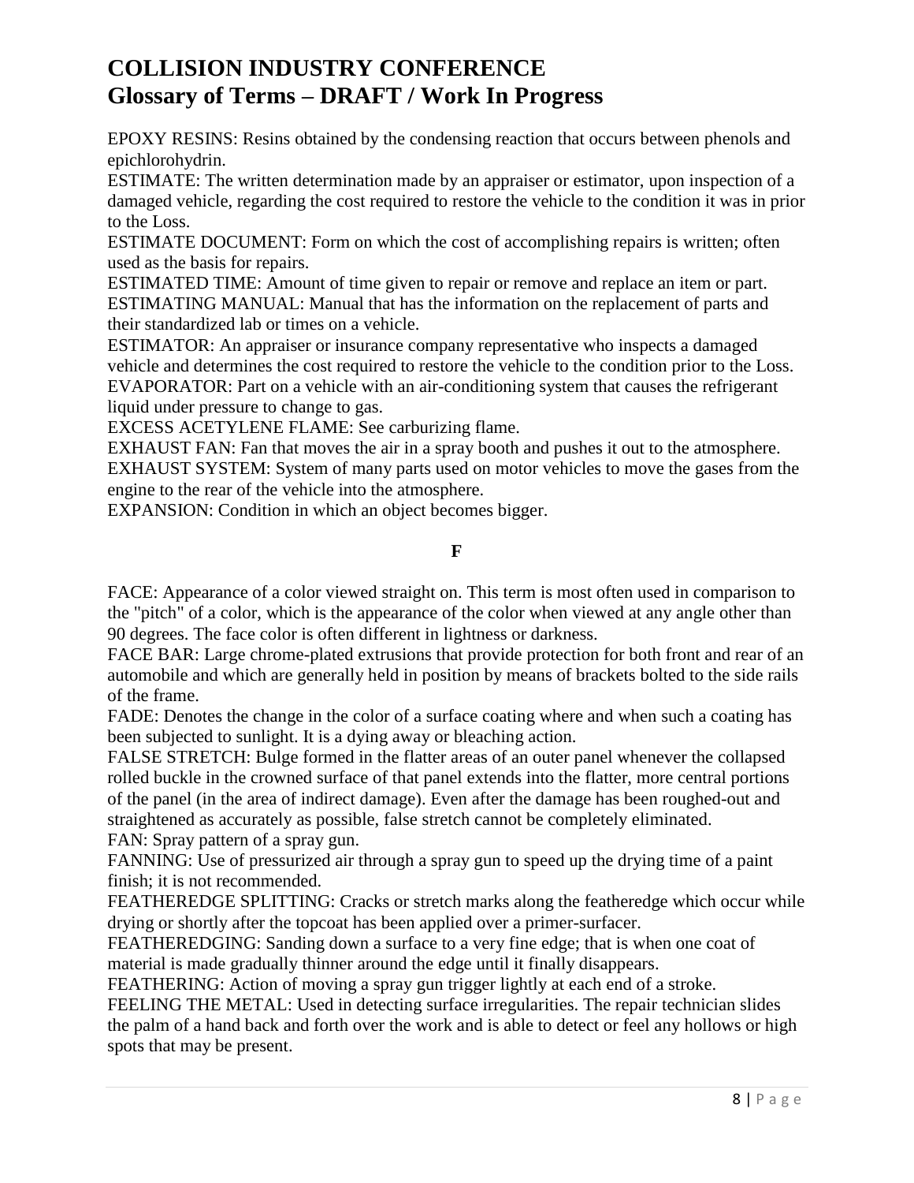# COLLISION INDUSTRY CONFERENCE
## Glossary of Terms – DRAFT / Work In Progress

EPOXY RESINS: Resins obtained by the condensing reaction that occurs between phenols and epichlorohydrin.
ESTIMATE: The written determination made by an appraiser or estimator, upon inspection of a damaged vehicle, regarding the cost required to restore the vehicle to the condition it was in prior to the Loss.
ESTIMATE DOCUMENT: Form on which the cost of accomplishing repairs is written; often used as the basis for repairs.
ESTIMATED TIME: Amount of time given to repair or remove and replace an item or part.
ESTIMATING MANUAL: Manual that has the information on the replacement of parts and their standardized lab or times on a vehicle.
ESTIMATOR: An appraiser or insurance company representative who inspects a damaged vehicle and determines the cost required to restore the vehicle to the condition prior to the Loss.
EVAPORATOR: Part on a vehicle with an air-conditioning system that causes the refrigerant liquid under pressure to change to gas.
EXCESS ACETYLENE FLAME: See carburizing flame.
EXHAUST FAN: Fan that moves the air in a spray booth and pushes it out to the atmosphere.
EXHAUST SYSTEM: System of many parts used on motor vehicles to move the gases from the engine to the rear of the vehicle into the atmosphere.
EXPANSION: Condition in which an object becomes bigger.

**F**

FACE: Appearance of a color viewed straight on. This term is most often used in comparison to the "pitch" of a color, which is the appearance of the color when viewed at any angle other than 90 degrees. The face color is often different in lightness or darkness.
FACE BAR: Large chrome-plated extrusions that provide protection for both front and rear of an automobile and which are generally held in position by means of brackets bolted to the side rails of the frame.
FADE: Denotes the change in the color of a surface coating where and when such a coating has been subjected to sunlight. It is a dying away or bleaching action.
FALSE STRETCH: Bulge formed in the flatter areas of an outer panel whenever the collapsed rolled buckle in the crowned surface of that panel extends into the flatter, more central portions of the panel (in the area of indirect damage). Even after the damage has been roughed-out and straightened as accurately as possible, false stretch cannot be completely eliminated.
FAN: Spray pattern of a spray gun.
FANNING: Use of pressurized air through a spray gun to speed up the drying time of a paint finish; it is not recommended.
FEATHEREDGE SPLITTING: Cracks or stretch marks along the featheredge which occur while drying or shortly after the topcoat has been applied over a primer-surfacer.
FEATHEREDGING: Sanding down a surface to a very fine edge; that is when one coat of material is made gradually thinner around the edge until it finally disappears.
FEATHERING: Action of moving a spray gun trigger lightly at each end of a stroke.
FEELING THE METAL: Used in detecting surface irregularities. The repair technician slides the palm of a hand back and forth over the work and is able to detect or feel any hollows or high spots that may be present.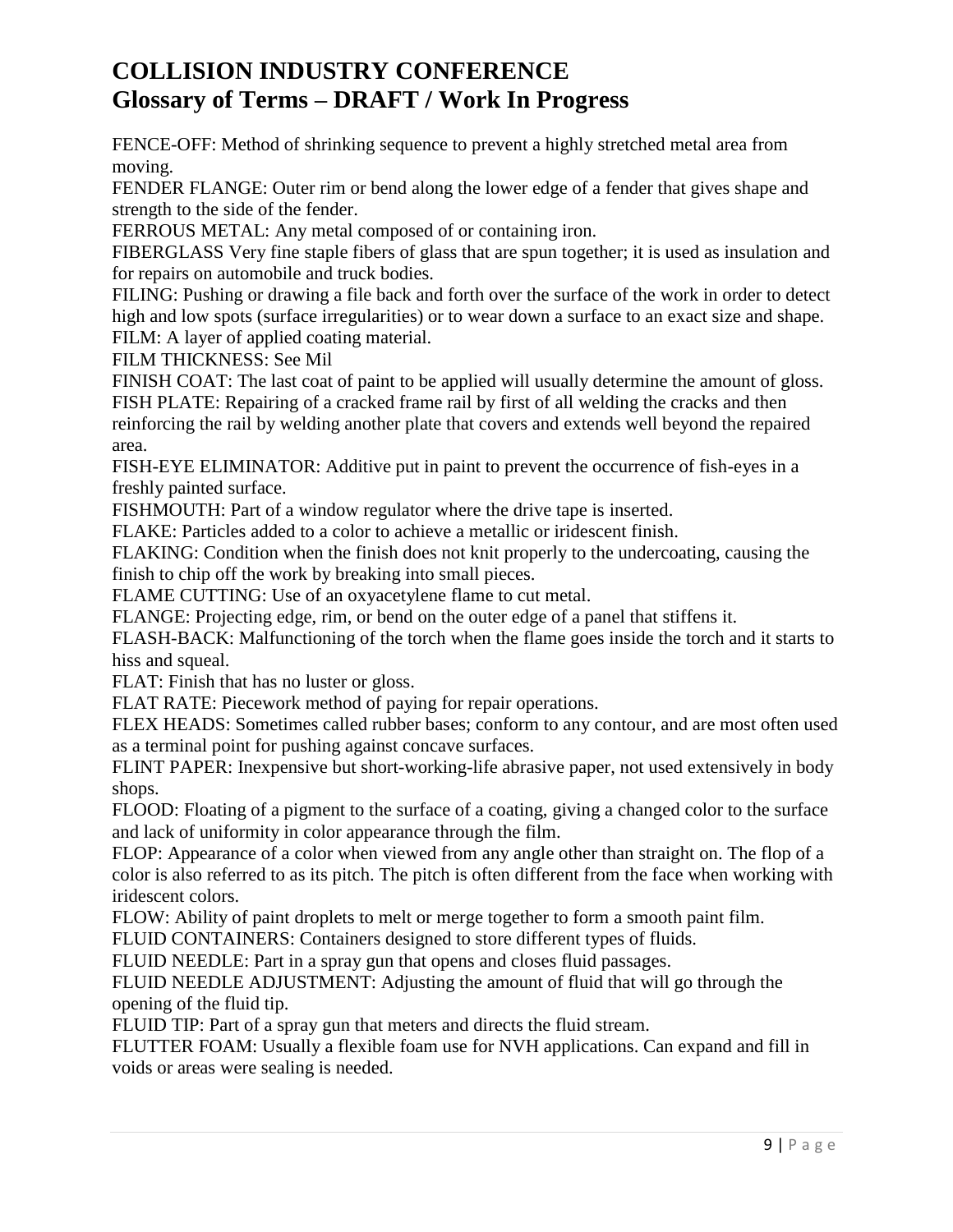# COLLISION INDUSTRY CONFERENCE
## Glossary of Terms – DRAFT / Work In Progress

FENCE-OFF: Method of shrinking sequence to prevent a highly stretched metal area from moving.
FENDER FLANGE: Outer rim or bend along the lower edge of a fender that gives shape and strength to the side of the fender.
FERROUS METAL: Any metal composed of or containing iron.
FIBERGLASS Very fine staple fibers of glass that are spun together; it is used as insulation and for repairs on automobile and truck bodies.
FILING: Pushing or drawing a file back and forth over the surface of the work in order to detect high and low spots (surface irregularities) or to wear down a surface to an exact size and shape.
FILM: A layer of applied coating material.
FILM THICKNESS: See Mil
FINISH COAT: The last coat of paint to be applied will usually determine the amount of gloss.
FISH PLATE: Repairing of a cracked frame rail by first of all welding the cracks and then reinforcing the rail by welding another plate that covers and extends well beyond the repaired area.
FISH-EYE ELIMINATOR: Additive put in paint to prevent the occurrence of fish-eyes in a freshly painted surface.
FISHMOUTH: Part of a window regulator where the drive tape is inserted.
FLAKE: Particles added to a color to achieve a metallic or iridescent finish.
FLAKING: Condition when the finish does not knit properly to the undercoating, causing the finish to chip off the work by breaking into small pieces.
FLAME CUTTING: Use of an oxyacetylene flame to cut metal.
FLANGE: Projecting edge, rim, or bend on the outer edge of a panel that stiffens it.
FLASH-BACK: Malfunctioning of the torch when the flame goes inside the torch and it starts to hiss and squeal.
FLAT: Finish that has no luster or gloss.
FLAT RATE: Piecework method of paying for repair operations.
FLEX HEADS: Sometimes called rubber bases; conform to any contour, and are most often used as a terminal point for pushing against concave surfaces.
FLINT PAPER: Inexpensive but short-working-life abrasive paper, not used extensively in body shops.
FLOOD: Floating of a pigment to the surface of a coating, giving a changed color to the surface and lack of uniformity in color appearance through the film.
FLOP: Appearance of a color when viewed from any angle other than straight on. The flop of a color is also referred to as its pitch. The pitch is often different from the face when working with iridescent colors.
FLOW: Ability of paint droplets to melt or merge together to form a smooth paint film.
FLUID CONTAINERS: Containers designed to store different types of fluids.
FLUID NEEDLE: Part in a spray gun that opens and closes fluid passages.
FLUID NEEDLE ADJUSTMENT: Adjusting the amount of fluid that will go through the opening of the fluid tip.
FLUID TIP: Part of a spray gun that meters and directs the fluid stream.
FLUTTER FOAM: Usually a flexible foam use for NVH applications. Can expand and fill in voids or areas were sealing is needed.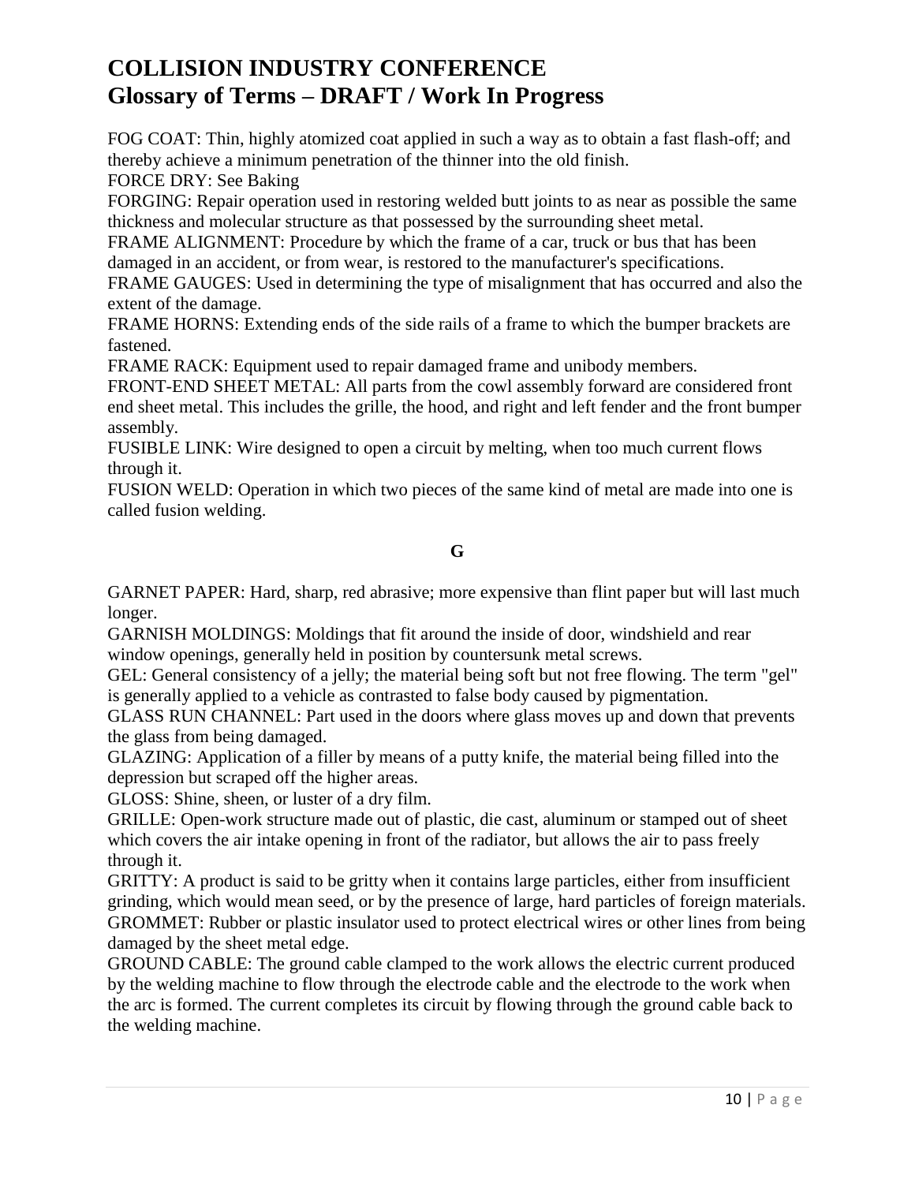# COLLISION INDUSTRY CONFERENCE
## Glossary of Terms – DRAFT / Work In Progress

FOG COAT: Thin, highly atomized coat applied in such a way as to obtain a fast flash-off; and thereby achieve a minimum penetration of the thinner into the old finish.
FORCE DRY: See Baking
FORGING: Repair operation used in restoring welded butt joints to as near as possible the same thickness and molecular structure as that possessed by the surrounding sheet metal.
FRAME ALIGNMENT: Procedure by which the frame of a car, truck or bus that has been damaged in an accident, or from wear, is restored to the manufacturer's specifications.
FRAME GAUGES: Used in determining the type of misalignment that has occurred and also the extent of the damage.
FRAME HORNS: Extending ends of the side rails of a frame to which the bumper brackets are fastened.
FRAME RACK: Equipment used to repair damaged frame and unibody members.
FRONT-END SHEET METAL: All parts from the cowl assembly forward are considered front end sheet metal. This includes the grille, the hood, and right and left fender and the front bumper assembly.
FUSIBLE LINK: Wire designed to open a circuit by melting, when too much current flows through it.
FUSION WELD: Operation in which two pieces of the same kind of metal are made into one is called fusion welding.

**G**

GARNET PAPER: Hard, sharp, red abrasive; more expensive than flint paper but will last much longer.
GARNISH MOLDINGS: Moldings that fit around the inside of door, windshield and rear window openings, generally held in position by countersunk metal screws.
GEL: General consistency of a jelly; the material being soft but not free flowing. The term "gel" is generally applied to a vehicle as contrasted to false body caused by pigmentation.
GLASS RUN CHANNEL: Part used in the doors where glass moves up and down that prevents the glass from being damaged.
GLAZING: Application of a filler by means of a putty knife, the material being filled into the depression but scraped off the higher areas.
GLOSS: Shine, sheen, or luster of a dry film.
GRILLE: Open-work structure made out of plastic, die cast, aluminum or stamped out of sheet which covers the air intake opening in front of the radiator, but allows the air to pass freely through it.
GRITTY: A product is said to be gritty when it contains large particles, either from insufficient grinding, which would mean seed, or by the presence of large, hard particles of foreign materials.
GROMMET: Rubber or plastic insulator used to protect electrical wires or other lines from being damaged by the sheet metal edge.
GROUND CABLE: The ground cable clamped to the work allows the electric current produced by the welding machine to flow through the electrode cable and the electrode to the work when the arc is formed. The current completes its circuit by flowing through the ground cable back to the welding machine.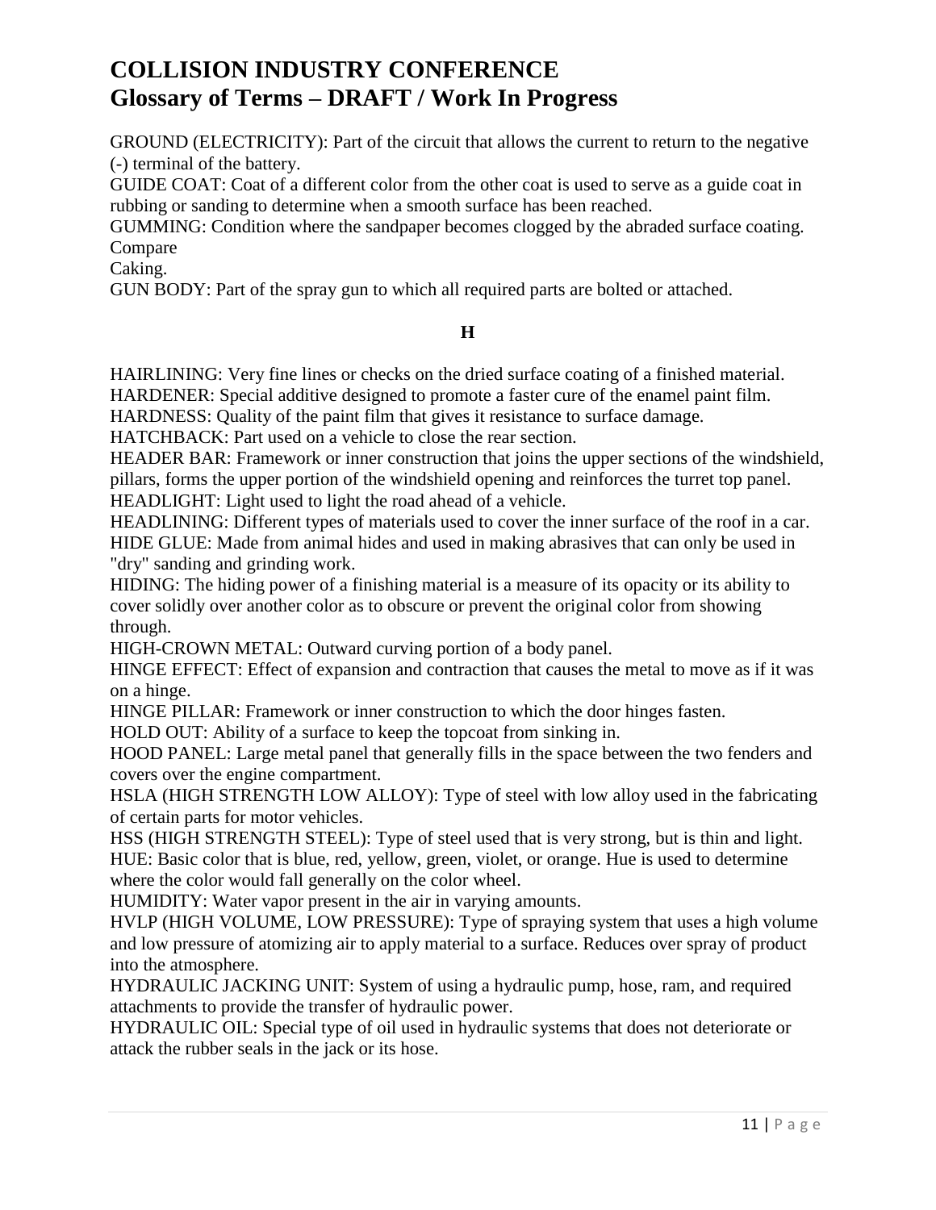# COLLISION INDUSTRY CONFERENCE
## Glossary of Terms – DRAFT / Work In Progress

GROUND (ELECTRICITY): Part of the circuit that allows the current to return to the negative (-) terminal of the battery.
GUIDE COAT: Coat of a different color from the other coat is used to serve as a guide coat in rubbing or sanding to determine when a smooth surface has been reached.
GUMMING: Condition where the sandpaper becomes clogged by the abraded surface coating. Compare
Caking.
GUN BODY: Part of the spray gun to which all required parts are bolted or attached.

**H**

HAIRLINING: Very fine lines or checks on the dried surface coating of a finished material.
HARDENER: Special additive designed to promote a faster cure of the enamel paint film.
HARDNESS: Quality of the paint film that gives it resistance to surface damage.
HATCHBACK: Part used on a vehicle to close the rear section.
HEADER BAR: Framework or inner construction that joins the upper sections of the windshield, pillars, forms the upper portion of the windshield opening and reinforces the turret top panel.
HEADLIGHT: Light used to light the road ahead of a vehicle.
HEADLINING: Different types of materials used to cover the inner surface of the roof in a car.
HIDE GLUE: Made from animal hides and used in making abrasives that can only be used in "dry" sanding and grinding work.
HIDING: The hiding power of a finishing material is a measure of its opacity or its ability to cover solidly over another color as to obscure or prevent the original color from showing through.
HIGH-CROWN METAL: Outward curving portion of a body panel.
HINGE EFFECT: Effect of expansion and contraction that causes the metal to move as if it was on a hinge.
HINGE PILLAR: Framework or inner construction to which the door hinges fasten.
HOLD OUT: Ability of a surface to keep the topcoat from sinking in.
HOOD PANEL: Large metal panel that generally fills in the space between the two fenders and covers over the engine compartment.
HSLA (HIGH STRENGTH LOW ALLOY): Type of steel with low alloy used in the fabricating of certain parts for motor vehicles.
HSS (HIGH STRENGTH STEEL): Type of steel used that is very strong, but is thin and light.
HUE: Basic color that is blue, red, yellow, green, violet, or orange. Hue is used to determine where the color would fall generally on the color wheel.
HUMIDITY: Water vapor present in the air in varying amounts.
HVLP (HIGH VOLUME, LOW PRESSURE): Type of spraying system that uses a high volume and low pressure of atomizing air to apply material to a surface. Reduces over spray of product into the atmosphere.
HYDRAULIC JACKING UNIT: System of using a hydraulic pump, hose, ram, and required attachments to provide the transfer of hydraulic power.
HYDRAULIC OIL: Special type of oil used in hydraulic systems that does not deteriorate or attack the rubber seals in the jack or its hose.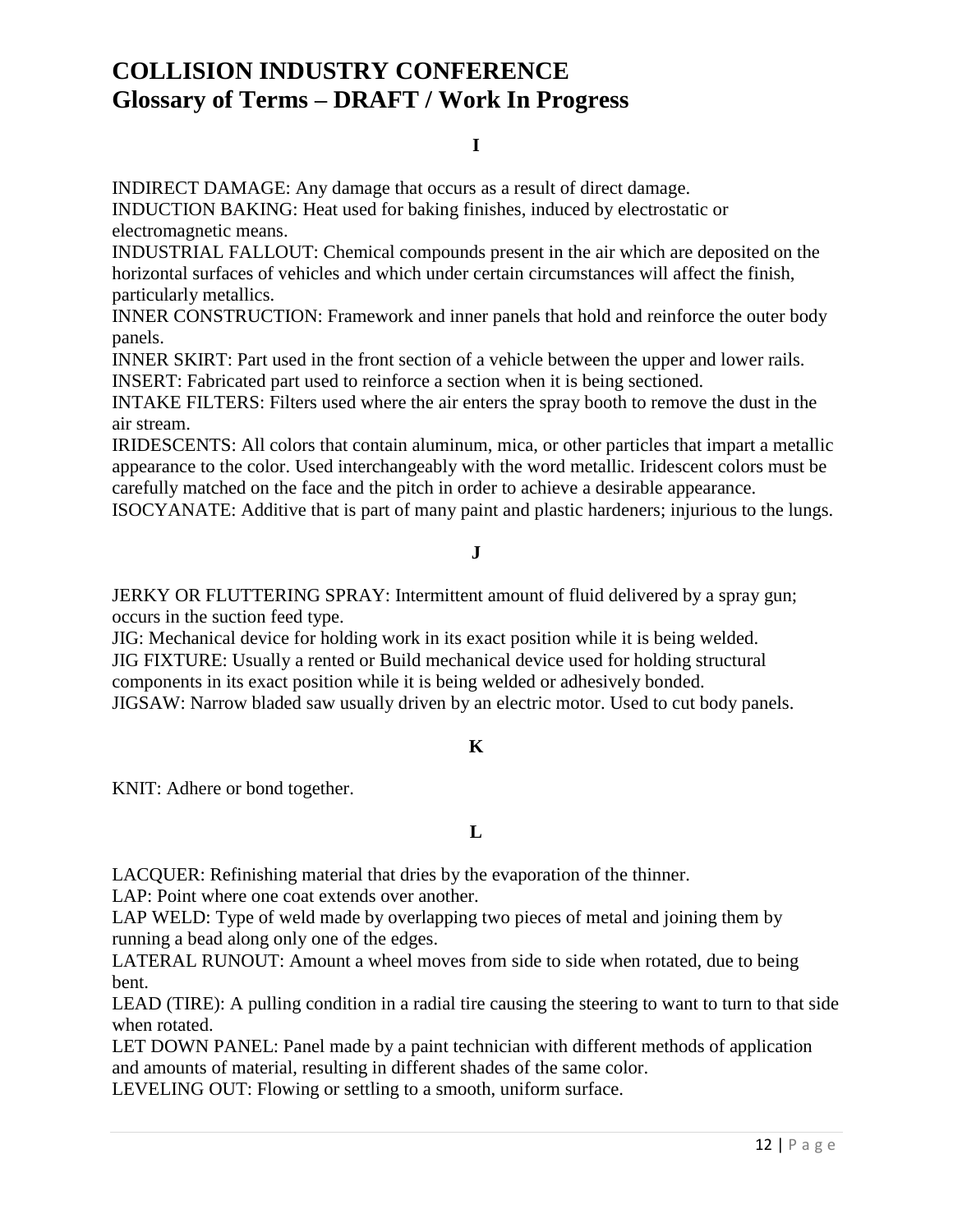# COLLISION INDUSTRY CONFERENCE
# Glossary of Terms – DRAFT / Work In Progress

## I

INDIRECT DAMAGE: Any damage that occurs as a result of direct damage.
INDUCTION BAKING: Heat used for baking finishes, induced by electrostatic or electromagnetic means.
INDUSTRIAL FALLOUT: Chemical compounds present in the air which are deposited on the horizontal surfaces of vehicles and which under certain circumstances will affect the finish, particularly metallics.
INNER CONSTRUCTION: Framework and inner panels that hold and reinforce the outer body panels.
INNER SKIRT: Part used in the front section of a vehicle between the upper and lower rails.
INSERT: Fabricated part used to reinforce a section when it is being sectioned.
INTAKE FILTERS: Filters used where the air enters the spray booth to remove the dust in the air stream.
IRIDESCENTS: All colors that contain aluminum, mica, or other particles that impart a metallic appearance to the color. Used interchangeably with the word metallic. Iridescent colors must be carefully matched on the face and the pitch in order to achieve a desirable appearance.
ISOCYANATE: Additive that is part of many paint and plastic hardeners; injurious to the lungs.

## J

JERKY OR FLUTTERING SPRAY: Intermittent amount of fluid delivered by a spray gun; occurs in the suction feed type.
JIG: Mechanical device for holding work in its exact position while it is being welded.
JIG FIXTURE: Usually a rented or Build mechanical device used for holding structural components in its exact position while it is being welded or adhesively bonded.
JIGSAW: Narrow bladed saw usually driven by an electric motor. Used to cut body panels.

## K

KNIT: Adhere or bond together.

## L

LACQUER: Refinishing material that dries by the evaporation of the thinner.
LAP: Point where one coat extends over another.
LAP WELD: Type of weld made by overlapping two pieces of metal and joining them by running a bead along only one of the edges.
LATERAL RUNOUT: Amount a wheel moves from side to side when rotated, due to being bent.
LEAD (TIRE): A pulling condition in a radial tire causing the steering to want to turn to that side when rotated.
LET DOWN PANEL: Panel made by a paint technician with different methods of application and amounts of material, resulting in different shades of the same color.
LEVELING OUT: Flowing or settling to a smooth, uniform surface.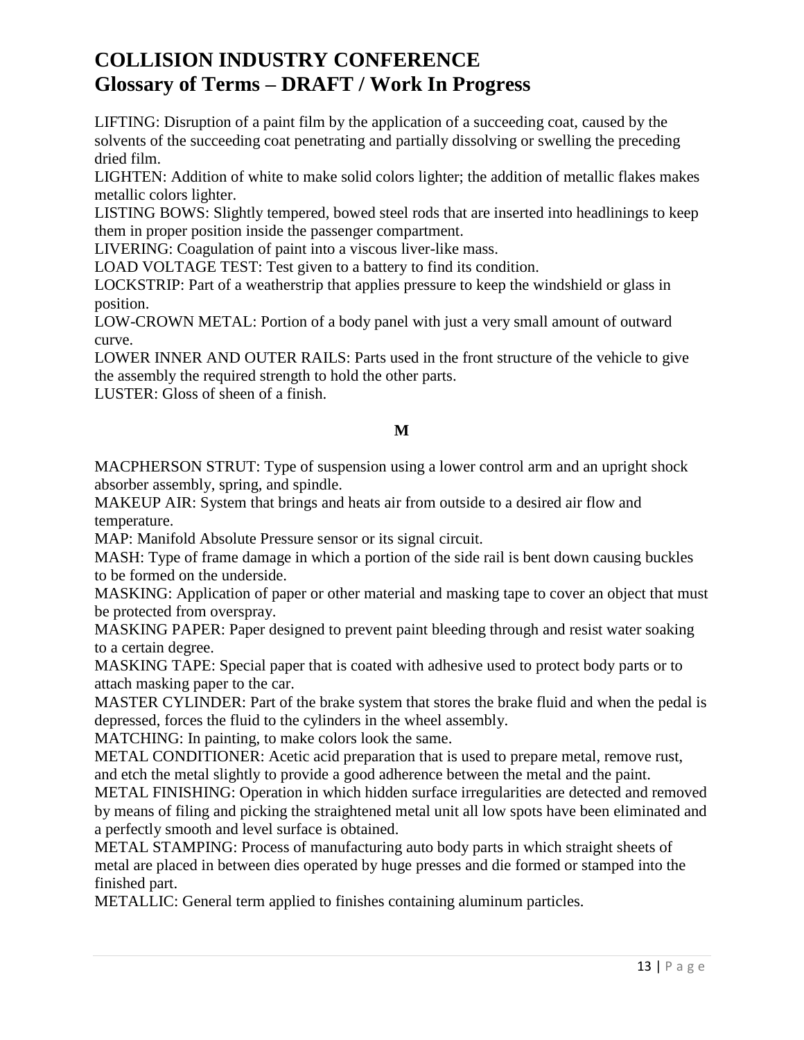# COLLISION INDUSTRY CONFERENCE
## Glossary of Terms – DRAFT / Work In Progress

LIFTING: Disruption of a paint film by the application of a succeeding coat, caused by the solvents of the succeeding coat penetrating and partially dissolving or swelling the preceding dried film.
LIGHTEN: Addition of white to make solid colors lighter; the addition of metallic flakes makes metallic colors lighter.
LISTING BOWS: Slightly tempered, bowed steel rods that are inserted into headlinings to keep them in proper position inside the passenger compartment.
LIVERING: Coagulation of paint into a viscous liver-like mass.
LOAD VOLTAGE TEST: Test given to a battery to find its condition.
LOCKSTRIP: Part of a weatherstrip that applies pressure to keep the windshield or glass in position.
LOW-CROWN METAL: Portion of a body panel with just a very small amount of outward curve.
LOWER INNER AND OUTER RAILS: Parts used in the front structure of the vehicle to give the assembly the required strength to hold the other parts.
LUSTER: Gloss of sheen of a finish.

**M**

MACPHERSON STRUT: Type of suspension using a lower control arm and an upright shock absorber assembly, spring, and spindle.
MAKEUP AIR: System that brings and heats air from outside to a desired air flow and temperature.
MAP: Manifold Absolute Pressure sensor or its signal circuit.
MASH: Type of frame damage in which a portion of the side rail is bent down causing buckles to be formed on the underside.
MASKING: Application of paper or other material and masking tape to cover an object that must be protected from overspray.
MASKING PAPER: Paper designed to prevent paint bleeding through and resist water soaking to a certain degree.
MASKING TAPE: Special paper that is coated with adhesive used to protect body parts or to attach masking paper to the car.
MASTER CYLINDER: Part of the brake system that stores the brake fluid and when the pedal is depressed, forces the fluid to the cylinders in the wheel assembly.
MATCHING: In painting, to make colors look the same.
METAL CONDITIONER: Acetic acid preparation that is used to prepare metal, remove rust, and etch the metal slightly to provide a good adherence between the metal and the paint.
METAL FINISHING: Operation in which hidden surface irregularities are detected and removed by means of filing and picking the straightened metal unit all low spots have been eliminated and a perfectly smooth and level surface is obtained.
METAL STAMPING: Process of manufacturing auto body parts in which straight sheets of metal are placed in between dies operated by huge presses and die formed or stamped into the finished part.
METALLIC: General term applied to finishes containing aluminum particles.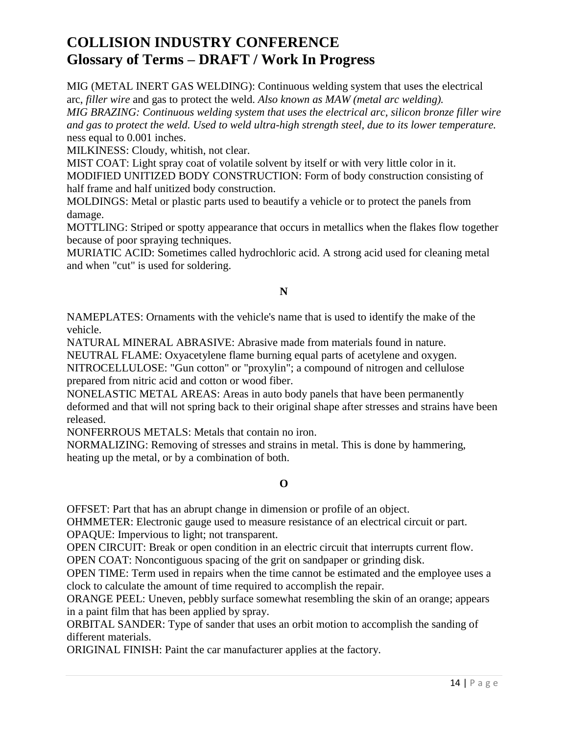# COLLISION INDUSTRY CONFERENCE
# Glossary of Terms – DRAFT / Work In Progress

MIG (METAL INERT GAS WELDING): Continuous welding system that uses the electrical arc, *filler wire* and gas to protect the weld. *Also known as MAW (metal arc welding).*
*MIG BRAZING: Continuous welding system that uses the electrical arc, silicon bronze filler wire and gas to protect the weld. Used to weld ultra-high strength steel, due to its lower temperature.*
ness equal to 0.001 inches.
MILKINESS: Cloudy, whitish, not clear.
MIST COAT: Light spray coat of volatile solvent by itself or with very little color in it.
MODIFIED UNITIZED BODY CONSTRUCTION: Form of body construction consisting of half frame and half unitized body construction.
MOLDINGS: Metal or plastic parts used to beautify a vehicle or to protect the panels from damage.
MOTTLING: Striped or spotty appearance that occurs in metallics when the flakes flow together because of poor spraying techniques.
MURIATIC ACID: Sometimes called hydrochloric acid. A strong acid used for cleaning metal and when "cut" is used for soldering.

**N**

NAMEPLATES: Ornaments with the vehicle's name that is used to identify the make of the vehicle.
NATURAL MINERAL ABRASIVE: Abrasive made from materials found in nature.
NEUTRAL FLAME: Oxyacetylene flame burning equal parts of acetylene and oxygen.
NITROCELLULOSE: "Gun cotton" or "proxylin"; a compound of nitrogen and cellulose prepared from nitric acid and cotton or wood fiber.
NONELASTIC METAL AREAS: Areas in auto body panels that have been permanently deformed and that will not spring back to their original shape after stresses and strains have been released.
NONFERROUS METALS: Metals that contain no iron.
NORMALIZING: Removing of stresses and strains in metal. This is done by hammering, heating up the metal, or by a combination of both.

**O**

OFFSET: Part that has an abrupt change in dimension or profile of an object.
OHMMETER: Electronic gauge used to measure resistance of an electrical circuit or part.
OPAQUE: Impervious to light; not transparent.
OPEN CIRCUIT: Break or open condition in an electric circuit that interrupts current flow.
OPEN COAT: Noncontiguous spacing of the grit on sandpaper or grinding disk.
OPEN TIME: Term used in repairs when the time cannot be estimated and the employee uses a clock to calculate the amount of time required to accomplish the repair.
ORANGE PEEL: Uneven, pebbly surface somewhat resembling the skin of an orange; appears in a paint film that has been applied by spray.
ORBITAL SANDER: Type of sander that uses an orbit motion to accomplish the sanding of different materials.
ORIGINAL FINISH: Paint the car manufacturer applies at the factory.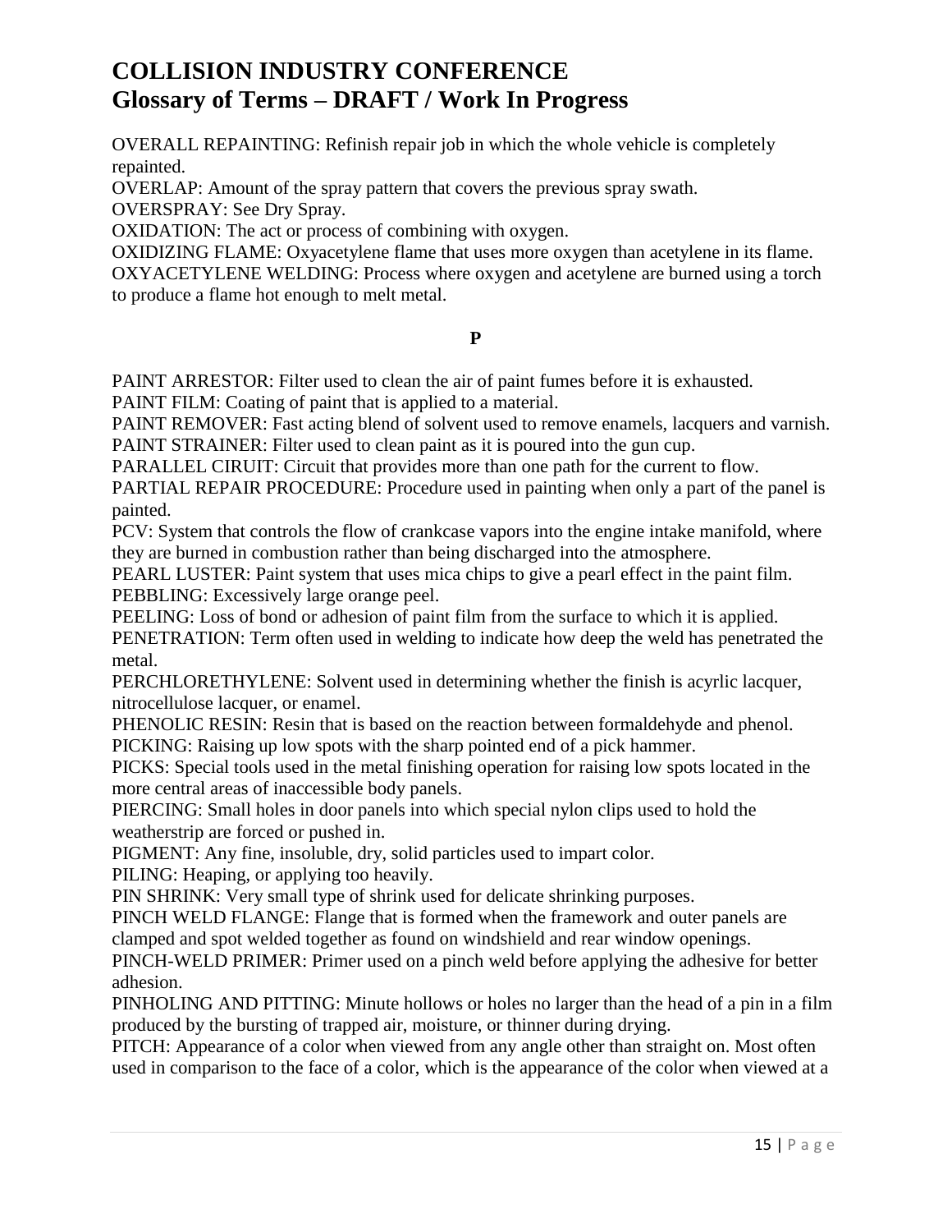# COLLISION INDUSTRY CONFERENCE
## Glossary of Terms – DRAFT / Work In Progress

OVERALL REPAINTING: Refinish repair job in which the whole vehicle is completely repainted.
OVERLAP: Amount of the spray pattern that covers the previous spray swath.
OVERSPRAY: See Dry Spray.
OXIDATION: The act or process of combining with oxygen.
OXIDIZING FLAME: Oxyacetylene flame that uses more oxygen than acetylene in its flame.
OXYACETYLENE WELDING: Process where oxygen and acetylene are burned using a torch to produce a flame hot enough to melt metal.

**P**

PAINT ARRESTOR: Filter used to clean the air of paint fumes before it is exhausted.
PAINT FILM: Coating of paint that is applied to a material.
PAINT REMOVER: Fast acting blend of solvent used to remove enamels, lacquers and varnish.
PAINT STRAINER: Filter used to clean paint as it is poured into the gun cup.
PARALLEL CIRUIT: Circuit that provides more than one path for the current to flow.
PARTIAL REPAIR PROCEDURE: Procedure used in painting when only a part of the panel is painted.
PCV: System that controls the flow of crankcase vapors into the engine intake manifold, where they are burned in combustion rather than being discharged into the atmosphere.
PEARL LUSTER: Paint system that uses mica chips to give a pearl effect in the paint film.
PEBBLING: Excessively large orange peel.
PEELING: Loss of bond or adhesion of paint film from the surface to which it is applied.
PENETRATION: Term often used in welding to indicate how deep the weld has penetrated the metal.
PERCHLORETHYLENE: Solvent used in determining whether the finish is acyrlic lacquer, nitrocellulose lacquer, or enamel.
PHENOLIC RESIN: Resin that is based on the reaction between formaldehyde and phenol.
PICKING: Raising up low spots with the sharp pointed end of a pick hammer.
PICKS: Special tools used in the metal finishing operation for raising low spots located in the more central areas of inaccessible body panels.
PIERCING: Small holes in door panels into which special nylon clips used to hold the weatherstrip are forced or pushed in.
PIGMENT: Any fine, insoluble, dry, solid particles used to impart color.
PILING: Heaping, or applying too heavily.
PIN SHRINK: Very small type of shrink used for delicate shrinking purposes.
PINCH WELD FLANGE: Flange that is formed when the framework and outer panels are clamped and spot welded together as found on windshield and rear window openings.
PINCH-WELD PRIMER: Primer used on a pinch weld before applying the adhesive for better adhesion.
PINHOLING AND PITTING: Minute hollows or holes no larger than the head of a pin in a film produced by the bursting of trapped air, moisture, or thinner during drying.
PITCH: Appearance of a color when viewed from any angle other than straight on. Most often used in comparison to the face of a color, which is the appearance of the color when viewed at a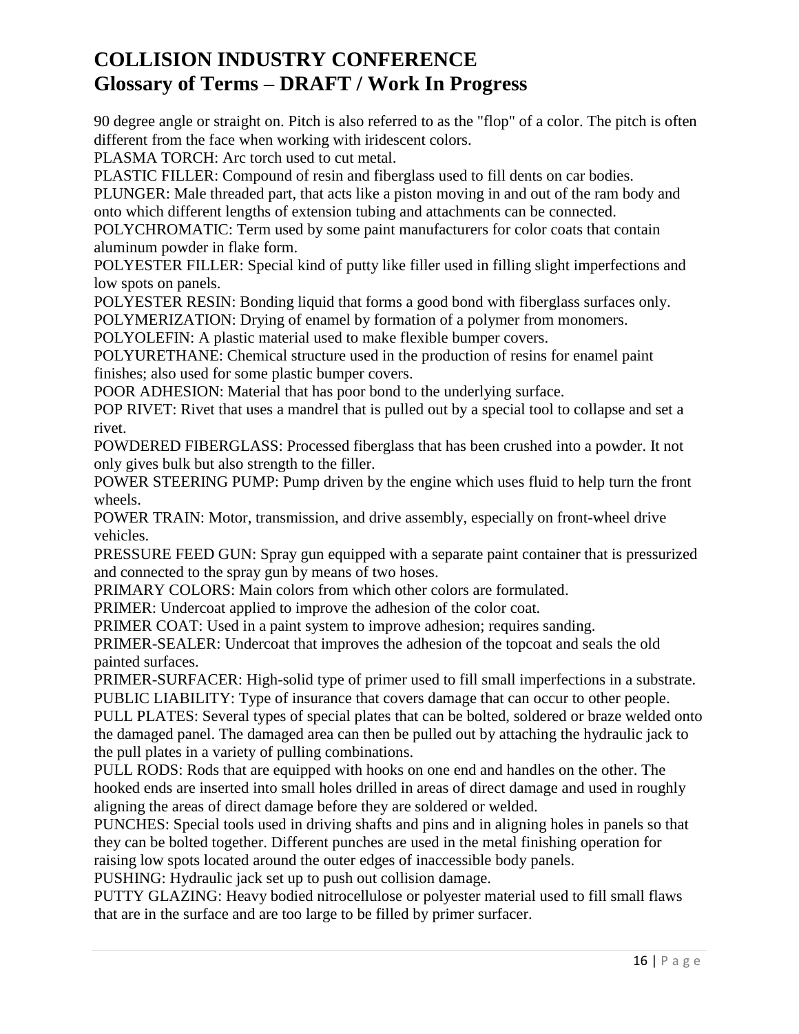90 degree angle or straight on. Pitch is also referred to as the "flop" of a color. The pitch is often different from the face when working with iridescent colors.

PLASMA TORCH: Arc torch used to cut metal.

PLASTIC FILLER: Compound of resin and fiberglass used to fill dents on car bodies.

PLUNGER: Male threaded part, that acts like a piston moving in and out of the ram body and onto which different lengths of extension tubing and attachments can be connected.

POLYCHROMATIC: Term used by some paint manufacturers for color coats that contain aluminum powder in flake form.

POLYESTER FILLER: Special kind of putty like filler used in filling slight imperfections and low spots on panels.

POLYESTER RESIN: Bonding liquid that forms a good bond with fiberglass surfaces only.

POLYMERIZATION: Drying of enamel by formation of a polymer from monomers.

POLYOLEFIN: A plastic material used to make flexible bumper covers.

POLYURETHANE: Chemical structure used in the production of resins for enamel paint finishes; also used for some plastic bumper covers.

POOR ADHESION: Material that has poor bond to the underlying surface.

POP RIVET: Rivet that uses a mandrel that is pulled out by a special tool to collapse and set a rivet.

POWDERED FIBERGLASS: Processed fiberglass that has been crushed into a powder. It not only gives bulk but also strength to the filler.

POWER STEERING PUMP: Pump driven by the engine which uses fluid to help turn the front wheels.

POWER TRAIN: Motor, transmission, and drive assembly, especially on front-wheel drive vehicles.

PRESSURE FEED GUN: Spray gun equipped with a separate paint container that is pressurized and connected to the spray gun by means of two hoses.

PRIMARY COLORS: Main colors from which other colors are formulated.

PRIMER: Undercoat applied to improve the adhesion of the color coat.

PRIMER COAT: Used in a paint system to improve adhesion; requires sanding.

PRIMER-SEALER: Undercoat that improves the adhesion of the topcoat and seals the old painted surfaces.

PRIMER-SURFACER: High-solid type of primer used to fill small imperfections in a substrate.

PUBLIC LIABILITY: Type of insurance that covers damage that can occur to other people.

PULL PLATES: Several types of special plates that can be bolted, soldered or braze welded onto the damaged panel. The damaged area can then be pulled out by attaching the hydraulic jack to the pull plates in a variety of pulling combinations.

PULL RODS: Rods that are equipped with hooks on one end and handles on the other. The hooked ends are inserted into small holes drilled in areas of direct damage and used in roughly aligning the areas of direct damage before they are soldered or welded.

PUNCHES: Special tools used in driving shafts and pins and in aligning holes in panels so that they can be bolted together. Different punches are used in the metal finishing operation for raising low spots located around the outer edges of inaccessible body panels.

PUSHING: Hydraulic jack set up to push out collision damage.

PUTTY GLAZING: Heavy bodied nitrocellulose or polyester material used to fill small flaws that are in the surface and are too large to be filled by primer surfacer.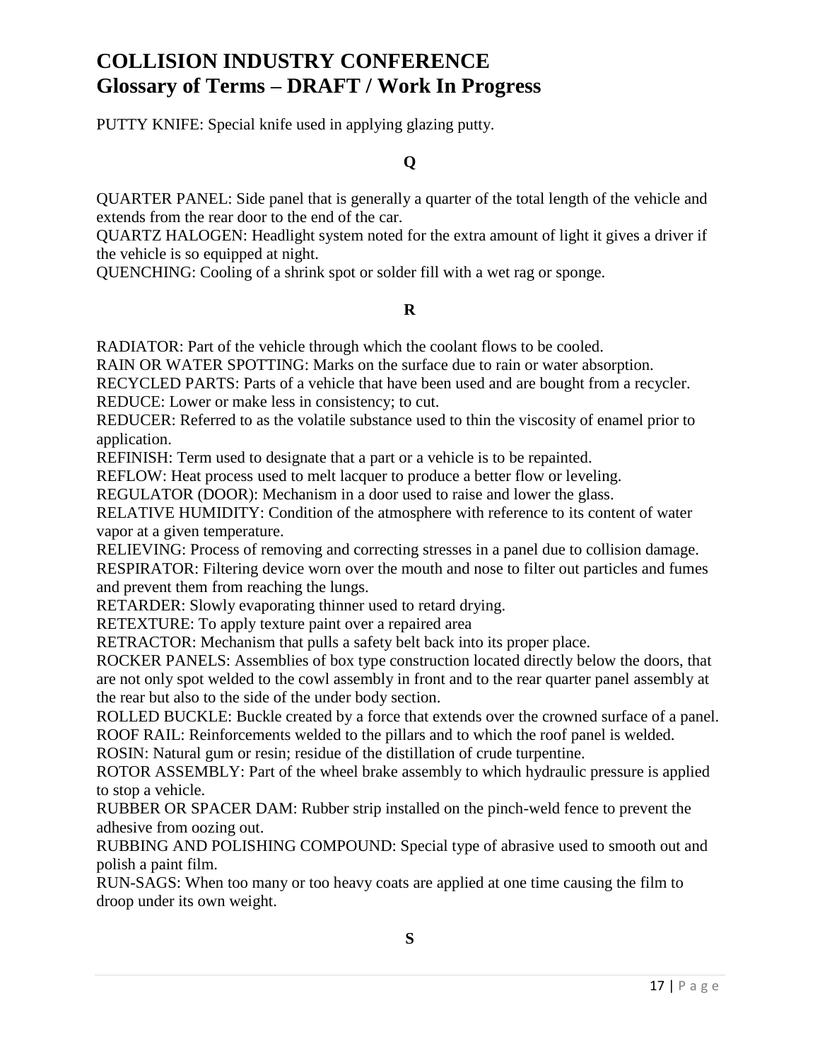PUTTY KNIFE: Special knife used in applying glazing putty.

## Q

QUARTER PANEL: Side panel that is generally a quarter of the total length of the vehicle and extends from the rear door to the end of the car.
QUARTZ HALOGEN: Headlight system noted for the extra amount of light it gives a driver if the vehicle is so equipped at night.
QUENCHING: Cooling of a shrink spot or solder fill with a wet rag or sponge.

## R

RADIATOR: Part of the vehicle through which the coolant flows to be cooled.
RAIN OR WATER SPOTTING: Marks on the surface due to rain or water absorption.
RECYCLED PARTS: Parts of a vehicle that have been used and are bought from a recycler.
REDUCE: Lower or make less in consistency; to cut.
REDUCER: Referred to as the volatile substance used to thin the viscosity of enamel prior to application.
REFINISH: Term used to designate that a part or a vehicle is to be repainted.
REFLOW: Heat process used to melt lacquer to produce a better flow or leveling.
REGULATOR (DOOR): Mechanism in a door used to raise and lower the glass.
RELATIVE HUMIDITY: Condition of the atmosphere with reference to its content of water vapor at a given temperature.
RELIEVING: Process of removing and correcting stresses in a panel due to collision damage.
RESPIRATOR: Filtering device worn over the mouth and nose to filter out particles and fumes and prevent them from reaching the lungs.
RETARDER: Slowly evaporating thinner used to retard drying.
RETEXTURE: To apply texture paint over a repaired area
RETRACTOR: Mechanism that pulls a safety belt back into its proper place.
ROCKER PANELS: Assemblies of box type construction located directly below the doors, that are not only spot welded to the cowl assembly in front and to the rear quarter panel assembly at the rear but also to the side of the under body section.
ROLLED BUCKLE: Buckle created by a force that extends over the crowned surface of a panel.
ROOF RAIL: Reinforcements welded to the pillars and to which the roof panel is welded.
ROSIN: Natural gum or resin; residue of the distillation of crude turpentine.
ROTOR ASSEMBLY: Part of the wheel brake assembly to which hydraulic pressure is applied to stop a vehicle.
RUBBER OR SPACER DAM: Rubber strip installed on the pinch-weld fence to prevent the adhesive from oozing out.
RUBBING AND POLISHING COMPOUND: Special type of abrasive used to smooth out and polish a paint film.
RUN-SAGS: When too many or too heavy coats are applied at one time causing the film to droop under its own weight.

## S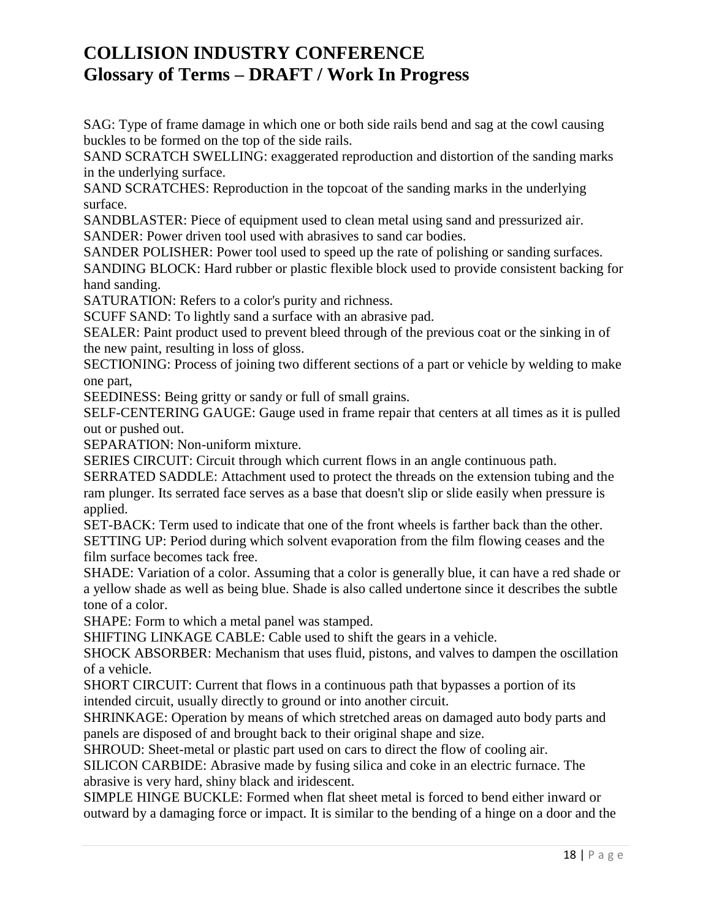# COLLISION INDUSTRY CONFERENCE
## Glossary of Terms – DRAFT / Work In Progress

SAG: Type of frame damage in which one or both side rails bend and sag at the cowl causing buckles to be formed on the top of the side rails.

SAND SCRATCH SWELLING: exaggerated reproduction and distortion of the sanding marks in the underlying surface.

SAND SCRATCHES: Reproduction in the topcoat of the sanding marks in the underlying surface.

SANDBLASTER: Piece of equipment used to clean metal using sand and pressurized air.

SANDER: Power driven tool used with abrasives to sand car bodies.

SANDER POLISHER: Power tool used to speed up the rate of polishing or sanding surfaces.

SANDING BLOCK: Hard rubber or plastic flexible block used to provide consistent backing for hand sanding.

SATURATION: Refers to a color's purity and richness.

SCUFF SAND: To lightly sand a surface with an abrasive pad.

SEALER: Paint product used to prevent bleed through of the previous coat or the sinking in of the new paint, resulting in loss of gloss.

SECTIONING: Process of joining two different sections of a part or vehicle by welding to make one part,

SEEDINESS: Being gritty or sandy or full of small grains.

SELF-CENTERING GAUGE: Gauge used in frame repair that centers at all times as it is pulled out or pushed out.

SEPARATION: Non-uniform mixture.

SERIES CIRCUIT: Circuit through which current flows in an angle continuous path.

SERRATED SADDLE: Attachment used to protect the threads on the extension tubing and the ram plunger. Its serrated face serves as a base that doesn't slip or slide easily when pressure is applied.

SET-BACK: Term used to indicate that one of the front wheels is farther back than the other.

SETTING UP: Period during which solvent evaporation from the film flowing ceases and the film surface becomes tack free.

SHADE: Variation of a color. Assuming that a color is generally blue, it can have a red shade or a yellow shade as well as being blue. Shade is also called undertone since it describes the subtle tone of a color.

SHAPE: Form to which a metal panel was stamped.

SHIFTING LINKAGE CABLE: Cable used to shift the gears in a vehicle.

SHOCK ABSORBER: Mechanism that uses fluid, pistons, and valves to dampen the oscillation of a vehicle.

SHORT CIRCUIT: Current that flows in a continuous path that bypasses a portion of its intended circuit, usually directly to ground or into another circuit.

SHRINKAGE: Operation by means of which stretched areas on damaged auto body parts and panels are disposed of and brought back to their original shape and size.

SHROUD: Sheet-metal or plastic part used on cars to direct the flow of cooling air.

SILICON CARBIDE: Abrasive made by fusing silica and coke in an electric furnace. The abrasive is very hard, shiny black and iridescent.

SIMPLE HINGE BUCKLE: Formed when flat sheet metal is forced to bend either inward or outward by a damaging force or impact. It is similar to the bending of a hinge on a door and the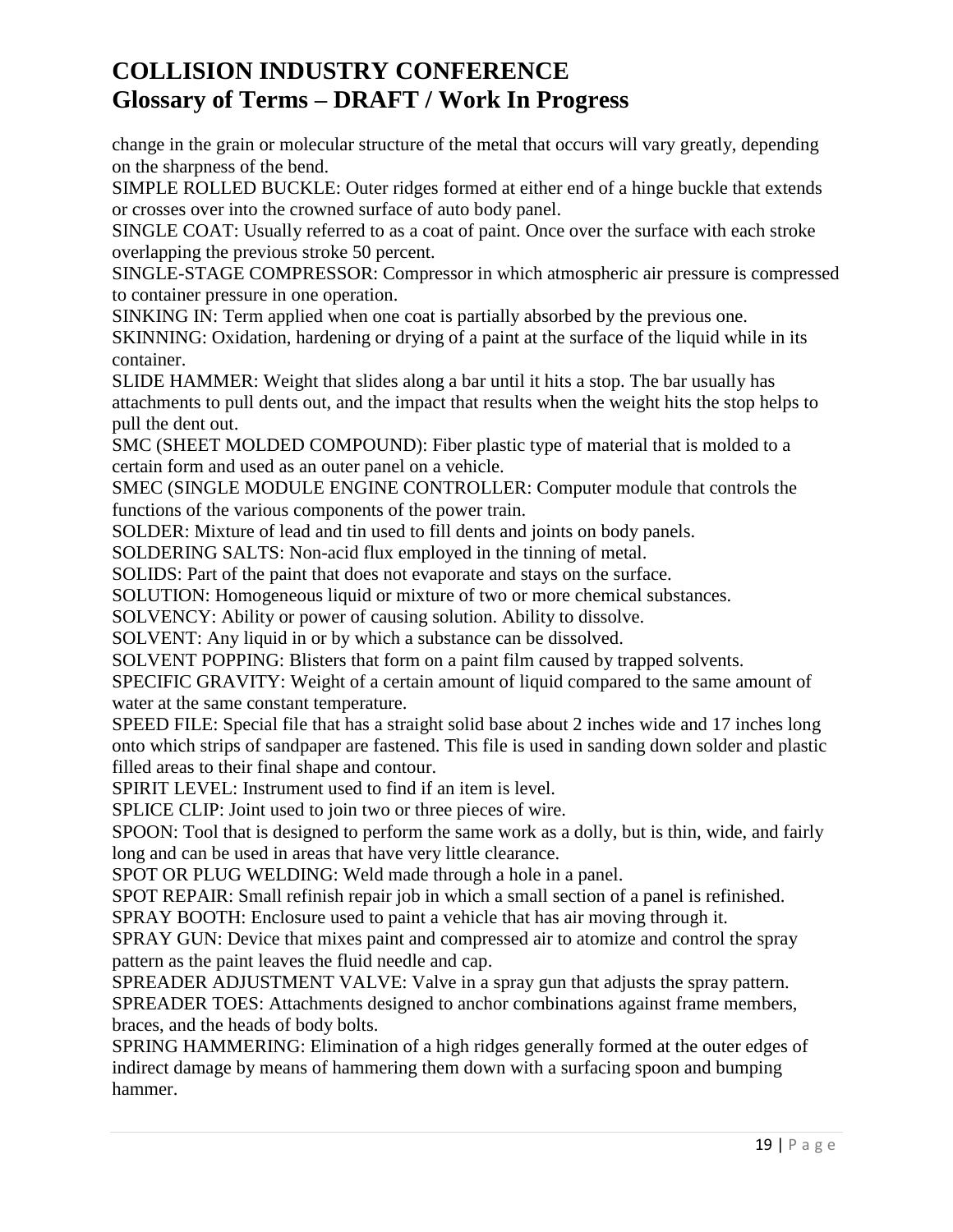change in the grain or molecular structure of the metal that occurs will vary greatly, depending on the sharpness of the bend.

SIMPLE ROLLED BUCKLE: Outer ridges formed at either end of a hinge buckle that extends or crosses over into the crowned surface of auto body panel.

SINGLE COAT: Usually referred to as a coat of paint. Once over the surface with each stroke overlapping the previous stroke 50 percent.

SINGLE-STAGE COMPRESSOR: Compressor in which atmospheric air pressure is compressed to container pressure in one operation.

SINKING IN: Term applied when one coat is partially absorbed by the previous one.

SKINNING: Oxidation, hardening or drying of a paint at the surface of the liquid while in its container.

SLIDE HAMMER: Weight that slides along a bar until it hits a stop. The bar usually has attachments to pull dents out, and the impact that results when the weight hits the stop helps to pull the dent out.

SMC (SHEET MOLDED COMPOUND): Fiber plastic type of material that is molded to a certain form and used as an outer panel on a vehicle.

SMEC (SINGLE MODULE ENGINE CONTROLLER: Computer module that controls the functions of the various components of the power train.

SOLDER: Mixture of lead and tin used to fill dents and joints on body panels.

SOLDERING SALTS: Non-acid flux employed in the tinning of metal.

SOLIDS: Part of the paint that does not evaporate and stays on the surface.

SOLUTION: Homogeneous liquid or mixture of two or more chemical substances.

SOLVENCY: Ability or power of causing solution. Ability to dissolve.

SOLVENT: Any liquid in or by which a substance can be dissolved.

SOLVENT POPPING: Blisters that form on a paint film caused by trapped solvents.

SPECIFIC GRAVITY: Weight of a certain amount of liquid compared to the same amount of water at the same constant temperature.

SPEED FILE: Special file that has a straight solid base about 2 inches wide and 17 inches long onto which strips of sandpaper are fastened. This file is used in sanding down solder and plastic filled areas to their final shape and contour.

SPIRIT LEVEL: Instrument used to find if an item is level.

SPLICE CLIP: Joint used to join two or three pieces of wire.

SPOON: Tool that is designed to perform the same work as a dolly, but is thin, wide, and fairly long and can be used in areas that have very little clearance.

SPOT OR PLUG WELDING: Weld made through a hole in a panel.

SPOT REPAIR: Small refinish repair job in which a small section of a panel is refinished.

SPRAY BOOTH: Enclosure used to paint a vehicle that has air moving through it.

SPRAY GUN: Device that mixes paint and compressed air to atomize and control the spray pattern as the paint leaves the fluid needle and cap.

SPREADER ADJUSTMENT VALVE: Valve in a spray gun that adjusts the spray pattern.

SPREADER TOES: Attachments designed to anchor combinations against frame members, braces, and the heads of body bolts.

SPRING HAMMERING: Elimination of a high ridges generally formed at the outer edges of indirect damage by means of hammering them down with a surfacing spoon and bumping hammer.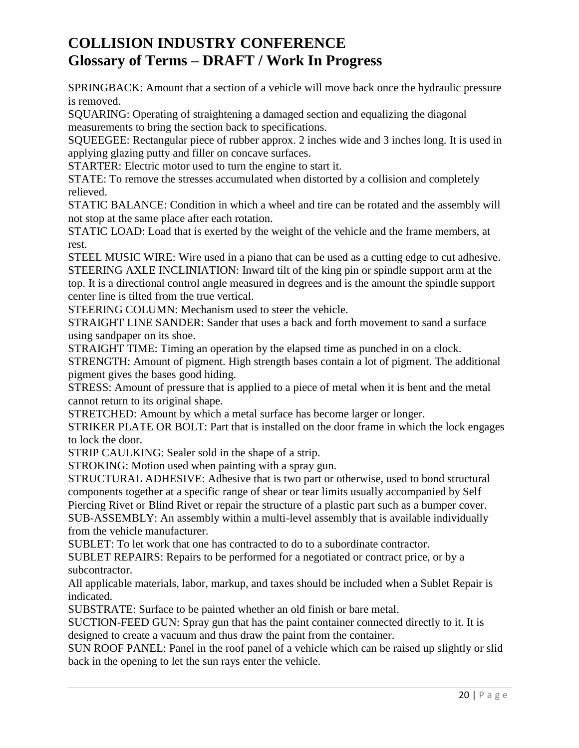# COLLISION INDUSTRY CONFERENCE
## Glossary of Terms – DRAFT / Work In Progress

SPRINGBACK: Amount that a section of a vehicle will move back once the hydraulic pressure is removed.
SQUARING: Operating of straightening a damaged section and equalizing the diagonal measurements to bring the section back to specifications.
SQUEEGEE: Rectangular piece of rubber approx. 2 inches wide and 3 inches long. It is used in applying glazing putty and filler on concave surfaces.
STARTER: Electric motor used to turn the engine to start it.
STATE: To remove the stresses accumulated when distorted by a collision and completely relieved.
STATIC BALANCE: Condition in which a wheel and tire can be rotated and the assembly will not stop at the same place after each rotation.
STATIC LOAD: Load that is exerted by the weight of the vehicle and the frame members, at rest.
STEEL MUSIC WIRE: Wire used in a piano that can be used as a cutting edge to cut adhesive.
STEERING AXLE INCLINIATION: Inward tilt of the king pin or spindle support arm at the top. It is a directional control angle measured in degrees and is the amount the spindle support center line is tilted from the true vertical.
STEERING COLUMN: Mechanism used to steer the vehicle.
STRAIGHT LINE SANDER: Sander that uses a back and forth movement to sand a surface using sandpaper on its shoe.
STRAIGHT TIME: Timing an operation by the elapsed time as punched in on a clock.
STRENGTH: Amount of pigment. High strength bases contain a lot of pigment. The additional pigment gives the bases good hiding.
STRESS: Amount of pressure that is applied to a piece of metal when it is bent and the metal cannot return to its original shape.
STRETCHED: Amount by which a metal surface has become larger or longer.
STRIKER PLATE OR BOLT: Part that is installed on the door frame in which the lock engages to lock the door.
STRIP CAULKING: Sealer sold in the shape of a strip.
STROKING: Motion used when painting with a spray gun.
STRUCTURAL ADHESIVE: Adhesive that is two part or otherwise, used to bond structural components together at a specific range of shear or tear limits usually accompanied by Self Piercing Rivet or Blind Rivet or repair the structure of a plastic part such as a bumper cover.
SUB-ASSEMBLY: An assembly within a multi-level assembly that is available individually from the vehicle manufacturer.
SUBLET: To let work that one has contracted to do to a subordinate contractor.
SUBLET REPAIRS: Repairs to be performed for a negotiated or contract price, or by a subcontractor.
All applicable materials, labor, markup, and taxes should be included when a Sublet Repair is indicated.
SUBSTRATE: Surface to be painted whether an old finish or bare metal.
SUCTION-FEED GUN: Spray gun that has the paint container connected directly to it. It is designed to create a vacuum and thus draw the paint from the container.
SUN ROOF PANEL: Panel in the roof panel of a vehicle which can be raised up slightly or slid back in the opening to let the sun rays enter the vehicle.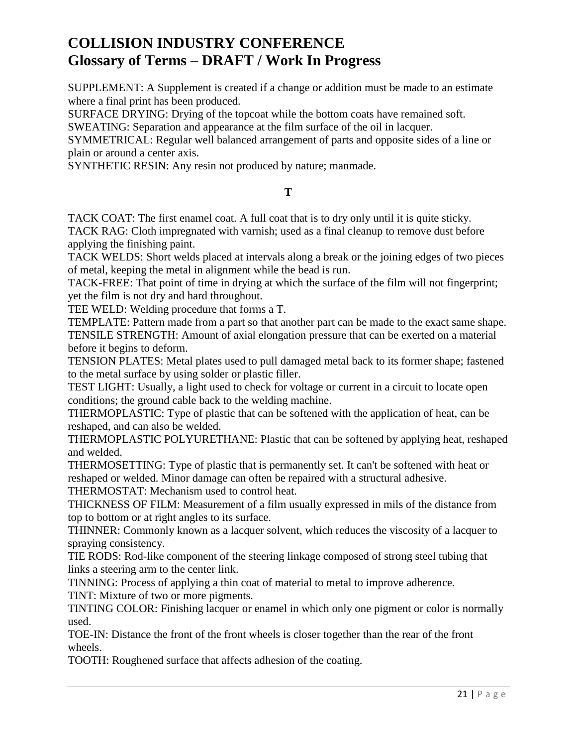# COLLISION INDUSTRY CONFERENCE
## Glossary of Terms – DRAFT / Work In Progress

SUPPLEMENT: A Supplement is created if a change or addition must be made to an estimate where a final print has been produced.
SURFACE DRYING: Drying of the topcoat while the bottom coats have remained soft.
SWEATING: Separation and appearance at the film surface of the oil in lacquer.
SYMMETRICAL: Regular well balanced arrangement of parts and opposite sides of a line or plain or around a center axis.
SYNTHETIC RESIN: Any resin not produced by nature; manmade.

**T**

TACK COAT: The first enamel coat. A full coat that is to dry only until it is quite sticky.
TACK RAG: Cloth impregnated with varnish; used as a final cleanup to remove dust before applying the finishing paint.
TACK WELDS: Short welds placed at intervals along a break or the joining edges of two pieces of metal, keeping the metal in alignment while the bead is run.
TACK-FREE: That point of time in drying at which the surface of the film will not fingerprint; yet the film is not dry and hard throughout.
TEE WELD: Welding procedure that forms a T.
TEMPLATE: Pattern made from a part so that another part can be made to the exact same shape.
TENSILE STRENGTH: Amount of axial elongation pressure that can be exerted on a material before it begins to deform.
TENSION PLATES: Metal plates used to pull damaged metal back to its former shape; fastened to the metal surface by using solder or plastic filler.
TEST LIGHT: Usually, a light used to check for voltage or current in a circuit to locate open conditions; the ground cable back to the welding machine.
THERMOPLASTIC: Type of plastic that can be softened with the application of heat, can be reshaped, and can also be welded.
THERMOPLASTIC POLYURETHANE: Plastic that can be softened by applying heat, reshaped and welded.
THERMOSETTING: Type of plastic that is permanently set. It can't be softened with heat or reshaped or welded. Minor damage can often be repaired with a structural adhesive.
THERMOSTAT: Mechanism used to control heat.
THICKNESS OF FILM: Measurement of a film usually expressed in mils of the distance from top to bottom or at right angles to its surface.
THINNER: Commonly known as a lacquer solvent, which reduces the viscosity of a lacquer to spraying consistency.
TIE RODS: Rod-like component of the steering linkage composed of strong steel tubing that links a steering arm to the center link.
TINNING: Process of applying a thin coat of material to metal to improve adherence.
TINT: Mixture of two or more pigments.
TINTING COLOR: Finishing lacquer or enamel in which only one pigment or color is normally used.
TOE-IN: Distance the front of the front wheels is closer together than the rear of the front wheels.
TOOTH: Roughened surface that affects adhesion of the coating.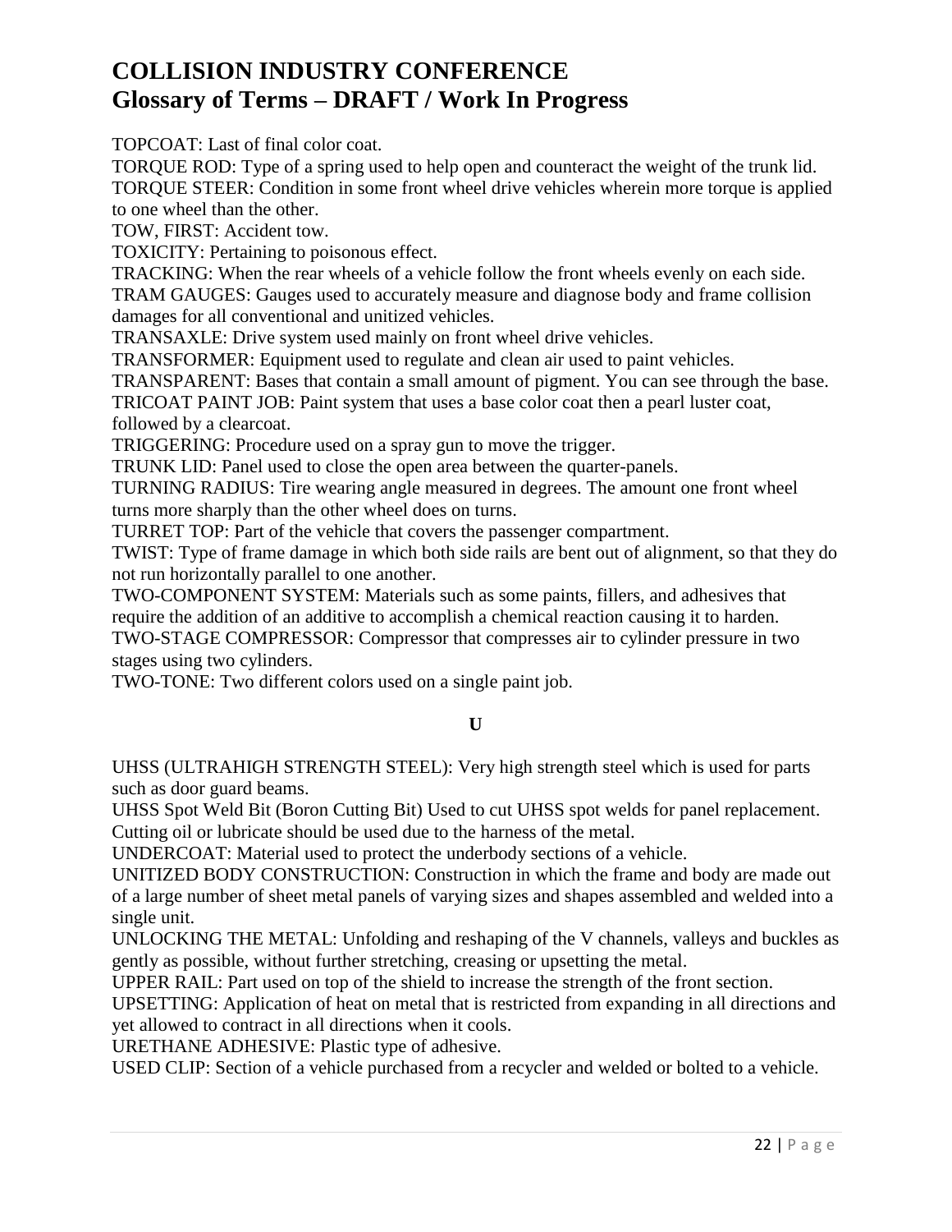# COLLISION INDUSTRY CONFERENCE
## Glossary of Terms – DRAFT / Work In Progress

TOPCOAT: Last of final color coat.
TORQUE ROD: Type of a spring used to help open and counteract the weight of the trunk lid.
TORQUE STEER: Condition in some front wheel drive vehicles wherein more torque is applied to one wheel than the other.
TOW, FIRST: Accident tow.
TOXICITY: Pertaining to poisonous effect.
TRACKING: When the rear wheels of a vehicle follow the front wheels evenly on each side.
TRAM GAUGES: Gauges used to accurately measure and diagnose body and frame collision damages for all conventional and unitized vehicles.
TRANSAXLE: Drive system used mainly on front wheel drive vehicles.
TRANSFORMER: Equipment used to regulate and clean air used to paint vehicles.
TRANSPARENT: Bases that contain a small amount of pigment. You can see through the base.
TRICOAT PAINT JOB: Paint system that uses a base color coat then a pearl luster coat, followed by a clearcoat.
TRIGGERING: Procedure used on a spray gun to move the trigger.
TRUNK LID: Panel used to close the open area between the quarter-panels.
TURNING RADIUS: Tire wearing angle measured in degrees. The amount one front wheel turns more sharply than the other wheel does on turns.
TURRET TOP: Part of the vehicle that covers the passenger compartment.
TWIST: Type of frame damage in which both side rails are bent out of alignment, so that they do not run horizontally parallel to one another.
TWO-COMPONENT SYSTEM: Materials such as some paints, fillers, and adhesives that require the addition of an additive to accomplish a chemical reaction causing it to harden.
TWO-STAGE COMPRESSOR: Compressor that compresses air to cylinder pressure in two stages using two cylinders.
TWO-TONE: Two different colors used on a single paint job.

**U**

UHSS (ULTRAHIGH STRENGTH STEEL): Very high strength steel which is used for parts such as door guard beams.
UHSS Spot Weld Bit (Boron Cutting Bit) Used to cut UHSS spot welds for panel replacement. Cutting oil or lubricate should be used due to the harness of the metal.
UNDERCOAT: Material used to protect the underbody sections of a vehicle.
UNITIZED BODY CONSTRUCTION: Construction in which the frame and body are made out of a large number of sheet metal panels of varying sizes and shapes assembled and welded into a single unit.
UNLOCKING THE METAL: Unfolding and reshaping of the V channels, valleys and buckles as gently as possible, without further stretching, creasing or upsetting the metal.
UPPER RAIL: Part used on top of the shield to increase the strength of the front section.
UPSETTING: Application of heat on metal that is restricted from expanding in all directions and yet allowed to contract in all directions when it cools.
URETHANE ADHESIVE: Plastic type of adhesive.
USED CLIP: Section of a vehicle purchased from a recycler and welded or bolted to a vehicle.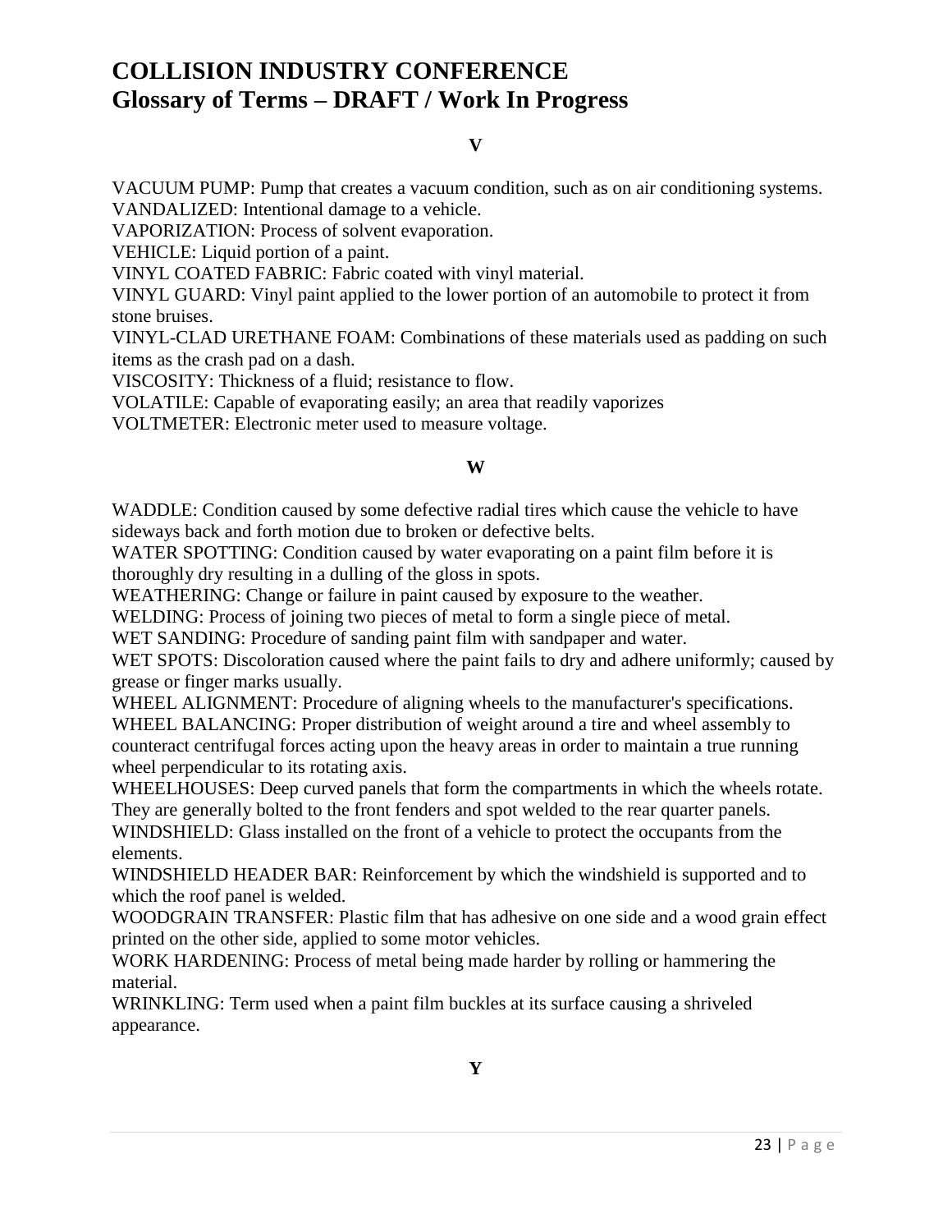# COLLISION INDUSTRY CONFERENCE
## Glossary of Terms – DRAFT / Work In Progress

### V

VACUUM PUMP: Pump that creates a vacuum condition, such as on air conditioning systems.
VANDALIZED: Intentional damage to a vehicle.
VAPORIZATION: Process of solvent evaporation.
VEHICLE: Liquid portion of a paint.
VINYL COATED FABRIC: Fabric coated with vinyl material.
VINYL GUARD: Vinyl paint applied to the lower portion of an automobile to protect it from stone bruises.
VINYL-CLAD URETHANE FOAM: Combinations of these materials used as padding on such items as the crash pad on a dash.
VISCOSITY: Thickness of a fluid; resistance to flow.
VOLATILE: Capable of evaporating easily; an area that readily vaporizes
VOLTMETER: Electronic meter used to measure voltage.

### W

WADDLE: Condition caused by some defective radial tires which cause the vehicle to have sideways back and forth motion due to broken or defective belts.
WATER SPOTTING: Condition caused by water evaporating on a paint film before it is thoroughly dry resulting in a dulling of the gloss in spots.
WEATHERING: Change or failure in paint caused by exposure to the weather.
WELDING: Process of joining two pieces of metal to form a single piece of metal.
WET SANDING: Procedure of sanding paint film with sandpaper and water.
WET SPOTS: Discoloration caused where the paint fails to dry and adhere uniformly; caused by grease or finger marks usually.
WHEEL ALIGNMENT: Procedure of aligning wheels to the manufacturer's specifications.
WHEEL BALANCING: Proper distribution of weight around a tire and wheel assembly to counteract centrifugal forces acting upon the heavy areas in order to maintain a true running wheel perpendicular to its rotating axis.
WHEELHOUSES: Deep curved panels that form the compartments in which the wheels rotate. They are generally bolted to the front fenders and spot welded to the rear quarter panels.
WINDSHIELD: Glass installed on the front of a vehicle to protect the occupants from the elements.
WINDSHIELD HEADER BAR: Reinforcement by which the windshield is supported and to which the roof panel is welded.
WOODGRAIN TRANSFER: Plastic film that has adhesive on one side and a wood grain effect printed on the other side, applied to some motor vehicles.
WORK HARDENING: Process of metal being made harder by rolling or hammering the material.
WRINKLING: Term used when a paint film buckles at its surface causing a shriveled appearance.

### Y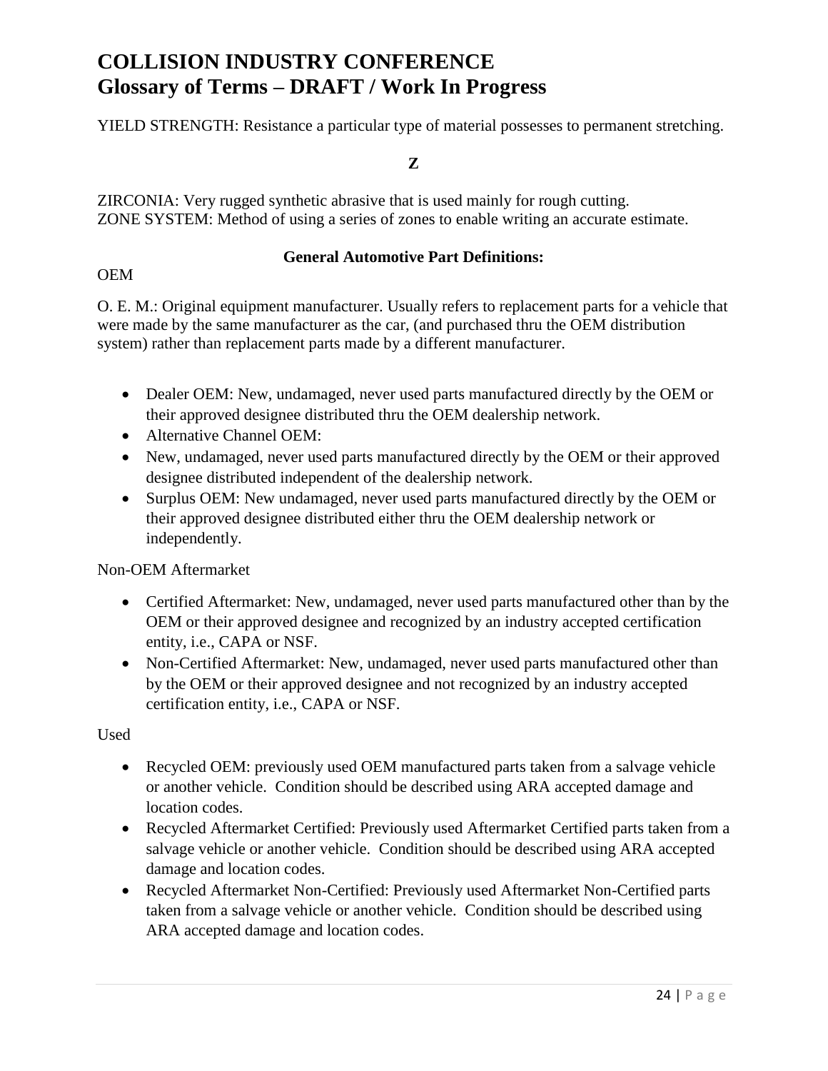YIELD STRENGTH: Resistance a particular type of material possesses to permanent stretching.

**Z**

ZIRCONIA: Very rugged synthetic abrasive that is used mainly for rough cutting.
ZONE SYSTEM: Method of using a series of zones to enable writing an accurate estimate.

**General Automotive Part Definitions:**

OEM

O. E. M.: Original equipment manufacturer. Usually refers to replacement parts for a vehicle that were made by the same manufacturer as the car, (and purchased thru the OEM distribution system) rather than replacement parts made by a different manufacturer.

- Dealer OEM: New, undamaged, never used parts manufactured directly by the OEM or their approved designee distributed thru the OEM dealership network.
- Alternative Channel OEM:
- New, undamaged, never used parts manufactured directly by the OEM or their approved designee distributed independent of the dealership network.
- Surplus OEM: New undamaged, never used parts manufactured directly by the OEM or their approved designee distributed either thru the OEM dealership network or independently.

Non-OEM Aftermarket

- Certified Aftermarket: New, undamaged, never used parts manufactured other than by the OEM or their approved designee and recognized by an industry accepted certification entity, i.e., CAPA or NSF.
- Non-Certified Aftermarket: New, undamaged, never used parts manufactured other than by the OEM or their approved designee and not recognized by an industry accepted certification entity, i.e., CAPA or NSF.

Used

- Recycled OEM: previously used OEM manufactured parts taken from a salvage vehicle or another vehicle. Condition should be described using ARA accepted damage and location codes.
- Recycled Aftermarket Certified: Previously used Aftermarket Certified parts taken from a salvage vehicle or another vehicle. Condition should be described using ARA accepted damage and location codes.
- Recycled Aftermarket Non-Certified: Previously used Aftermarket Non-Certified parts taken from a salvage vehicle or another vehicle. Condition should be described using ARA accepted damage and location codes.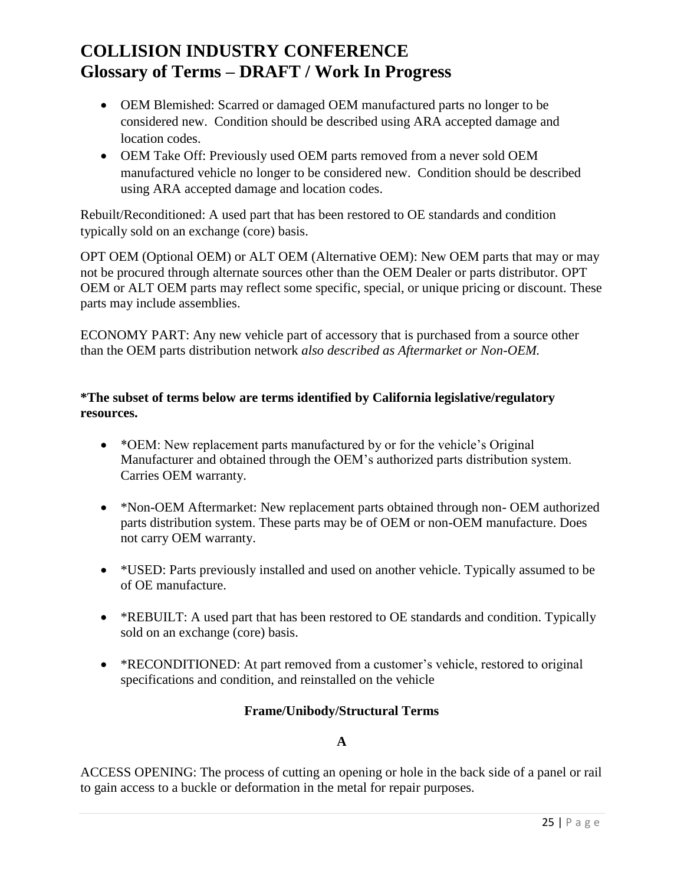# COLLISION INDUSTRY CONFERENCE
# Glossary of Terms – DRAFT / Work In Progress

- OEM Blemished: Scarred or damaged OEM manufactured parts no longer to be considered new. Condition should be described using ARA accepted damage and location codes.
- OEM Take Off: Previously used OEM parts removed from a never sold OEM manufactured vehicle no longer to be considered new. Condition should be described using ARA accepted damage and location codes.

Rebuilt/Reconditioned: A used part that has been restored to OE standards and condition typically sold on an exchange (core) basis.

OPT OEM (Optional OEM) or ALT OEM (Alternative OEM): New OEM parts that may or may not be procured through alternate sources other than the OEM Dealer or parts distributor. OPT OEM or ALT OEM parts may reflect some specific, special, or unique pricing or discount. These parts may include assemblies.

ECONOMY PART: Any new vehicle part of accessory that is purchased from a source other than the OEM parts distribution network *also described as Aftermarket or Non-OEM.*

**\*The subset of terms below are terms identified by California legislative/regulatory resources.**

- *OEM: New replacement parts manufactured by or for the vehicle's Original Manufacturer and obtained through the OEM's authorized parts distribution system. Carries OEM warranty.
- *Non-OEM Aftermarket: New replacement parts obtained through non- OEM authorized parts distribution system. These parts may be of OEM or non-OEM manufacture. Does not carry OEM warranty.
- *USED: Parts previously installed and used on another vehicle. Typically assumed to be of OE manufacture.
- *REBUILT: A used part that has been restored to OE standards and condition. Typically sold on an exchange (core) basis.
- *RECONDITIONED: At part removed from a customer's vehicle, restored to original specifications and condition, and reinstalled on the vehicle

## Frame/Unibody/Structural Terms

### A

ACCESS OPENING: The process of cutting an opening or hole in the back side of a panel or rail to gain access to a buckle or deformation in the metal for repair purposes.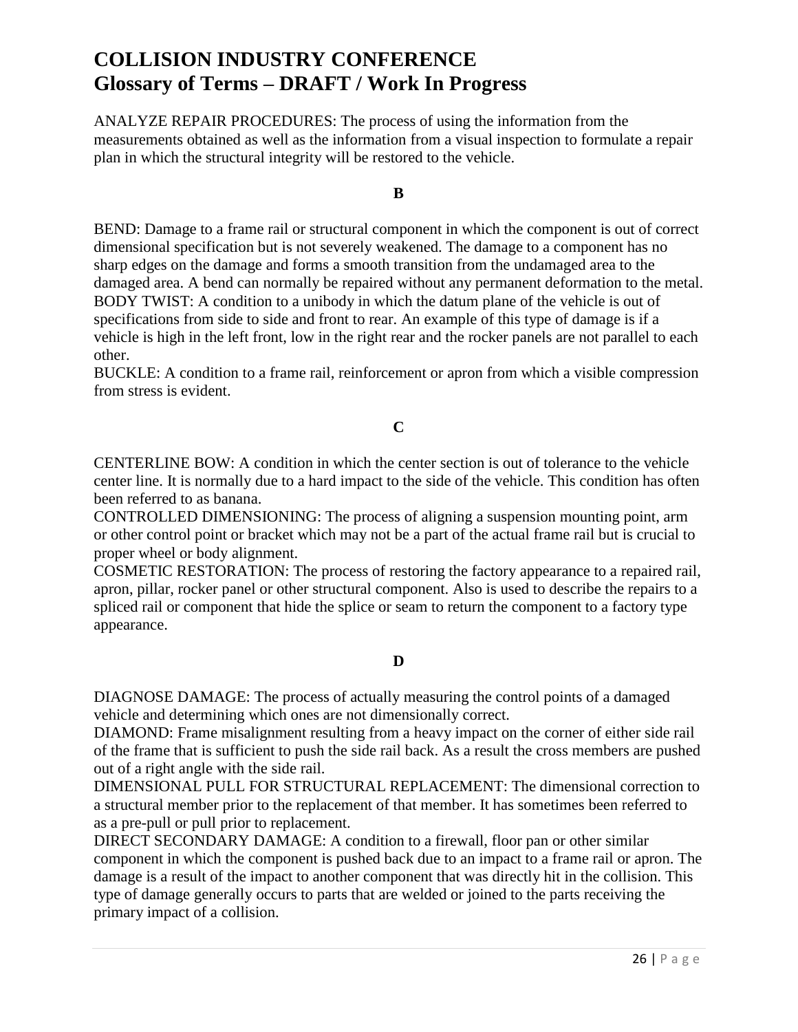# COLLISION INDUSTRY CONFERENCE
## Glossary of Terms – DRAFT / Work In Progress

ANALYZE REPAIR PROCEDURES: The process of using the information from the measurements obtained as well as the information from a visual inspection to formulate a repair plan in which the structural integrity will be restored to the vehicle.

**B**

BEND: Damage to a frame rail or structural component in which the component is out of correct dimensional specification but is not severely weakened. The damage to a component has no sharp edges on the damage and forms a smooth transition from the undamaged area to the damaged area. A bend can normally be repaired without any permanent deformation to the metal.
BODY TWIST: A condition to a unibody in which the datum plane of the vehicle is out of specifications from side to side and front to rear. An example of this type of damage is if a vehicle is high in the left front, low in the right rear and the rocker panels are not parallel to each other.
BUCKLE: A condition to a frame rail, reinforcement or apron from which a visible compression from stress is evident.

**C**

CENTERLINE BOW: A condition in which the center section is out of tolerance to the vehicle center line. It is normally due to a hard impact to the side of the vehicle. This condition has often been referred to as banana.
CONTROLLED DIMENSIONING: The process of aligning a suspension mounting point, arm or other control point or bracket which may not be a part of the actual frame rail but is crucial to proper wheel or body alignment.
COSMETIC RESTORATION: The process of restoring the factory appearance to a repaired rail, apron, pillar, rocker panel or other structural component. Also is used to describe the repairs to a spliced rail or component that hide the splice or seam to return the component to a factory type appearance.

**D**

DIAGNOSE DAMAGE: The process of actually measuring the control points of a damaged vehicle and determining which ones are not dimensionally correct.
DIAMOND: Frame misalignment resulting from a heavy impact on the corner of either side rail of the frame that is sufficient to push the side rail back. As a result the cross members are pushed out of a right angle with the side rail.
DIMENSIONAL PULL FOR STRUCTURAL REPLACEMENT: The dimensional correction to a structural member prior to the replacement of that member. It has sometimes been referred to as a pre-pull or pull prior to replacement.
DIRECT SECONDARY DAMAGE: A condition to a firewall, floor pan or other similar component in which the component is pushed back due to an impact to a frame rail or apron. The damage is a result of the impact to another component that was directly hit in the collision. This type of damage generally occurs to parts that are welded or joined to the parts receiving the primary impact of a collision.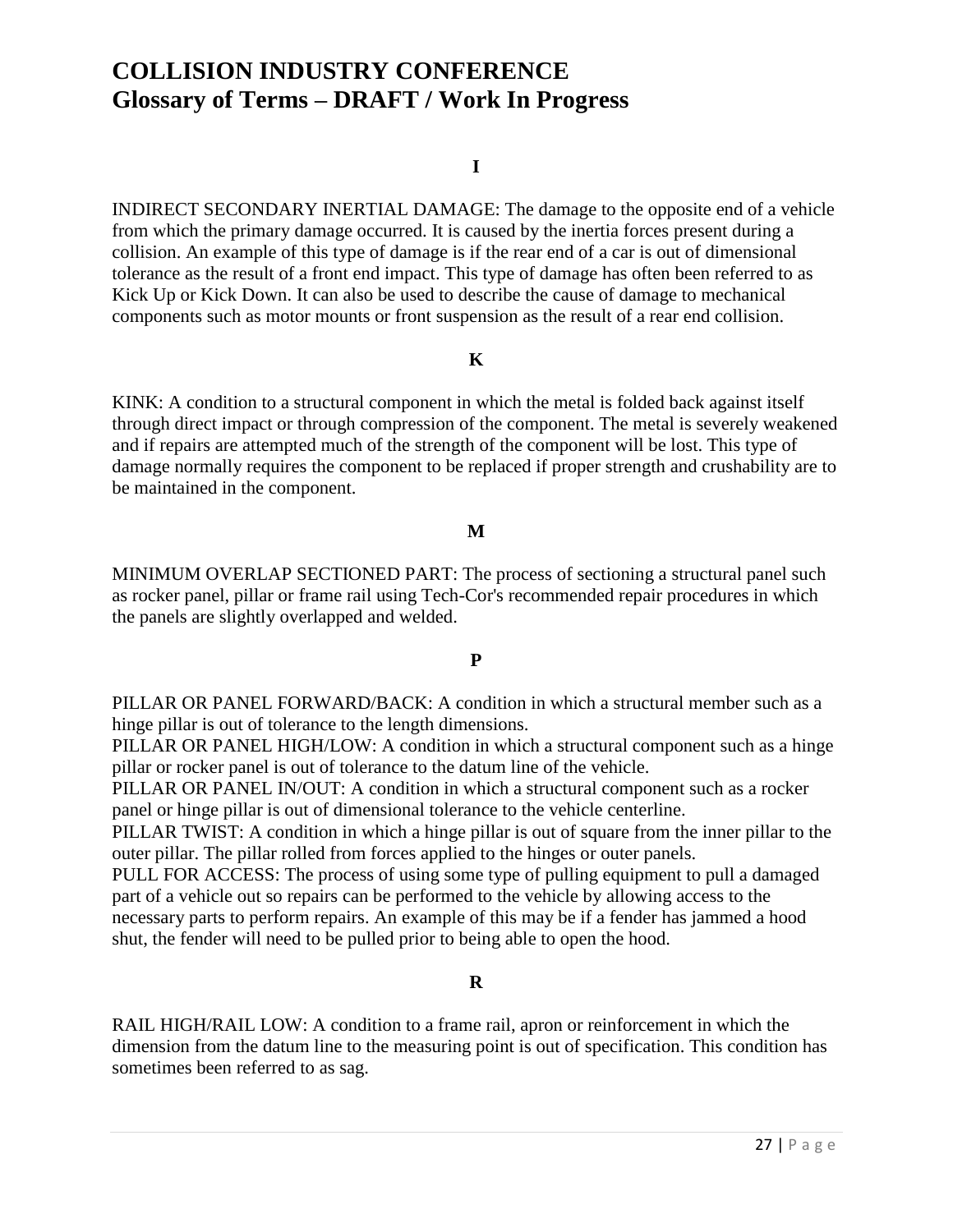# COLLISION INDUSTRY CONFERENCE
# Glossary of Terms – DRAFT / Work In Progress

### I

INDIRECT SECONDARY INERTIAL DAMAGE: The damage to the opposite end of a vehicle from which the primary damage occurred. It is caused by the inertia forces present during a collision. An example of this type of damage is if the rear end of a car is out of dimensional tolerance as the result of a front end impact. This type of damage has often been referred to as Kick Up or Kick Down. It can also be used to describe the cause of damage to mechanical components such as motor mounts or front suspension as the result of a rear end collision.

### K

KINK: A condition to a structural component in which the metal is folded back against itself through direct impact or through compression of the component. The metal is severely weakened and if repairs are attempted much of the strength of the component will be lost. This type of damage normally requires the component to be replaced if proper strength and crushability are to be maintained in the component.

### M

MINIMUM OVERLAP SECTIONED PART: The process of sectioning a structural panel such as rocker panel, pillar or frame rail using Tech-Cor's recommended repair procedures in which the panels are slightly overlapped and welded.

### P

PILLAR OR PANEL FORWARD/BACK: A condition in which a structural member such as a hinge pillar is out of tolerance to the length dimensions.
PILLAR OR PANEL HIGH/LOW: A condition in which a structural component such as a hinge pillar or rocker panel is out of tolerance to the datum line of the vehicle.
PILLAR OR PANEL IN/OUT: A condition in which a structural component such as a rocker panel or hinge pillar is out of dimensional tolerance to the vehicle centerline.
PILLAR TWIST: A condition in which a hinge pillar is out of square from the inner pillar to the outer pillar. The pillar rolled from forces applied to the hinges or outer panels.
PULL FOR ACCESS: The process of using some type of pulling equipment to pull a damaged part of a vehicle out so repairs can be performed to the vehicle by allowing access to the necessary parts to perform repairs. An example of this may be if a fender has jammed a hood shut, the fender will need to be pulled prior to being able to open the hood.

### R

RAIL HIGH/RAIL LOW: A condition to a frame rail, apron or reinforcement in which the dimension from the datum line to the measuring point is out of specification. This condition has sometimes been referred to as sag.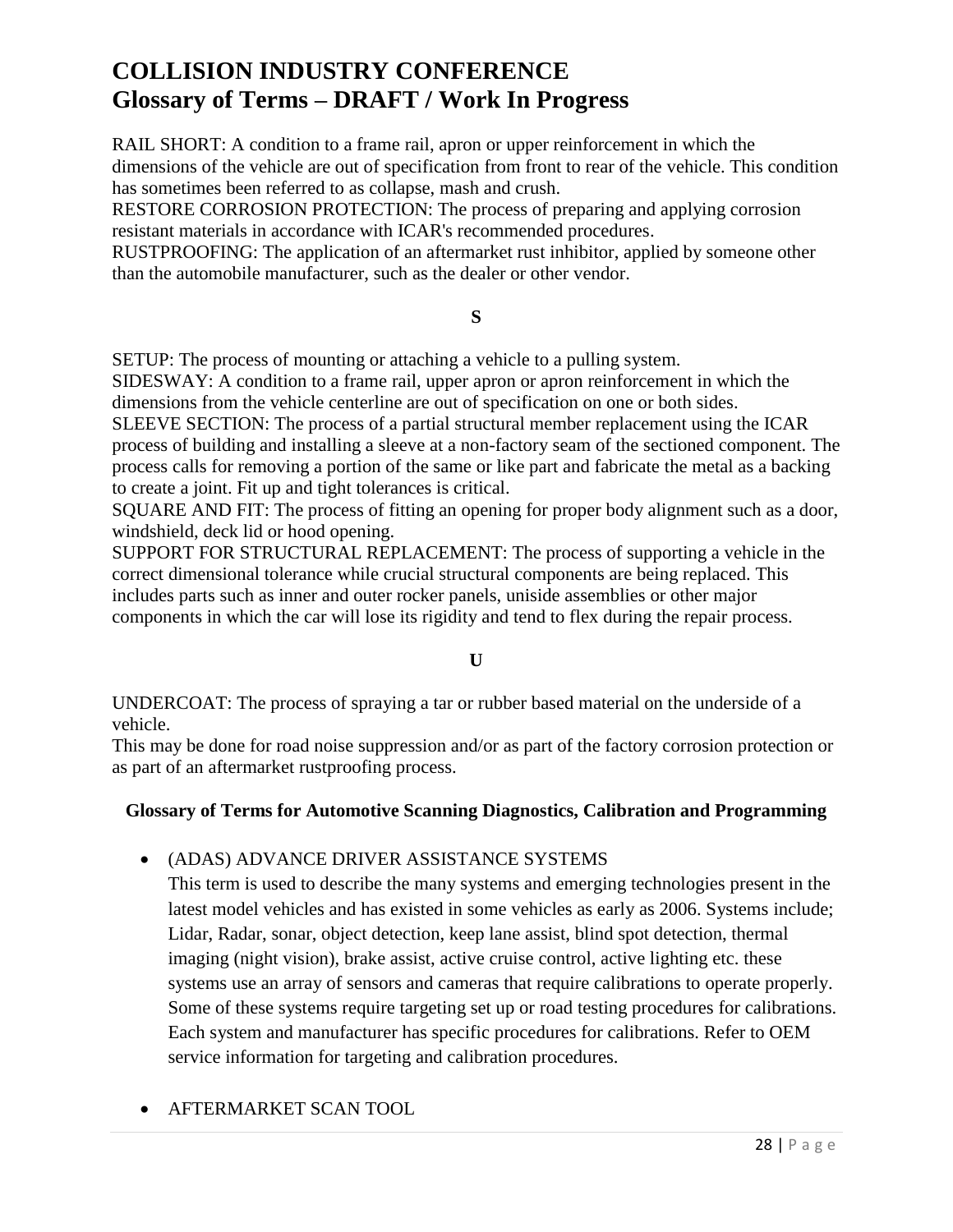# COLLISION INDUSTRY CONFERENCE
## Glossary of Terms – DRAFT / Work In Progress

RAIL SHORT: A condition to a frame rail, apron or upper reinforcement in which the dimensions of the vehicle are out of specification from front to rear of the vehicle. This condition has sometimes been referred to as collapse, mash and crush.
RESTORE CORROSION PROTECTION: The process of preparing and applying corrosion resistant materials in accordance with ICAR's recommended procedures.
RUSTPROOFING: The application of an aftermarket rust inhibitor, applied by someone other than the automobile manufacturer, such as the dealer or other vendor.

**S**

SETUP: The process of mounting or attaching a vehicle to a pulling system.
SIDESWAY: A condition to a frame rail, upper apron or apron reinforcement in which the dimensions from the vehicle centerline are out of specification on one or both sides.
SLEEVE SECTION: The process of a partial structural member replacement using the ICAR process of building and installing a sleeve at a non-factory seam of the sectioned component. The process calls for removing a portion of the same or like part and fabricate the metal as a backing to create a joint. Fit up and tight tolerances is critical.
SQUARE AND FIT: The process of fitting an opening for proper body alignment such as a door, windshield, deck lid or hood opening.
SUPPORT FOR STRUCTURAL REPLACEMENT: The process of supporting a vehicle in the correct dimensional tolerance while crucial structural components are being replaced. This includes parts such as inner and outer rocker panels, uniside assemblies or other major components in which the car will lose its rigidity and tend to flex during the repair process.

**U**

UNDERCOAT: The process of spraying a tar or rubber based material on the underside of a vehicle.
This may be done for road noise suppression and/or as part of the factory corrosion protection or as part of an aftermarket rustproofing process.

**Glossary of Terms for Automotive Scanning Diagnostics, Calibration and Programming**

- (ADAS) ADVANCE DRIVER ASSISTANCE SYSTEMS
  This term is used to describe the many systems and emerging technologies present in the latest model vehicles and has existed in some vehicles as early as 2006. Systems include; Lidar, Radar, sonar, object detection, keep lane assist, blind spot detection, thermal imaging (night vision), brake assist, active cruise control, active lighting etc. these systems use an array of sensors and cameras that require calibrations to operate properly. Some of these systems require targeting set up or road testing procedures for calibrations. Each system and manufacturer has specific procedures for calibrations. Refer to OEM service information for targeting and calibration procedures.

- AFTERMARKET SCAN TOOL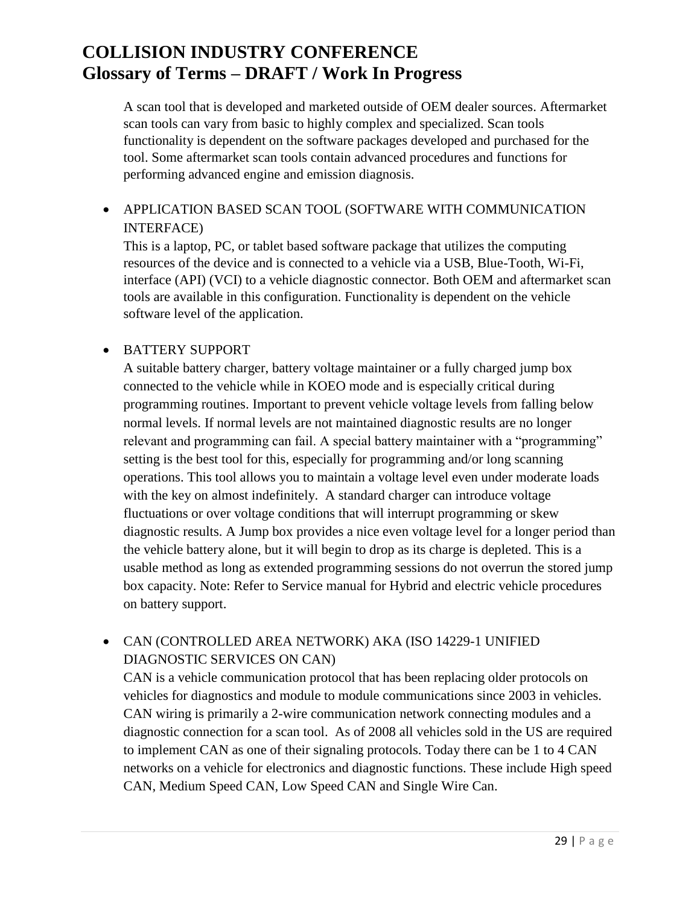A scan tool that is developed and marketed outside of OEM dealer sources. Aftermarket scan tools can vary from basic to highly complex and specialized. Scan tools functionality is dependent on the software packages developed and purchased for the tool. Some aftermarket scan tools contain advanced procedures and functions for performing advanced engine and emission diagnosis.

- APPLICATION BASED SCAN TOOL (SOFTWARE WITH COMMUNICATION INTERFACE)
  This is a laptop, PC, or tablet based software package that utilizes the computing resources of the device and is connected to a vehicle via a USB, Blue-Tooth, Wi-Fi, interface (API) (VCI) to a vehicle diagnostic connector. Both OEM and aftermarket scan tools are available in this configuration. Functionality is dependent on the vehicle software level of the application.

- BATTERY SUPPORT
  A suitable battery charger, battery voltage maintainer or a fully charged jump box connected to the vehicle while in KOEO mode and is especially critical during programming routines. Important to prevent vehicle voltage levels from falling below normal levels. If normal levels are not maintained diagnostic results are no longer relevant and programming can fail. A special battery maintainer with a "programming" setting is the best tool for this, especially for programming and/or long scanning operations. This tool allows you to maintain a voltage level even under moderate loads with the key on almost indefinitely. A standard charger can introduce voltage fluctuations or over voltage conditions that will interrupt programming or skew diagnostic results. A Jump box provides a nice even voltage level for a longer period than the vehicle battery alone, but it will begin to drop as its charge is depleted. This is a usable method as long as extended programming sessions do not overrun the stored jump box capacity. Note: Refer to Service manual for Hybrid and electric vehicle procedures on battery support.

- CAN (CONTROLLED AREA NETWORK) AKA (ISO 14229-1 UNIFIED DIAGNOSTIC SERVICES ON CAN)
  CAN is a vehicle communication protocol that has been replacing older protocols on vehicles for diagnostics and module to module communications since 2003 in vehicles. CAN wiring is primarily a 2-wire communication network connecting modules and a diagnostic connection for a scan tool. As of 2008 all vehicles sold in the US are required to implement CAN as one of their signaling protocols. Today there can be 1 to 4 CAN networks on a vehicle for electronics and diagnostic functions. These include High speed CAN, Medium Speed CAN, Low Speed CAN and Single Wire Can.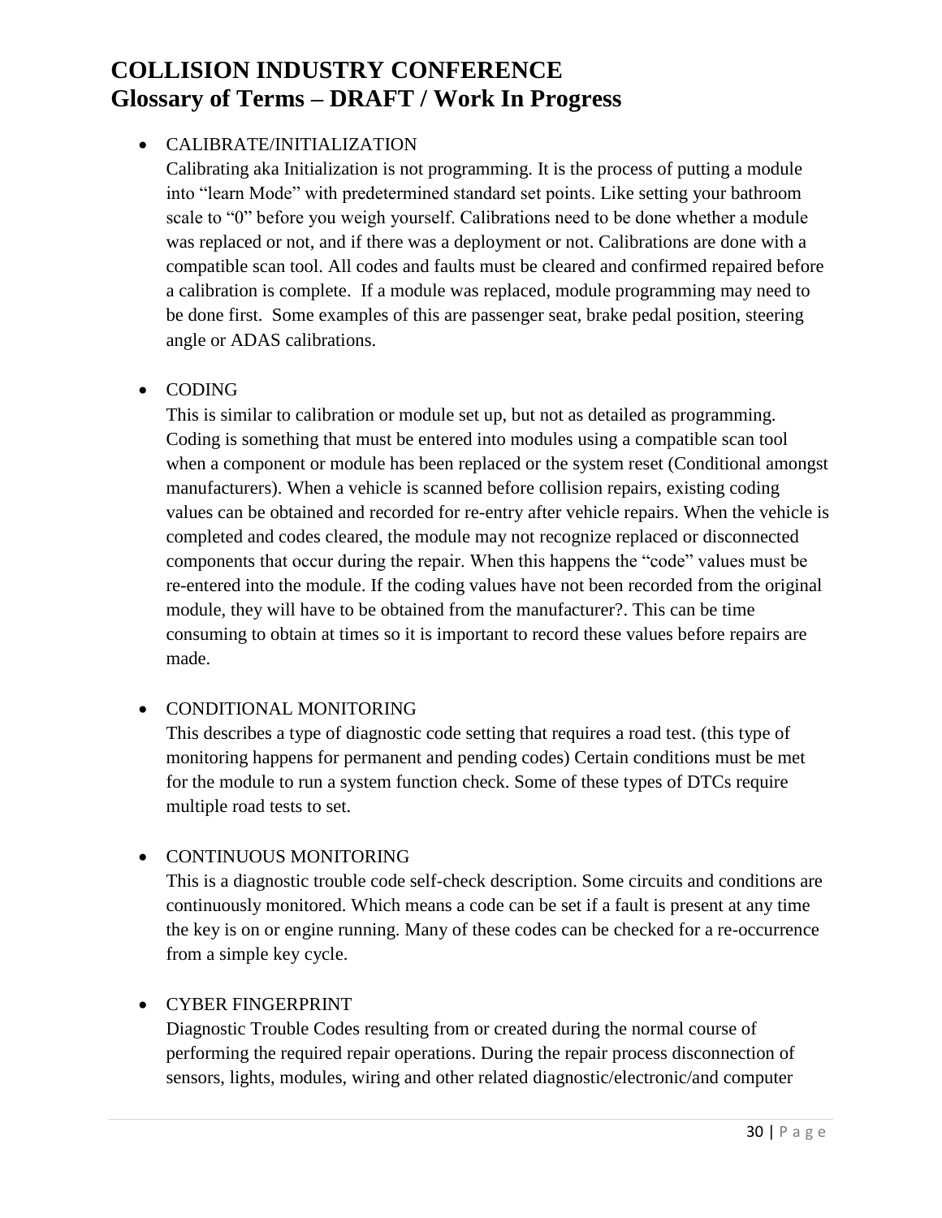# COLLISION INDUSTRY CONFERENCE
## Glossary of Terms – DRAFT / Work In Progress

- CALIBRATE/INITIALIZATION
  Calibrating aka Initialization is not programming. It is the process of putting a module into "learn Mode" with predetermined standard set points. Like setting your bathroom scale to "0" before you weigh yourself. Calibrations need to be done whether a module was replaced or not, and if there was a deployment or not. Calibrations are done with a compatible scan tool. All codes and faults must be cleared and confirmed repaired before a calibration is complete. If a module was replaced, module programming may need to be done first. Some examples of this are passenger seat, brake pedal position, steering angle or ADAS calibrations.

- CODING
  This is similar to calibration or module set up, but not as detailed as programming. Coding is something that must be entered into modules using a compatible scan tool when a component or module has been replaced or the system reset (Conditional amongst manufacturers). When a vehicle is scanned before collision repairs, existing coding values can be obtained and recorded for re-entry after vehicle repairs. When the vehicle is completed and codes cleared, the module may not recognize replaced or disconnected components that occur during the repair. When this happens the "code" values must be re-entered into the module. If the coding values have not been recorded from the original module, they will have to be obtained from the manufacturer?. This can be time consuming to obtain at times so it is important to record these values before repairs are made.

- CONDITIONAL MONITORING
  This describes a type of diagnostic code setting that requires a road test. (this type of monitoring happens for permanent and pending codes) Certain conditions must be met for the module to run a system function check. Some of these types of DTCs require multiple road tests to set.

- CONTINUOUS MONITORING
  This is a diagnostic trouble code self-check description. Some circuits and conditions are continuously monitored. Which means a code can be set if a fault is present at any time the key is on or engine running. Many of these codes can be checked for a re-occurrence from a simple key cycle.

- CYBER FINGERPRINT
  Diagnostic Trouble Codes resulting from or created during the normal course of performing the required repair operations. During the repair process disconnection of sensors, lights, modules, wiring and other related diagnostic/electronic/and computer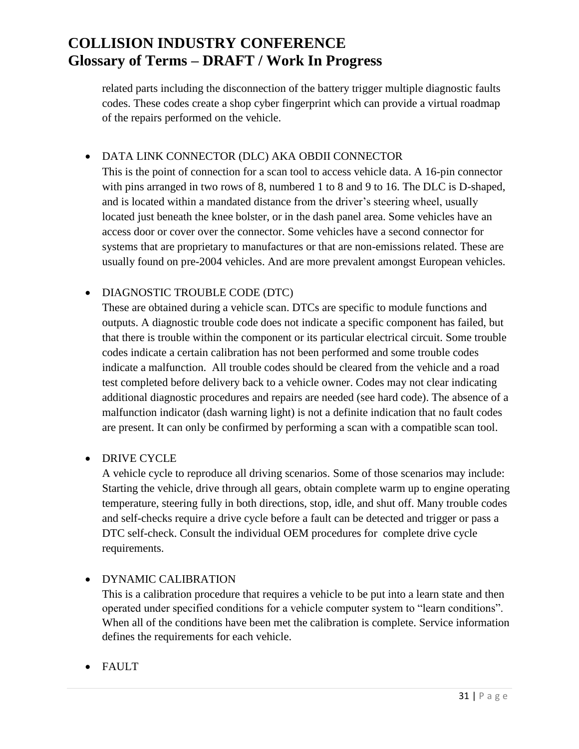related parts including the disconnection of the battery trigger multiple diagnostic faults codes. These codes create a shop cyber fingerprint which can provide a virtual roadmap of the repairs performed on the vehicle.

- DATA LINK CONNECTOR (DLC) AKA OBDII CONNECTOR
  This is the point of connection for a scan tool to access vehicle data. A 16-pin connector with pins arranged in two rows of 8, numbered 1 to 8 and 9 to 16. The DLC is D-shaped, and is located within a mandated distance from the driver's steering wheel, usually located just beneath the knee bolster, or in the dash panel area. Some vehicles have an access door or cover over the connector. Some vehicles have a second connector for systems that are proprietary to manufactures or that are non-emissions related. These are usually found on pre-2004 vehicles. And are more prevalent amongst European vehicles.

- DIAGNOSTIC TROUBLE CODE (DTC)
  These are obtained during a vehicle scan. DTCs are specific to module functions and outputs. A diagnostic trouble code does not indicate a specific component has failed, but that there is trouble within the component or its particular electrical circuit. Some trouble codes indicate a certain calibration has not been performed and some trouble codes indicate a malfunction. All trouble codes should be cleared from the vehicle and a road test completed before delivery back to a vehicle owner. Codes may not clear indicating additional diagnostic procedures and repairs are needed (see hard code). The absence of a malfunction indicator (dash warning light) is not a definite indication that no fault codes are present. It can only be confirmed by performing a scan with a compatible scan tool.

- DRIVE CYCLE
  A vehicle cycle to reproduce all driving scenarios. Some of those scenarios may include: Starting the vehicle, drive through all gears, obtain complete warm up to engine operating temperature, steering fully in both directions, stop, idle, and shut off. Many trouble codes and self-checks require a drive cycle before a fault can be detected and trigger or pass a DTC self-check. Consult the individual OEM procedures for complete drive cycle requirements.

- DYNAMIC CALIBRATION
  This is a calibration procedure that requires a vehicle to be put into a learn state and then operated under specified conditions for a vehicle computer system to "learn conditions". When all of the conditions have been met the calibration is complete. Service information defines the requirements for each vehicle.

- FAULT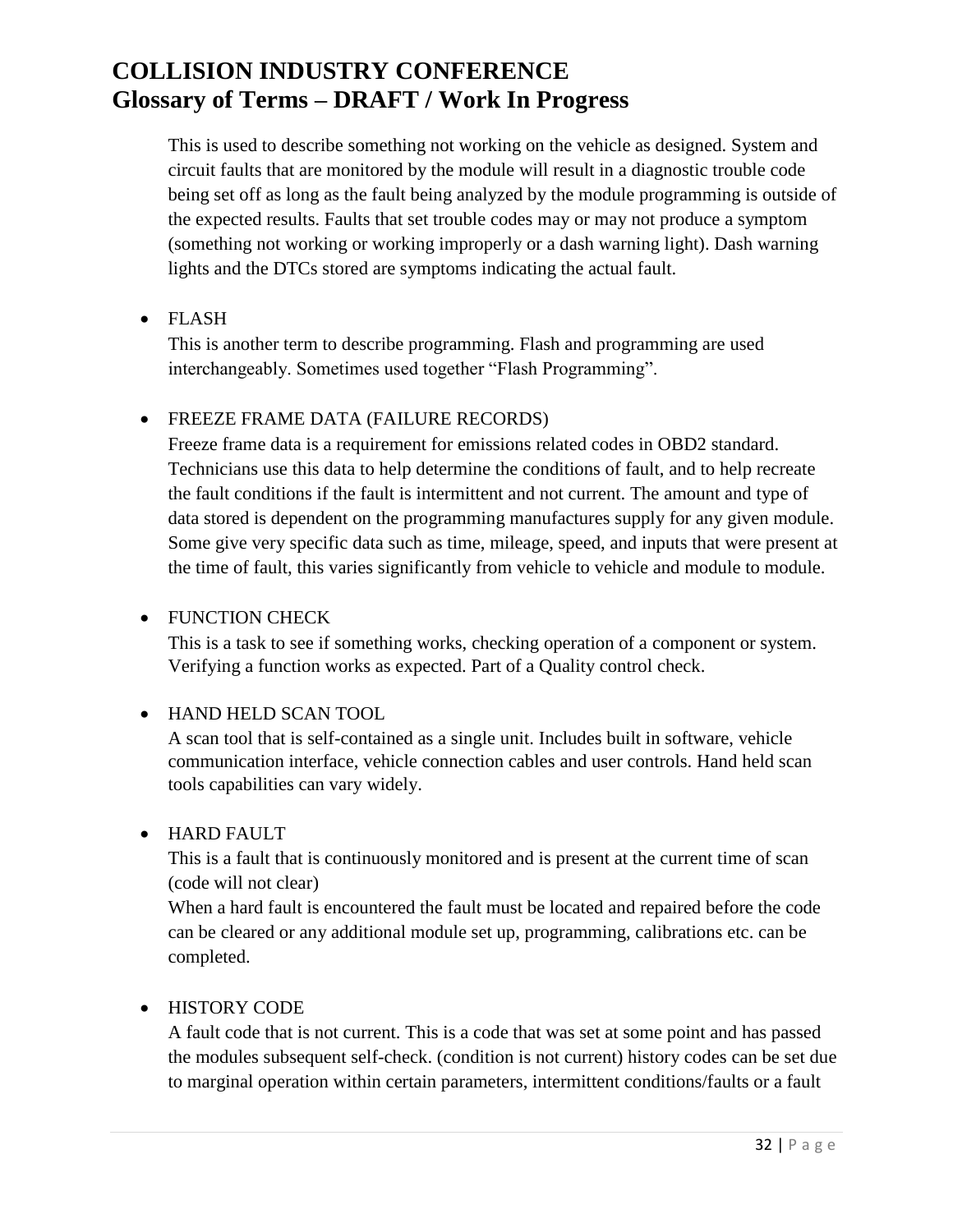# COLLISION INDUSTRY CONFERENCE
## Glossary of Terms – DRAFT / Work In Progress

This is used to describe something not working on the vehicle as designed. System and circuit faults that are monitored by the module will result in a diagnostic trouble code being set off as long as the fault being analyzed by the module programming is outside of the expected results. Faults that set trouble codes may or may not produce a symptom (something not working or working improperly or a dash warning light). Dash warning lights and the DTCs stored are symptoms indicating the actual fault.

- FLASH
  This is another term to describe programming. Flash and programming are used interchangeably. Sometimes used together "Flash Programming".

- FREEZE FRAME DATA (FAILURE RECORDS)
  Freeze frame data is a requirement for emissions related codes in OBD2 standard. Technicians use this data to help determine the conditions of fault, and to help recreate the fault conditions if the fault is intermittent and not current. The amount and type of data stored is dependent on the programming manufactures supply for any given module. Some give very specific data such as time, mileage, speed, and inputs that were present at the time of fault, this varies significantly from vehicle to vehicle and module to module.

- FUNCTION CHECK
  This is a task to see if something works, checking operation of a component or system. Verifying a function works as expected. Part of a Quality control check.

- HAND HELD SCAN TOOL
  A scan tool that is self-contained as a single unit. Includes built in software, vehicle communication interface, vehicle connection cables and user controls. Hand held scan tools capabilities can vary widely.

- HARD FAULT
  This is a fault that is continuously monitored and is present at the current time of scan (code will not clear)
  When a hard fault is encountered the fault must be located and repaired before the code can be cleared or any additional module set up, programming, calibrations etc. can be completed.

- HISTORY CODE
  A fault code that is not current. This is a code that was set at some point and has passed the modules subsequent self-check. (condition is not current) history codes can be set due to marginal operation within certain parameters, intermittent conditions/faults or a fault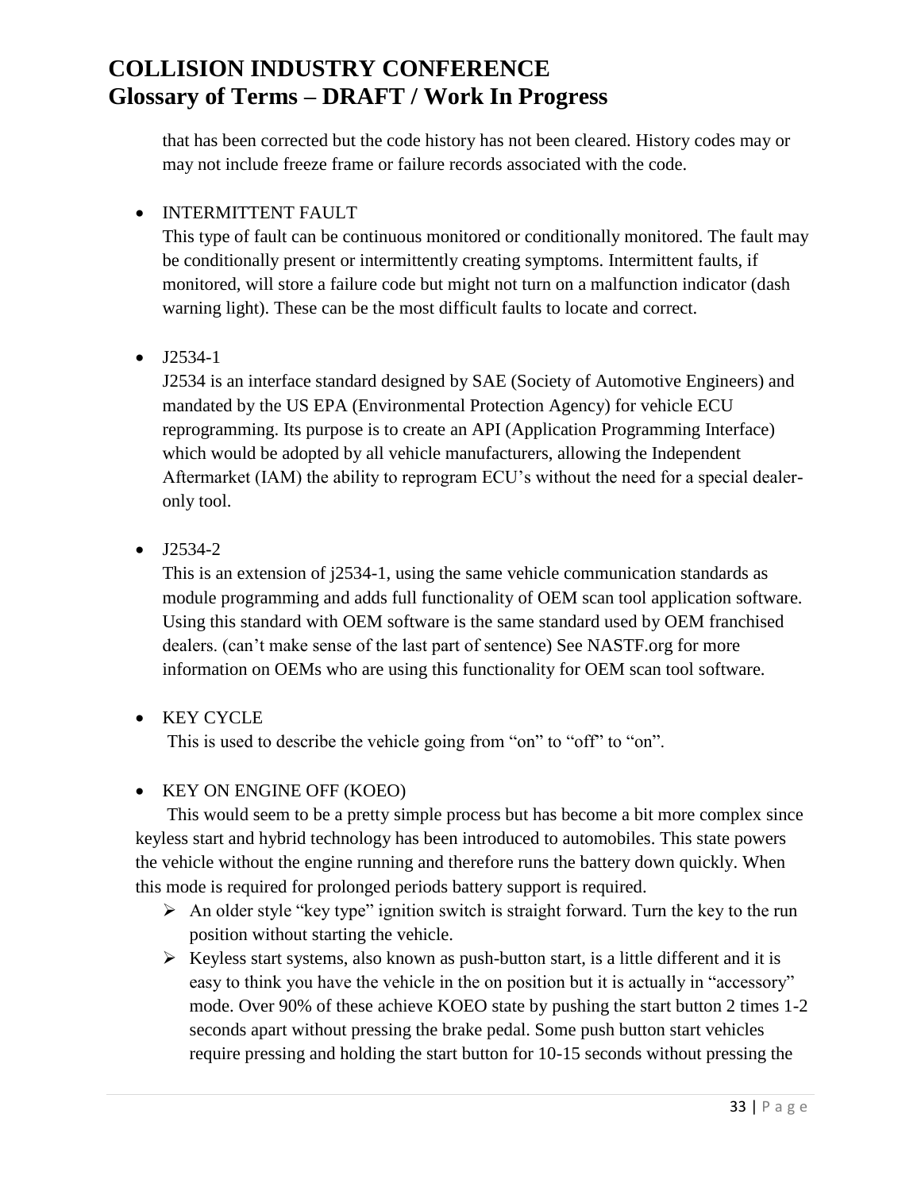that has been corrected but the code history has not been cleared. History codes may or may not include freeze frame or failure records associated with the code.

- INTERMITTENT FAULT
  This type of fault can be continuous monitored or conditionally monitored. The fault may be conditionally present or intermittently creating symptoms. Intermittent faults, if monitored, will store a failure code but might not turn on a malfunction indicator (dash warning light). These can be the most difficult faults to locate and correct.

- J2534-1
  J2534 is an interface standard designed by SAE (Society of Automotive Engineers) and mandated by the US EPA (Environmental Protection Agency) for vehicle ECU reprogramming. Its purpose is to create an API (Application Programming Interface) which would be adopted by all vehicle manufacturers, allowing the Independent Aftermarket (IAM) the ability to reprogram ECU's without the need for a special dealer-only tool.

- J2534-2
  This is an extension of j2534-1, using the same vehicle communication standards as module programming and adds full functionality of OEM scan tool application software. Using this standard with OEM software is the same standard used by OEM franchised dealers. (can't make sense of the last part of sentence) See NASTF.org for more information on OEMs who are using this functionality for OEM scan tool software.

- KEY CYCLE
  This is used to describe the vehicle going from "on" to "off" to "on".

- KEY ON ENGINE OFF (KOEO)

  This would seem to be a pretty simple process but has become a bit more complex since keyless start and hybrid technology has been introduced to automobiles. This state powers the vehicle without the engine running and therefore runs the battery down quickly. When this mode is required for prolonged periods battery support is required.

  - An older style "key type" ignition switch is straight forward. Turn the key to the run position without starting the vehicle.
  - Keyless start systems, also known as push-button start, is a little different and it is easy to think you have the vehicle in the on position but it is actually in "accessory" mode. Over 90% of these achieve KOEO state by pushing the start button 2 times 1-2 seconds apart without pressing the brake pedal. Some push button start vehicles require pressing and holding the start button for 10-15 seconds without pressing the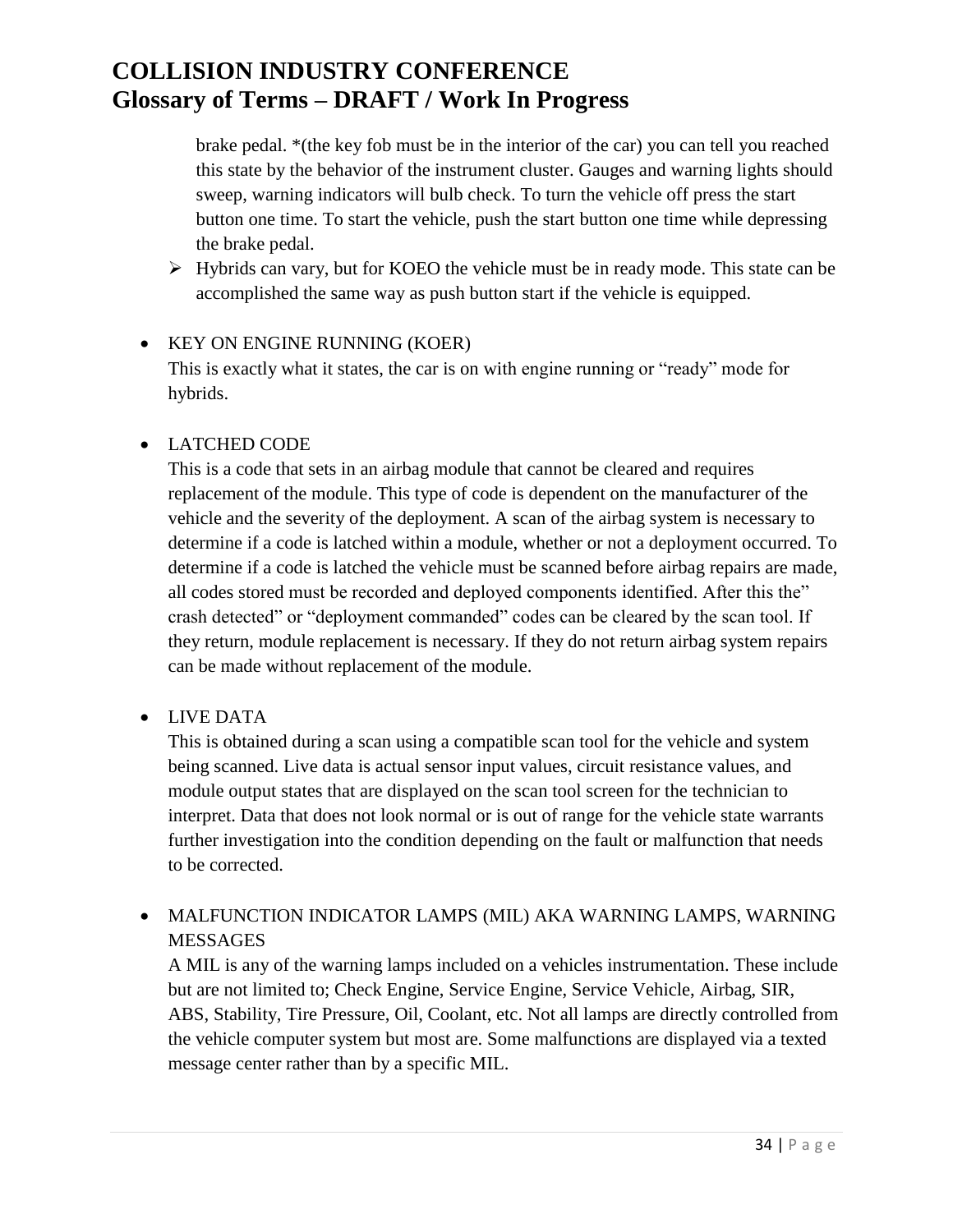brake pedal. *(the key fob must be in the interior of the car) you can tell you reached this state by the behavior of the instrument cluster. Gauges and warning lights should sweep, warning indicators will bulb check. To turn the vehicle off press the start button one time. To start the vehicle, push the start button one time while depressing the brake pedal.

  - Hybrids can vary, but for KOEO the vehicle must be in ready mode. This state can be accomplished the same way as push button start if the vehicle is equipped.

- KEY ON ENGINE RUNNING (KOER)
  This is exactly what it states, the car is on with engine running or "ready" mode for hybrids.

- LATCHED CODE
  This is a code that sets in an airbag module that cannot be cleared and requires replacement of the module. This type of code is dependent on the manufacturer of the vehicle and the severity of the deployment. A scan of the airbag system is necessary to determine if a code is latched within a module, whether or not a deployment occurred. To determine if a code is latched the vehicle must be scanned before airbag repairs are made, all codes stored must be recorded and deployed components identified. After this the" crash detected" or "deployment commanded" codes can be cleared by the scan tool. If they return, module replacement is necessary. If they do not return airbag system repairs can be made without replacement of the module.

- LIVE DATA
  This is obtained during a scan using a compatible scan tool for the vehicle and system being scanned. Live data is actual sensor input values, circuit resistance values, and module output states that are displayed on the scan tool screen for the technician to interpret. Data that does not look normal or is out of range for the vehicle state warrants further investigation into the condition depending on the fault or malfunction that needs to be corrected.

- MALFUNCTION INDICATOR LAMPS (MIL) AKA WARNING LAMPS, WARNING MESSAGES
  A MIL is any of the warning lamps included on a vehicles instrumentation. These include but are not limited to; Check Engine, Service Engine, Service Vehicle, Airbag, SIR, ABS, Stability, Tire Pressure, Oil, Coolant, etc. Not all lamps are directly controlled from the vehicle computer system but most are. Some malfunctions are displayed via a texted message center rather than by a specific MIL.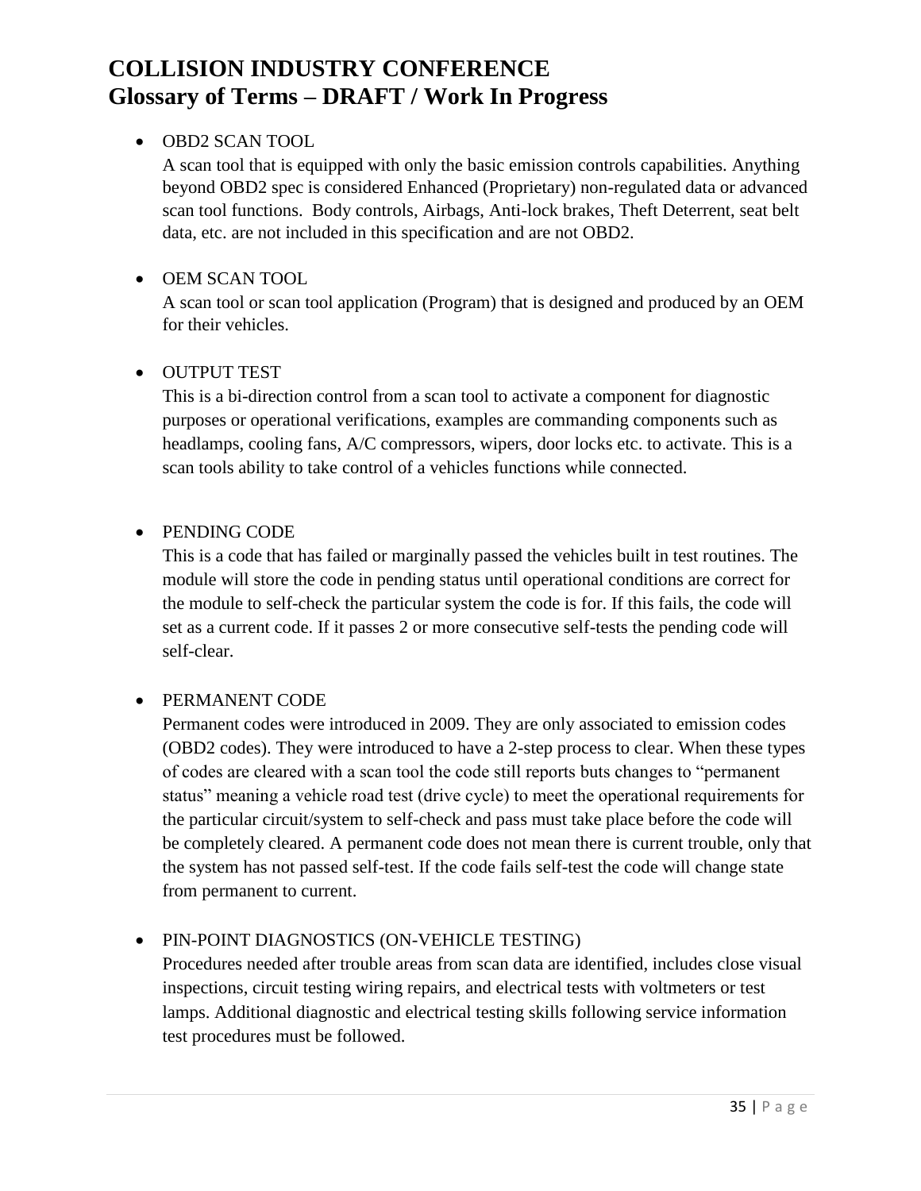# COLLISION INDUSTRY CONFERENCE
## Glossary of Terms – DRAFT / Work In Progress

- OBD2 SCAN TOOL
  A scan tool that is equipped with only the basic emission controls capabilities. Anything beyond OBD2 spec is considered Enhanced (Proprietary) non-regulated data or advanced scan tool functions. Body controls, Airbags, Anti-lock brakes, Theft Deterrent, seat belt data, etc. are not included in this specification and are not OBD2.

- OEM SCAN TOOL
  A scan tool or scan tool application (Program) that is designed and produced by an OEM for their vehicles.

- OUTPUT TEST
  This is a bi-direction control from a scan tool to activate a component for diagnostic purposes or operational verifications, examples are commanding components such as headlamps, cooling fans, A/C compressors, wipers, door locks etc. to activate. This is a scan tools ability to take control of a vehicles functions while connected.

- PENDING CODE
  This is a code that has failed or marginally passed the vehicles built in test routines. The module will store the code in pending status until operational conditions are correct for the module to self-check the particular system the code is for. If this fails, the code will set as a current code. If it passes 2 or more consecutive self-tests the pending code will self-clear.

- PERMANENT CODE
  Permanent codes were introduced in 2009. They are only associated to emission codes (OBD2 codes). They were introduced to have a 2-step process to clear. When these types of codes are cleared with a scan tool the code still reports buts changes to "permanent status" meaning a vehicle road test (drive cycle) to meet the operational requirements for the particular circuit/system to self-check and pass must take place before the code will be completely cleared. A permanent code does not mean there is current trouble, only that the system has not passed self-test. If the code fails self-test the code will change state from permanent to current.

- PIN-POINT DIAGNOSTICS (ON-VEHICLE TESTING)
  Procedures needed after trouble areas from scan data are identified, includes close visual inspections, circuit testing wiring repairs, and electrical tests with voltmeters or test lamps. Additional diagnostic and electrical testing skills following service information test procedures must be followed.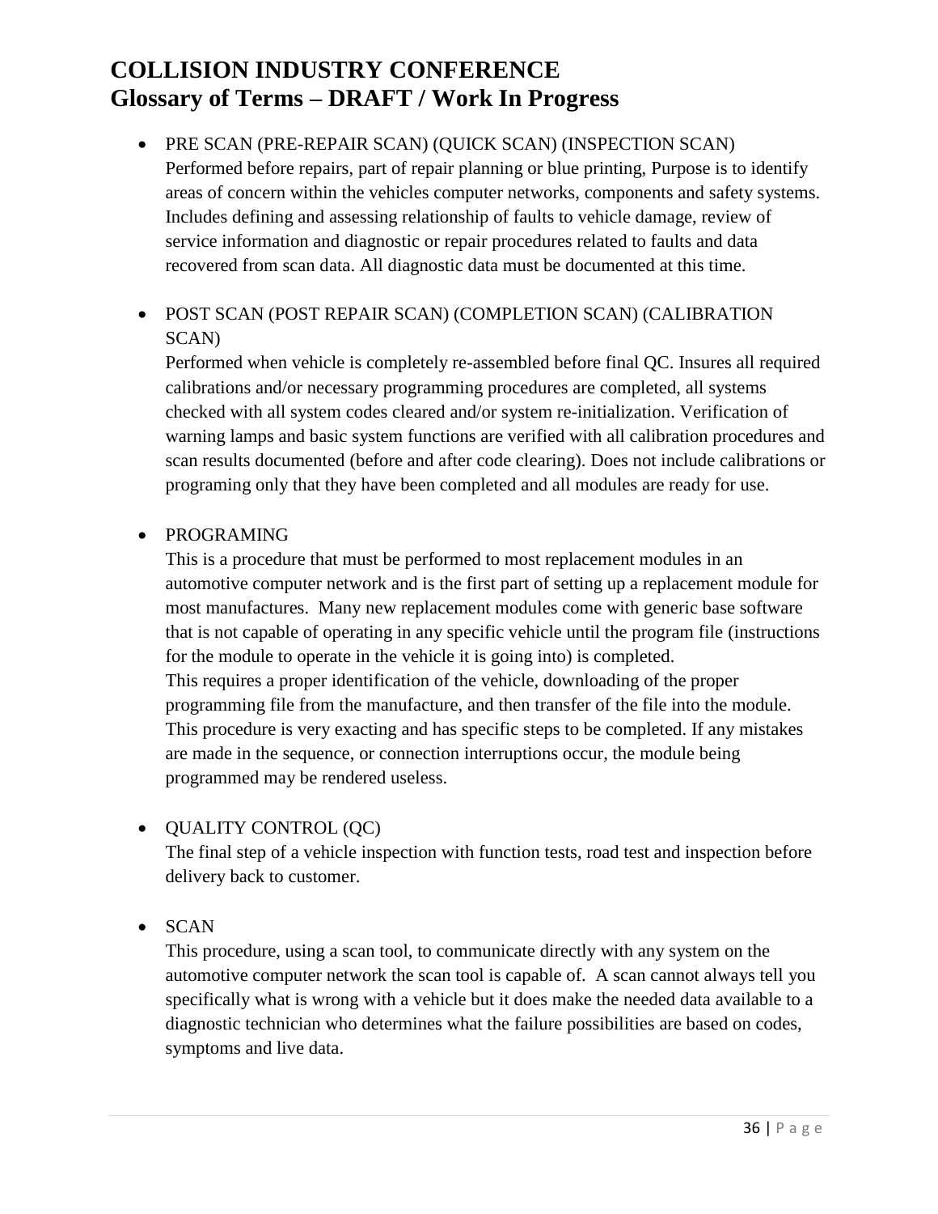# COLLISION INDUSTRY CONFERENCE
## Glossary of Terms – DRAFT / Work In Progress

- PRE SCAN (PRE-REPAIR SCAN) (QUICK SCAN) (INSPECTION SCAN)
  Performed before repairs, part of repair planning or blue printing, Purpose is to identify areas of concern within the vehicles computer networks, components and safety systems. Includes defining and assessing relationship of faults to vehicle damage, review of service information and diagnostic or repair procedures related to faults and data recovered from scan data. All diagnostic data must be documented at this time.

- POST SCAN (POST REPAIR SCAN) (COMPLETION SCAN) (CALIBRATION SCAN)
  Performed when vehicle is completely re-assembled before final QC. Insures all required calibrations and/or necessary programming procedures are completed, all systems checked with all system codes cleared and/or system re-initialization. Verification of warning lamps and basic system functions are verified with all calibration procedures and scan results documented (before and after code clearing). Does not include calibrations or programing only that they have been completed and all modules are ready for use.

- PROGRAMING
  This is a procedure that must be performed to most replacement modules in an automotive computer network and is the first part of setting up a replacement module for most manufactures. Many new replacement modules come with generic base software that is not capable of operating in any specific vehicle until the program file (instructions for the module to operate in the vehicle it is going into) is completed.
  This requires a proper identification of the vehicle, downloading of the proper programming file from the manufacture, and then transfer of the file into the module. This procedure is very exacting and has specific steps to be completed. If any mistakes are made in the sequence, or connection interruptions occur, the module being programmed may be rendered useless.

- QUALITY CONTROL (QC)
  The final step of a vehicle inspection with function tests, road test and inspection before delivery back to customer.

- SCAN
  This procedure, using a scan tool, to communicate directly with any system on the automotive computer network the scan tool is capable of. A scan cannot always tell you specifically what is wrong with a vehicle but it does make the needed data available to a diagnostic technician who determines what the failure possibilities are based on codes, symptoms and live data.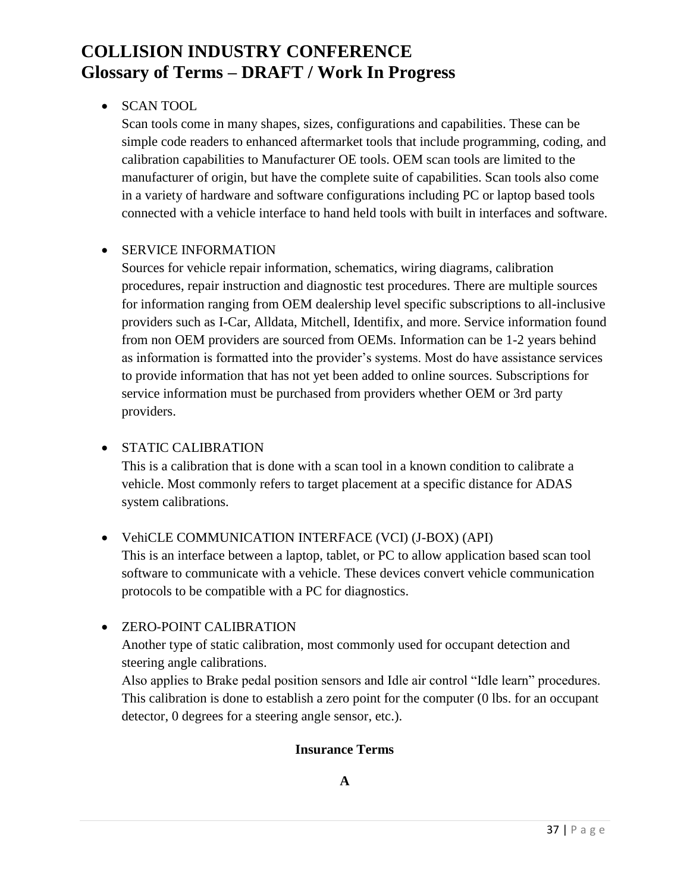- SCAN TOOL
  Scan tools come in many shapes, sizes, configurations and capabilities. These can be simple code readers to enhanced aftermarket tools that include programming, coding, and calibration capabilities to Manufacturer OE tools. OEM scan tools are limited to the manufacturer of origin, but have the complete suite of capabilities. Scan tools also come in a variety of hardware and software configurations including PC or laptop based tools connected with a vehicle interface to hand held tools with built in interfaces and software.

- SERVICE INFORMATION
  Sources for vehicle repair information, schematics, wiring diagrams, calibration procedures, repair instruction and diagnostic test procedures. There are multiple sources for information ranging from OEM dealership level specific subscriptions to all-inclusive providers such as I-Car, Alldata, Mitchell, Identifix, and more. Service information found from non OEM providers are sourced from OEMs. Information can be 1-2 years behind as information is formatted into the provider's systems. Most do have assistance services to provide information that has not yet been added to online sources. Subscriptions for service information must be purchased from providers whether OEM or 3rd party providers.

- STATIC CALIBRATION
  This is a calibration that is done with a scan tool in a known condition to calibrate a vehicle. Most commonly refers to target placement at a specific distance for ADAS system calibrations.

- VehiCLE COMMUNICATION INTERFACE (VCI) (J-BOX) (API)
  This is an interface between a laptop, tablet, or PC to allow application based scan tool software to communicate with a vehicle. These devices convert vehicle communication protocols to be compatible with a PC for diagnostics.

- ZERO-POINT CALIBRATION
  Another type of static calibration, most commonly used for occupant detection and steering angle calibrations.
  Also applies to Brake pedal position sensors and Idle air control "Idle learn" procedures. This calibration is done to establish a zero point for the computer (0 lbs. for an occupant detector, 0 degrees for a steering angle sensor, etc.).

## Insurance Terms

### A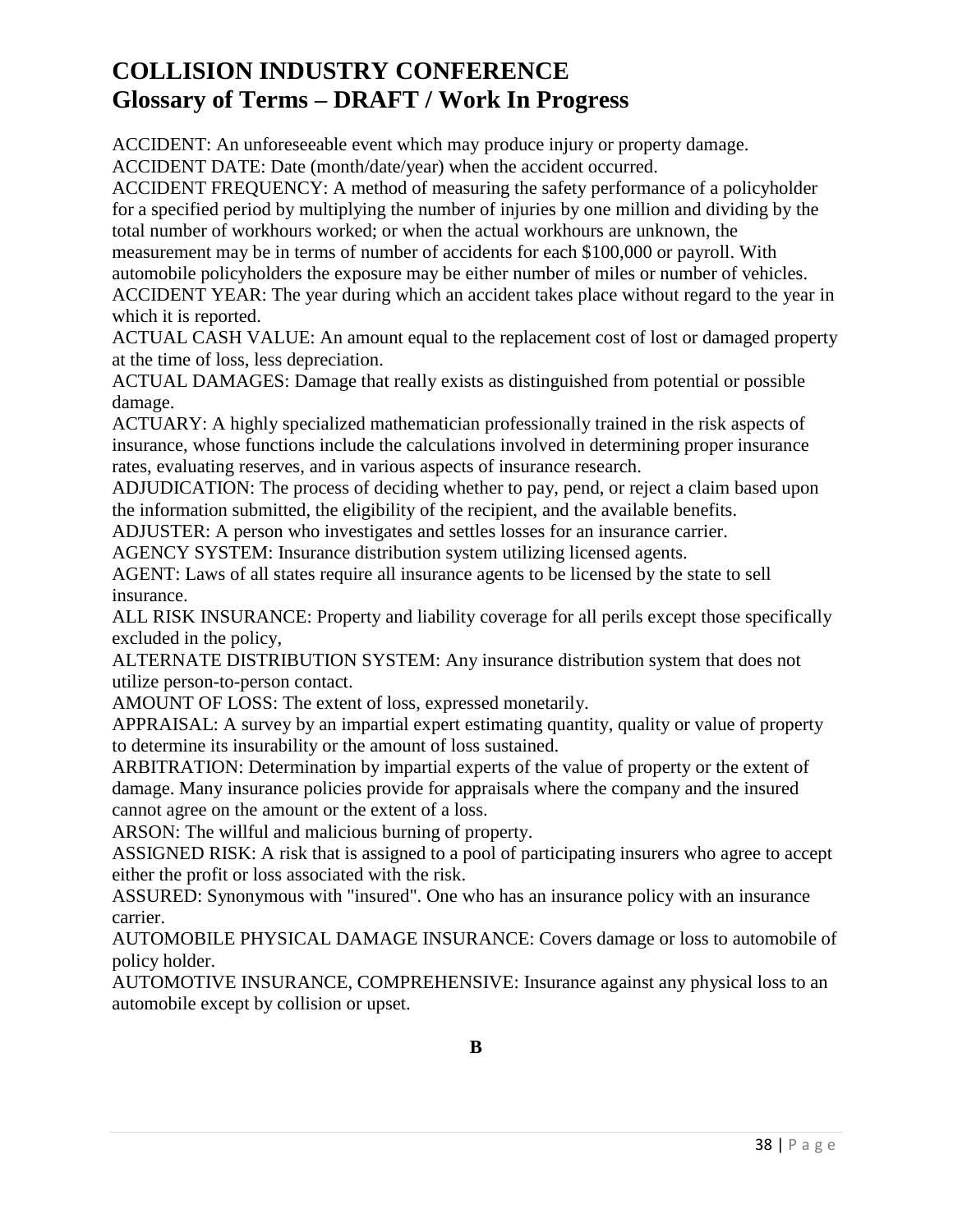# COLLISION INDUSTRY CONFERENCE
## Glossary of Terms – DRAFT / Work In Progress

ACCIDENT: An unforeseeable event which may produce injury or property damage.
ACCIDENT DATE: Date (month/date/year) when the accident occurred.
ACCIDENT FREQUENCY: A method of measuring the safety performance of a policyholder for a specified period by multiplying the number of injuries by one million and dividing by the total number of workhours worked; or when the actual workhours are unknown, the measurement may be in terms of number of accidents for each $100,000 or payroll. With automobile policyholders the exposure may be either number of miles or number of vehicles.
ACCIDENT YEAR: The year during which an accident takes place without regard to the year in which it is reported.
ACTUAL CASH VALUE: An amount equal to the replacement cost of lost or damaged property at the time of loss, less depreciation.
ACTUAL DAMAGES: Damage that really exists as distinguished from potential or possible damage.
ACTUARY: A highly specialized mathematician professionally trained in the risk aspects of insurance, whose functions include the calculations involved in determining proper insurance rates, evaluating reserves, and in various aspects of insurance research.
ADJUDICATION: The process of deciding whether to pay, pend, or reject a claim based upon the information submitted, the eligibility of the recipient, and the available benefits.
ADJUSTER: A person who investigates and settles losses for an insurance carrier.
AGENCY SYSTEM: Insurance distribution system utilizing licensed agents.
AGENT: Laws of all states require all insurance agents to be licensed by the state to sell insurance.
ALL RISK INSURANCE: Property and liability coverage for all perils except those specifically excluded in the policy,
ALTERNATE DISTRIBUTION SYSTEM: Any insurance distribution system that does not utilize person-to-person contact.
AMOUNT OF LOSS: The extent of loss, expressed monetarily.
APPRAISAL: A survey by an impartial expert estimating quantity, quality or value of property to determine its insurability or the amount of loss sustained.
ARBITRATION: Determination by impartial experts of the value of property or the extent of damage. Many insurance policies provide for appraisals where the company and the insured cannot agree on the amount or the extent of a loss.
ARSON: The willful and malicious burning of property.
ASSIGNED RISK: A risk that is assigned to a pool of participating insurers who agree to accept either the profit or loss associated with the risk.
ASSURED: Synonymous with "insured". One who has an insurance policy with an insurance carrier.
AUTOMOBILE PHYSICAL DAMAGE INSURANCE: Covers damage or loss to automobile of policy holder.
AUTOMOTIVE INSURANCE, COMPREHENSIVE: Insurance against any physical loss to an automobile except by collision or upset.

**B**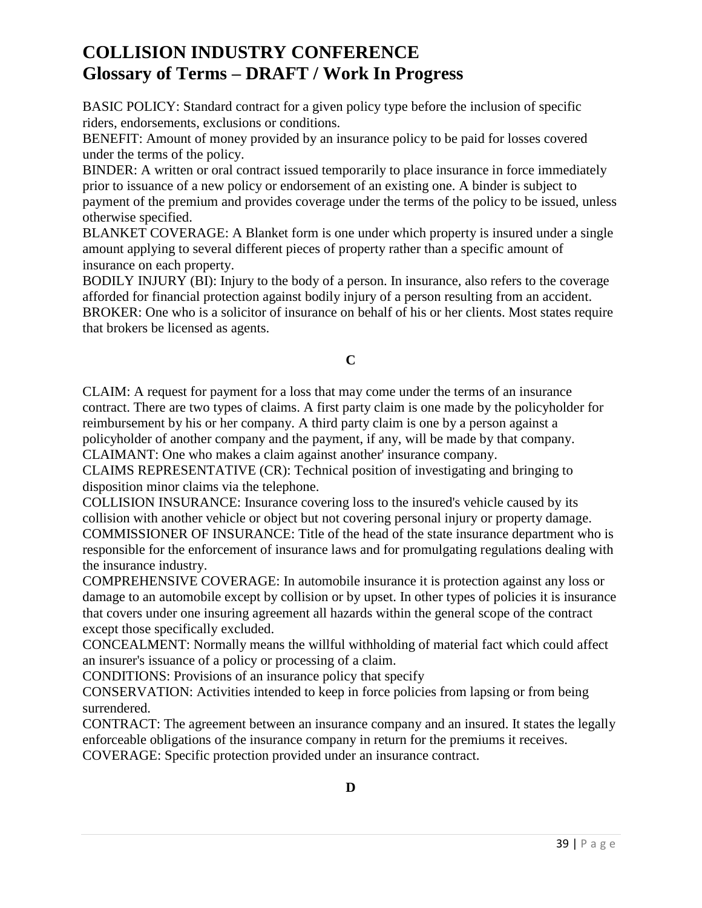# COLLISION INDUSTRY CONFERENCE
## Glossary of Terms – DRAFT / Work In Progress

BASIC POLICY: Standard contract for a given policy type before the inclusion of specific riders, endorsements, exclusions or conditions.
BENEFIT: Amount of money provided by an insurance policy to be paid for losses covered under the terms of the policy.
BINDER: A written or oral contract issued temporarily to place insurance in force immediately prior to issuance of a new policy or endorsement of an existing one. A binder is subject to payment of the premium and provides coverage under the terms of the policy to be issued, unless otherwise specified.
BLANKET COVERAGE: A Blanket form is one under which property is insured under a single amount applying to several different pieces of property rather than a specific amount of insurance on each property.
BODILY INJURY (BI): Injury to the body of a person. In insurance, also refers to the coverage afforded for financial protection against bodily injury of a person resulting from an accident.
BROKER: One who is a solicitor of insurance on behalf of his or her clients. Most states require that brokers be licensed as agents.

**C**

CLAIM: A request for payment for a loss that may come under the terms of an insurance contract. There are two types of claims. A first party claim is one made by the policyholder for reimbursement by his or her company. A third party claim is one by a person against a policyholder of another company and the payment, if any, will be made by that company.
CLAIMANT: One who makes a claim against another' insurance company.
CLAIMS REPRESENTATIVE (CR): Technical position of investigating and bringing to disposition minor claims via the telephone.
COLLISION INSURANCE: Insurance covering loss to the insured's vehicle caused by its collision with another vehicle or object but not covering personal injury or property damage.
COMMISSIONER OF INSURANCE: Title of the head of the state insurance department who is responsible for the enforcement of insurance laws and for promulgating regulations dealing with the insurance industry.
COMPREHENSIVE COVERAGE: In automobile insurance it is protection against any loss or damage to an automobile except by collision or by upset. In other types of policies it is insurance that covers under one insuring agreement all hazards within the general scope of the contract except those specifically excluded.
CONCEALMENT: Normally means the willful withholding of material fact which could affect an insurer's issuance of a policy or processing of a claim.
CONDITIONS: Provisions of an insurance policy that specify
CONSERVATION: Activities intended to keep in force policies from lapsing or from being surrendered.
CONTRACT: The agreement between an insurance company and an insured. It states the legally enforceable obligations of the insurance company in return for the premiums it receives.
COVERAGE: Specific protection provided under an insurance contract.

**D**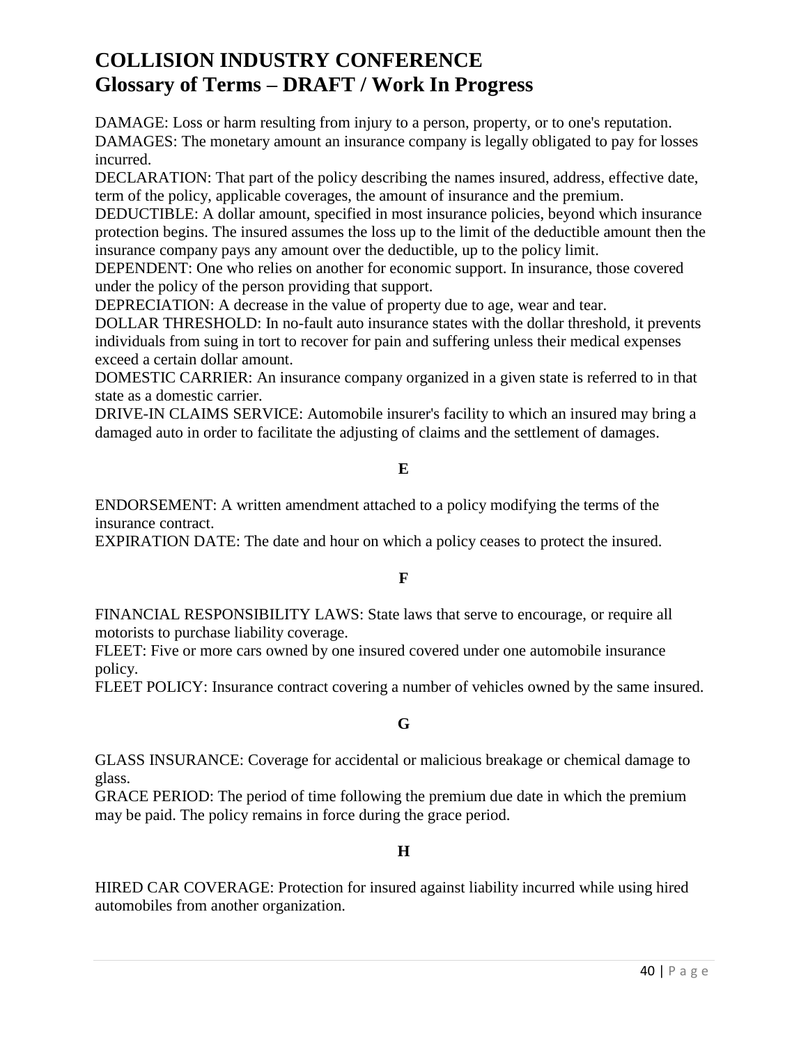# COLLISION INDUSTRY CONFERENCE
## Glossary of Terms – DRAFT / Work In Progress

DAMAGE: Loss or harm resulting from injury to a person, property, or to one's reputation.
DAMAGES: The monetary amount an insurance company is legally obligated to pay for losses incurred.
DECLARATION: That part of the policy describing the names insured, address, effective date, term of the policy, applicable coverages, the amount of insurance and the premium.
DEDUCTIBLE: A dollar amount, specified in most insurance policies, beyond which insurance protection begins. The insured assumes the loss up to the limit of the deductible amount then the insurance company pays any amount over the deductible, up to the policy limit.
DEPENDENT: One who relies on another for economic support. In insurance, those covered under the policy of the person providing that support.
DEPRECIATION: A decrease in the value of property due to age, wear and tear.
DOLLAR THRESHOLD: In no-fault auto insurance states with the dollar threshold, it prevents individuals from suing in tort to recover for pain and suffering unless their medical expenses exceed a certain dollar amount.
DOMESTIC CARRIER: An insurance company organized in a given state is referred to in that state as a domestic carrier.
DRIVE-IN CLAIMS SERVICE: Automobile insurer's facility to which an insured may bring a damaged auto in order to facilitate the adjusting of claims and the settlement of damages.

**E**

ENDORSEMENT: A written amendment attached to a policy modifying the terms of the insurance contract.
EXPIRATION DATE: The date and hour on which a policy ceases to protect the insured.

**F**

FINANCIAL RESPONSIBILITY LAWS: State laws that serve to encourage, or require all motorists to purchase liability coverage.
FLEET: Five or more cars owned by one insured covered under one automobile insurance policy.
FLEET POLICY: Insurance contract covering a number of vehicles owned by the same insured.

**G**

GLASS INSURANCE: Coverage for accidental or malicious breakage or chemical damage to glass.
GRACE PERIOD: The period of time following the premium due date in which the premium may be paid. The policy remains in force during the grace period.

**H**

HIRED CAR COVERAGE: Protection for insured against liability incurred while using hired automobiles from another organization.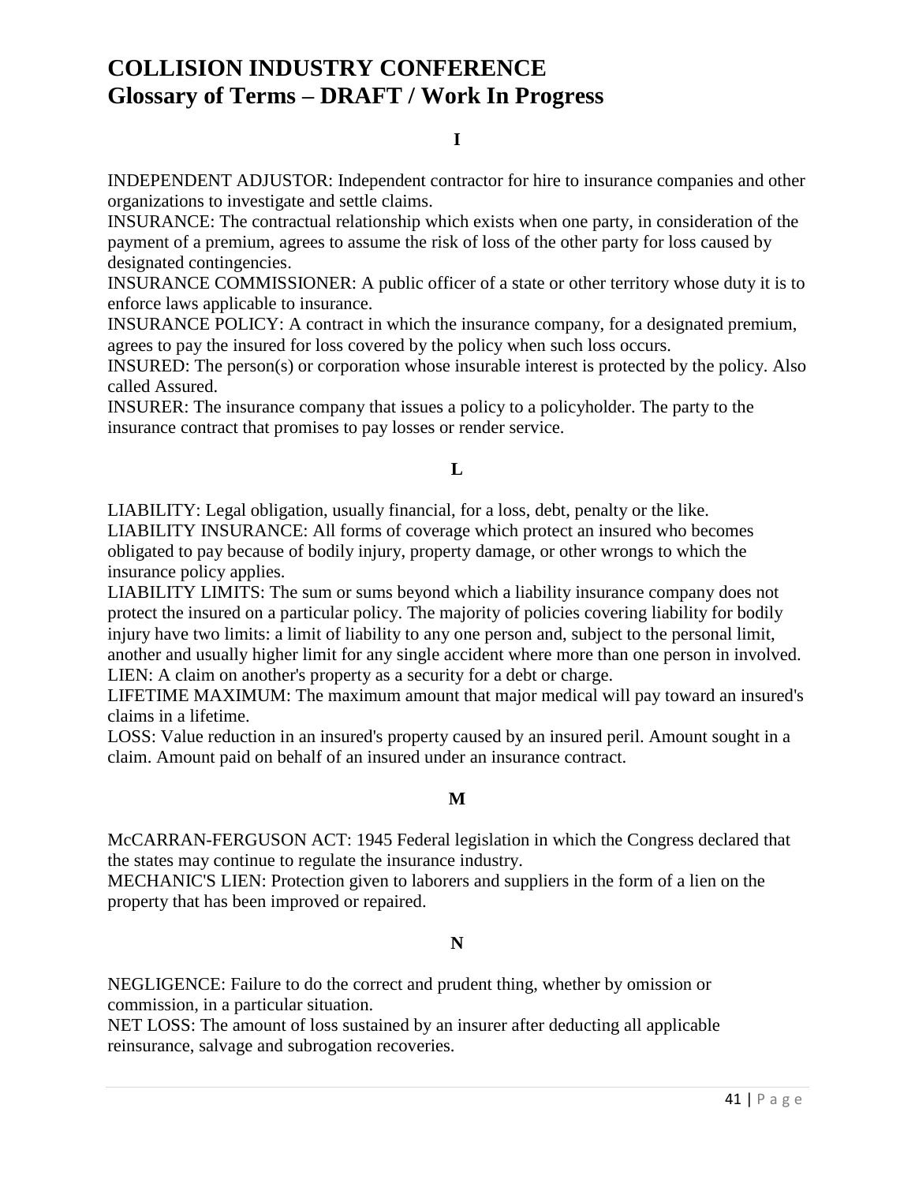# COLLISION INDUSTRY CONFERENCE
## Glossary of Terms – DRAFT / Work In Progress

### I

INDEPENDENT ADJUSTOR: Independent contractor for hire to insurance companies and other organizations to investigate and settle claims.

INSURANCE: The contractual relationship which exists when one party, in consideration of the payment of a premium, agrees to assume the risk of loss of the other party for loss caused by designated contingencies.

INSURANCE COMMISSIONER: A public officer of a state or other territory whose duty it is to enforce laws applicable to insurance.

INSURANCE POLICY: A contract in which the insurance company, for a designated premium, agrees to pay the insured for loss covered by the policy when such loss occurs.

INSURED: The person(s) or corporation whose insurable interest is protected by the policy. Also called Assured.

INSURER: The insurance company that issues a policy to a policyholder. The party to the insurance contract that promises to pay losses or render service.

### L

LIABILITY: Legal obligation, usually financial, for a loss, debt, penalty or the like.

LIABILITY INSURANCE: All forms of coverage which protect an insured who becomes obligated to pay because of bodily injury, property damage, or other wrongs to which the insurance policy applies.

LIABILITY LIMITS: The sum or sums beyond which a liability insurance company does not protect the insured on a particular policy. The majority of policies covering liability for bodily injury have two limits: a limit of liability to any one person and, subject to the personal limit, another and usually higher limit for any single accident where more than one person in involved.

LIEN: A claim on another's property as a security for a debt or charge.

LIFETIME MAXIMUM: The maximum amount that major medical will pay toward an insured's claims in a lifetime.

LOSS: Value reduction in an insured's property caused by an insured peril. Amount sought in a claim. Amount paid on behalf of an insured under an insurance contract.

### M

McCARRAN-FERGUSON ACT: 1945 Federal legislation in which the Congress declared that the states may continue to regulate the insurance industry.

MECHANIC'S LIEN: Protection given to laborers and suppliers in the form of a lien on the property that has been improved or repaired.

### N

NEGLIGENCE: Failure to do the correct and prudent thing, whether by omission or commission, in a particular situation.

NET LOSS: The amount of loss sustained by an insurer after deducting all applicable reinsurance, salvage and subrogation recoveries.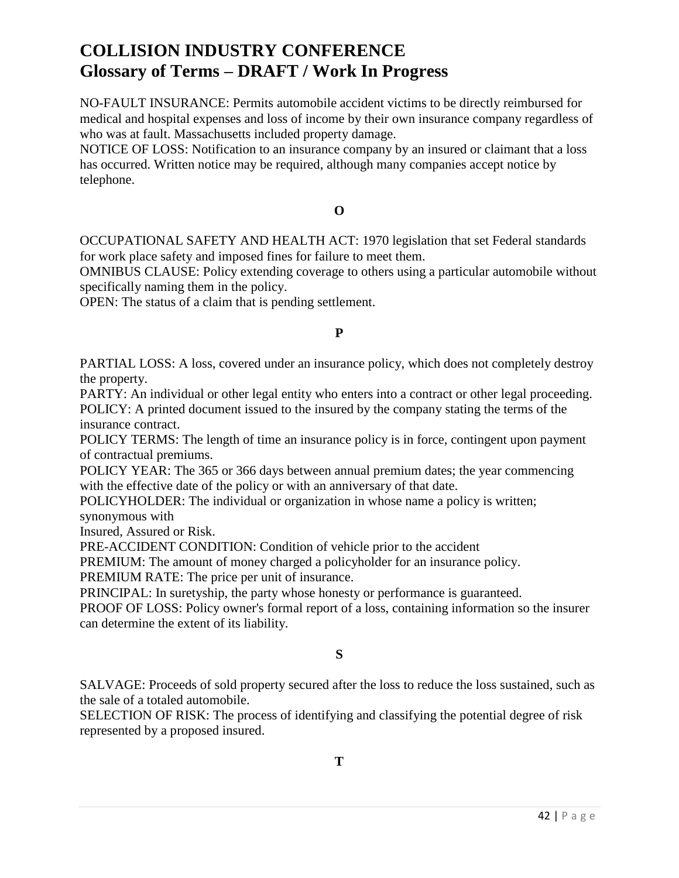# COLLISION INDUSTRY CONFERENCE
## Glossary of Terms – DRAFT / Work In Progress

NO-FAULT INSURANCE: Permits automobile accident victims to be directly reimbursed for medical and hospital expenses and loss of income by their own insurance company regardless of who was at fault. Massachusetts included property damage.
NOTICE OF LOSS: Notification to an insurance company by an insured or claimant that a loss has occurred. Written notice may be required, although many companies accept notice by telephone.

**O**

OCCUPATIONAL SAFETY AND HEALTH ACT: 1970 legislation that set Federal standards for work place safety and imposed fines for failure to meet them.
OMNIBUS CLAUSE: Policy extending coverage to others using a particular automobile without specifically naming them in the policy.
OPEN: The status of a claim that is pending settlement.

**P**

PARTIAL LOSS: A loss, covered under an insurance policy, which does not completely destroy the property.
PARTY: An individual or other legal entity who enters into a contract or other legal proceeding.
POLICY: A printed document issued to the insured by the company stating the terms of the insurance contract.
POLICY TERMS: The length of time an insurance policy is in force, contingent upon payment of contractual premiums.
POLICY YEAR: The 365 or 366 days between annual premium dates; the year commencing with the effective date of the policy or with an anniversary of that date.
POLICYHOLDER: The individual or organization in whose name a policy is written; synonymous with
Insured, Assured or Risk.
PRE-ACCIDENT CONDITION: Condition of vehicle prior to the accident
PREMIUM: The amount of money charged a policyholder for an insurance policy.
PREMIUM RATE: The price per unit of insurance.
PRINCIPAL: In suretyship, the party whose honesty or performance is guaranteed.
PROOF OF LOSS: Policy owner's formal report of a loss, containing information so the insurer can determine the extent of its liability.

**S**

SALVAGE: Proceeds of sold property secured after the loss to reduce the loss sustained, such as the sale of a totaled automobile.
SELECTION OF RISK: The process of identifying and classifying the potential degree of risk represented by a proposed insured.

**T**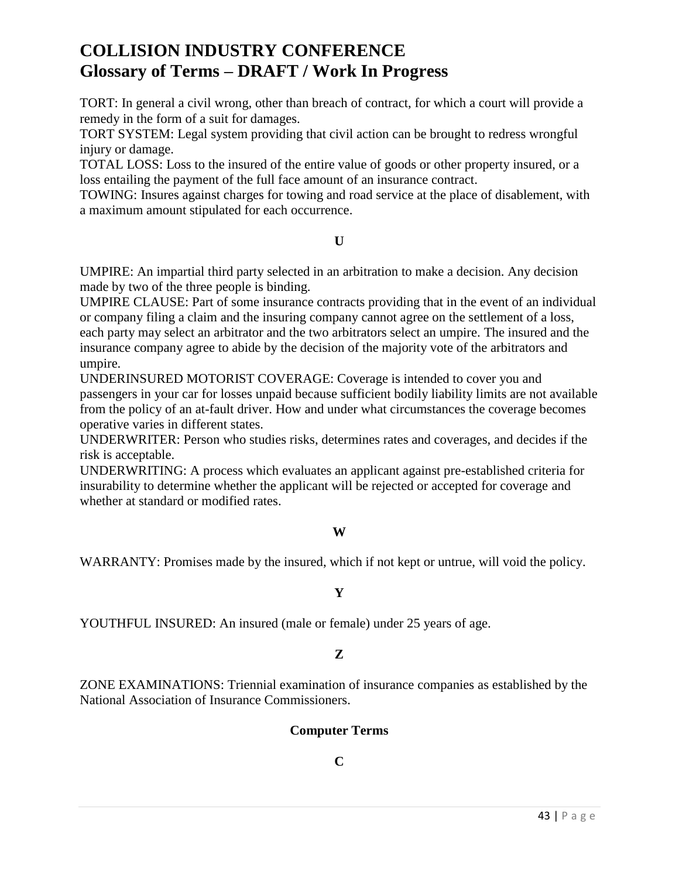# COLLISION INDUSTRY CONFERENCE
# Glossary of Terms – DRAFT / Work In Progress

TORT: In general a civil wrong, other than breach of contract, for which a court will provide a remedy in the form of a suit for damages.
TORT SYSTEM: Legal system providing that civil action can be brought to redress wrongful injury or damage.
TOTAL LOSS: Loss to the insured of the entire value of goods or other property insured, or a loss entailing the payment of the full face amount of an insurance contract.
TOWING: Insures against charges for towing and road service at the place of disablement, with a maximum amount stipulated for each occurrence.

**U**

UMPIRE: An impartial third party selected in an arbitration to make a decision. Any decision made by two of the three people is binding.
UMPIRE CLAUSE: Part of some insurance contracts providing that in the event of an individual or company filing a claim and the insuring company cannot agree on the settlement of a loss, each party may select an arbitrator and the two arbitrators select an umpire. The insured and the insurance company agree to abide by the decision of the majority vote of the arbitrators and umpire.
UNDERINSURED MOTORIST COVERAGE: Coverage is intended to cover you and passengers in your car for losses unpaid because sufficient bodily liability limits are not available from the policy of an at-fault driver. How and under what circumstances the coverage becomes operative varies in different states.
UNDERWRITER: Person who studies risks, determines rates and coverages, and decides if the risk is acceptable.
UNDERWRITING: A process which evaluates an applicant against pre-established criteria for insurability to determine whether the applicant will be rejected or accepted for coverage and whether at standard or modified rates.

**W**

WARRANTY: Promises made by the insured, which if not kept or untrue, will void the policy.

**Y**

YOUTHFUL INSURED: An insured (male or female) under 25 years of age.

**Z**

ZONE EXAMINATIONS: Triennial examination of insurance companies as established by the National Association of Insurance Commissioners.

## Computer Terms

**C**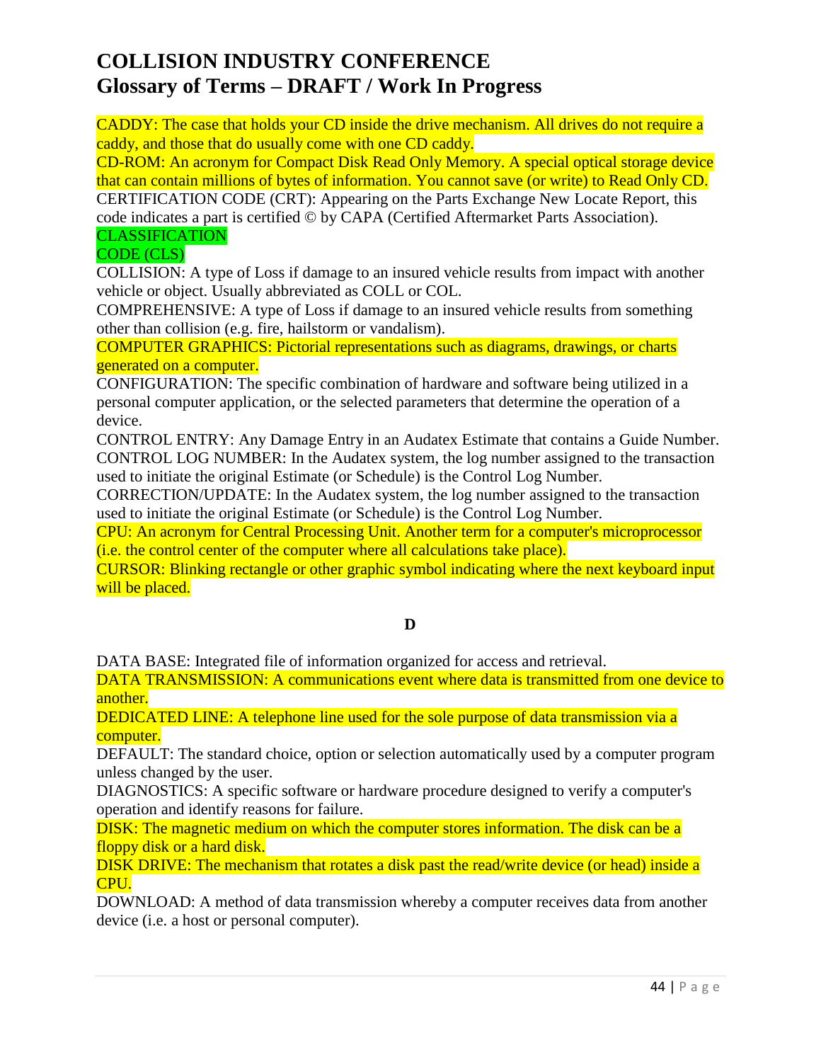# COLLISION INDUSTRY CONFERENCE
## Glossary of Terms – DRAFT / Work In Progress

CADDY: The case that holds your CD inside the drive mechanism. All drives do not require a caddy, and those that do usually come with one CD caddy.

CD-ROM: An acronym for Compact Disk Read Only Memory. A special optical storage device that can contain millions of bytes of information. You cannot save (or write) to Read Only CD.

CERTIFICATION CODE (CRT): Appearing on the Parts Exchange New Locate Report, this code indicates a part is certified © by CAPA (Certified Aftermarket Parts Association).

CLASSIFICATION CODE (CLS)

COLLISION: A type of Loss if damage to an insured vehicle results from impact with another vehicle or object. Usually abbreviated as COLL or COL.

COMPREHENSIVE: A type of Loss if damage to an insured vehicle results from something other than collision (e.g. fire, hailstorm or vandalism).

COMPUTER GRAPHICS: Pictorial representations such as diagrams, drawings, or charts generated on a computer.

CONFIGURATION: The specific combination of hardware and software being utilized in a personal computer application, or the selected parameters that determine the operation of a device.

CONTROL ENTRY: Any Damage Entry in an Audatex Estimate that contains a Guide Number.

CONTROL LOG NUMBER: In the Audatex system, the log number assigned to the transaction used to initiate the original Estimate (or Schedule) is the Control Log Number.

CORRECTION/UPDATE: In the Audatex system, the log number assigned to the transaction used to initiate the original Estimate (or Schedule) is the Control Log Number.

CPU: An acronym for Central Processing Unit. Another term for a computer's microprocessor (i.e. the control center of the computer where all calculations take place).

CURSOR: Blinking rectangle or other graphic symbol indicating where the next keyboard input will be placed.

**D**

DATA BASE: Integrated file of information organized for access and retrieval.

DATA TRANSMISSION: A communications event where data is transmitted from one device to another.

DEDICATED LINE: A telephone line used for the sole purpose of data transmission via a computer.

DEFAULT: The standard choice, option or selection automatically used by a computer program unless changed by the user.

DIAGNOSTICS: A specific software or hardware procedure designed to verify a computer's operation and identify reasons for failure.

DISK: The magnetic medium on which the computer stores information. The disk can be a floppy disk or a hard disk.

DISK DRIVE: The mechanism that rotates a disk past the read/write device (or head) inside a CPU.

DOWNLOAD: A method of data transmission whereby a computer receives data from another device (i.e. a host or personal computer).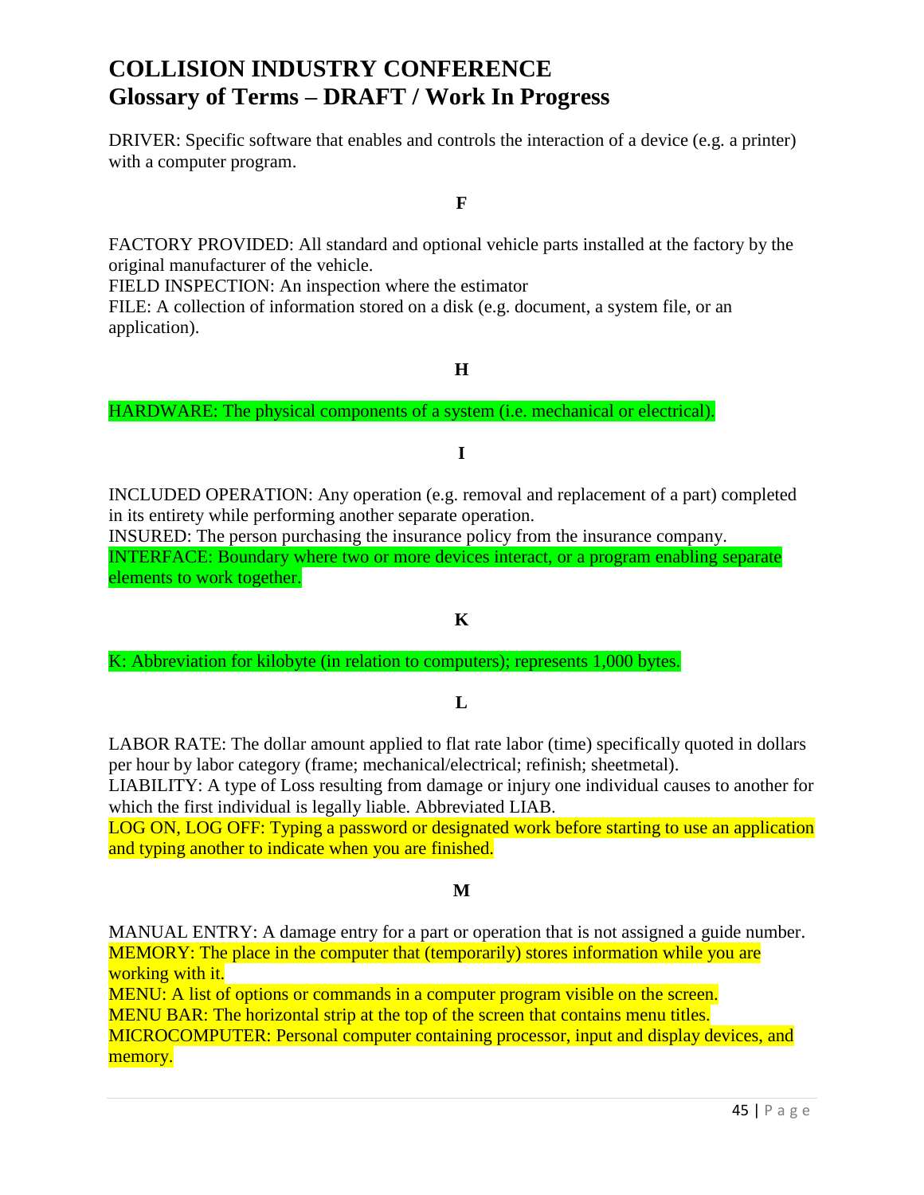# COLLISION INDUSTRY CONFERENCE
## Glossary of Terms – DRAFT / Work In Progress

DRIVER: Specific software that enables and controls the interaction of a device (e.g. a printer) with a computer program.

**F**

FACTORY PROVIDED: All standard and optional vehicle parts installed at the factory by the original manufacturer of the vehicle.
FIELD INSPECTION: An inspection where the estimator
FILE: A collection of information stored on a disk (e.g. document, a system file, or an application).

**H**

HARDWARE: The physical components of a system (i.e. mechanical or electrical).

**I**

INCLUDED OPERATION: Any operation (e.g. removal and replacement of a part) completed in its entirety while performing another separate operation.
INSURED: The person purchasing the insurance policy from the insurance company.
INTERFACE: Boundary where two or more devices interact, or a program enabling separate elements to work together.

**K**

K: Abbreviation for kilobyte (in relation to computers); represents 1,000 bytes.

**L**

LABOR RATE: The dollar amount applied to flat rate labor (time) specifically quoted in dollars per hour by labor category (frame; mechanical/electrical; refinish; sheetmetal).
LIABILITY: A type of Loss resulting from damage or injury one individual causes to another for which the first individual is legally liable. Abbreviated LIAB.
LOG ON, LOG OFF: Typing a password or designated work before starting to use an application and typing another to indicate when you are finished.

**M**

MANUAL ENTRY: A damage entry for a part or operation that is not assigned a guide number.
MEMORY: The place in the computer that (temporarily) stores information while you are working with it.
MENU: A list of options or commands in a computer program visible on the screen.
MENU BAR: The horizontal strip at the top of the screen that contains menu titles.
MICROCOMPUTER: Personal computer containing processor, input and display devices, and memory.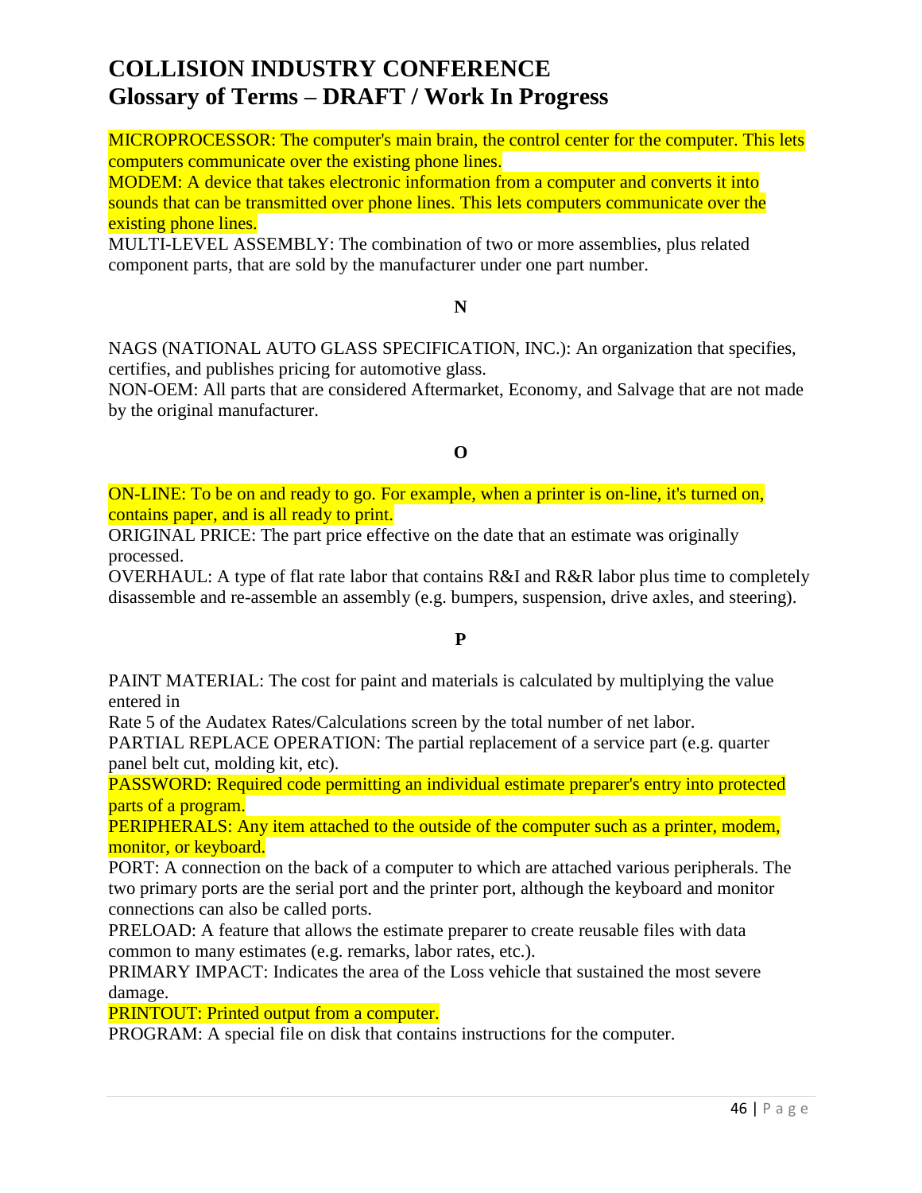# COLLISION INDUSTRY CONFERENCE
## Glossary of Terms – DRAFT / Work In Progress

MICROPROCESSOR: The computer's main brain, the control center for the computer. This lets computers communicate over the existing phone lines.
MODEM: A device that takes electronic information from a computer and converts it into sounds that can be transmitted over phone lines. This lets computers communicate over the existing phone lines.
MULTI-LEVEL ASSEMBLY: The combination of two or more assemblies, plus related component parts, that are sold by the manufacturer under one part number.

**N**

NAGS (NATIONAL AUTO GLASS SPECIFICATION, INC.): An organization that specifies, certifies, and publishes pricing for automotive glass.
NON-OEM: All parts that are considered Aftermarket, Economy, and Salvage that are not made by the original manufacturer.

**O**

ON-LINE: To be on and ready to go. For example, when a printer is on-line, it's turned on, contains paper, and is all ready to print.
ORIGINAL PRICE: The part price effective on the date that an estimate was originally processed.
OVERHAUL: A type of flat rate labor that contains R&I and R&R labor plus time to completely disassemble and re-assemble an assembly (e.g. bumpers, suspension, drive axles, and steering).

**P**

PAINT MATERIAL: The cost for paint and materials is calculated by multiplying the value entered in
Rate 5 of the Audatex Rates/Calculations screen by the total number of net labor.
PARTIAL REPLACE OPERATION: The partial replacement of a service part (e.g. quarter panel belt cut, molding kit, etc).
PASSWORD: Required code permitting an individual estimate preparer's entry into protected parts of a program.
PERIPHERALS: Any item attached to the outside of the computer such as a printer, modem, monitor, or keyboard.
PORT: A connection on the back of a computer to which are attached various peripherals. The two primary ports are the serial port and the printer port, although the keyboard and monitor connections can also be called ports.
PRELOAD: A feature that allows the estimate preparer to create reusable files with data common to many estimates (e.g. remarks, labor rates, etc.).
PRIMARY IMPACT: Indicates the area of the Loss vehicle that sustained the most severe damage.
PRINTOUT: Printed output from a computer.
PROGRAM: A special file on disk that contains instructions for the computer.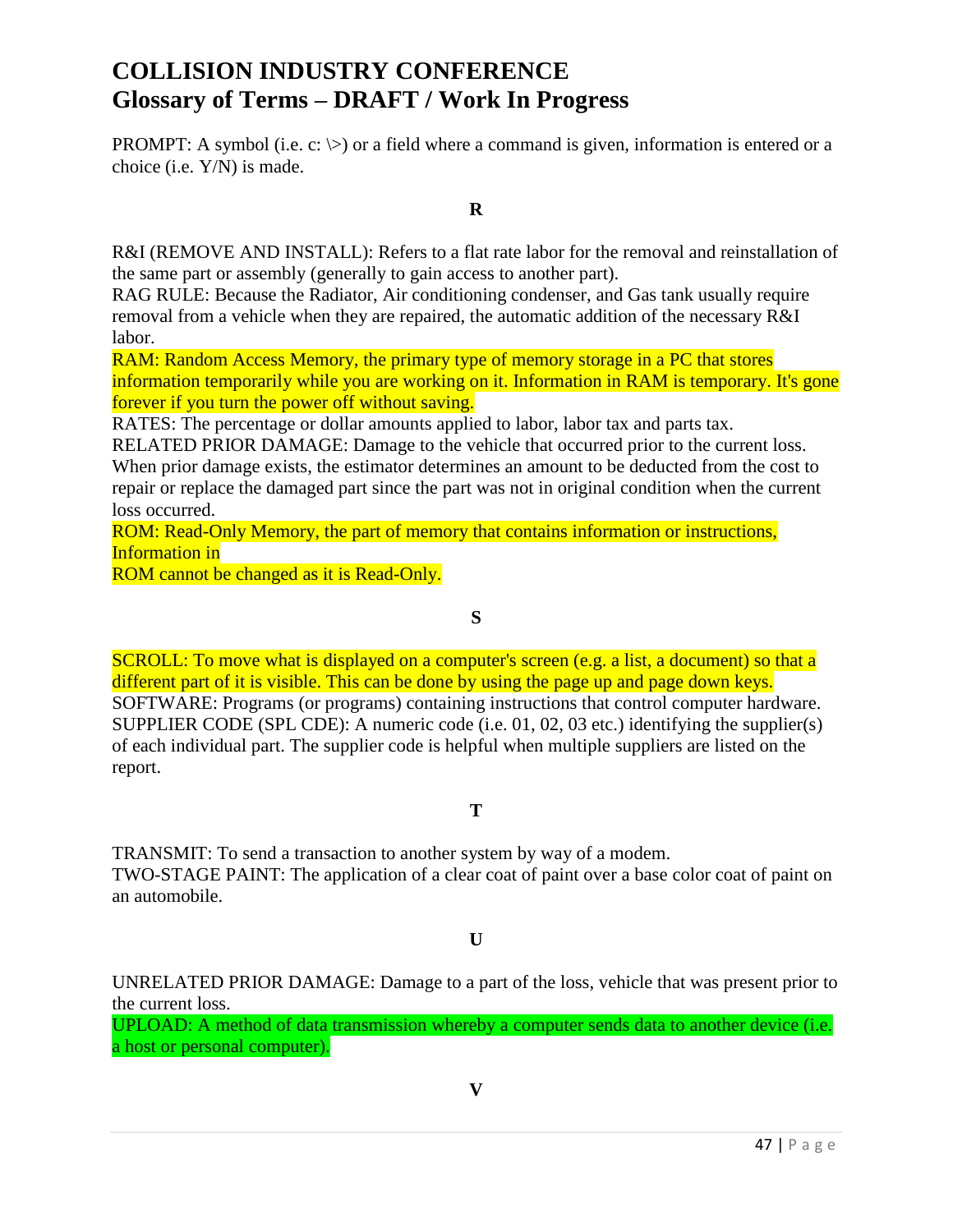# COLLISION INDUSTRY CONFERENCE
# Glossary of Terms – DRAFT / Work In Progress

PROMPT: A symbol (i.e. c: \>) or a field where a command is given, information is entered or a choice (i.e. Y/N) is made.

**R**

R&I (REMOVE AND INSTALL): Refers to a flat rate labor for the removal and reinstallation of the same part or assembly (generally to gain access to another part).

RAG RULE: Because the Radiator, Air conditioning condenser, and Gas tank usually require removal from a vehicle when they are repaired, the automatic addition of the necessary R&I labor.

RAM: Random Access Memory, the primary type of memory storage in a PC that stores information temporarily while you are working on it. Information in RAM is temporary. It's gone forever if you turn the power off without saving.

RATES: The percentage or dollar amounts applied to labor, labor tax and parts tax.

RELATED PRIOR DAMAGE: Damage to the vehicle that occurred prior to the current loss. When prior damage exists, the estimator determines an amount to be deducted from the cost to repair or replace the damaged part since the part was not in original condition when the current loss occurred.

ROM: Read-Only Memory, the part of memory that contains information or instructions, Information in
ROM cannot be changed as it is Read-Only.

**S**

SCROLL: To move what is displayed on a computer's screen (e.g. a list, a document) so that a different part of it is visible. This can be done by using the page up and page down keys.

SOFTWARE: Programs (or programs) containing instructions that control computer hardware.

SUPPLIER CODE (SPL CDE): A numeric code (i.e. 01, 02, 03 etc.) identifying the supplier(s) of each individual part. The supplier code is helpful when multiple suppliers are listed on the report.

**T**

TRANSMIT: To send a transaction to another system by way of a modem.

TWO-STAGE PAINT: The application of a clear coat of paint over a base color coat of paint on an automobile.

**U**

UNRELATED PRIOR DAMAGE: Damage to a part of the loss, vehicle that was present prior to the current loss.

UPLOAD: A method of data transmission whereby a computer sends data to another device (i.e. a host or personal computer).

**V**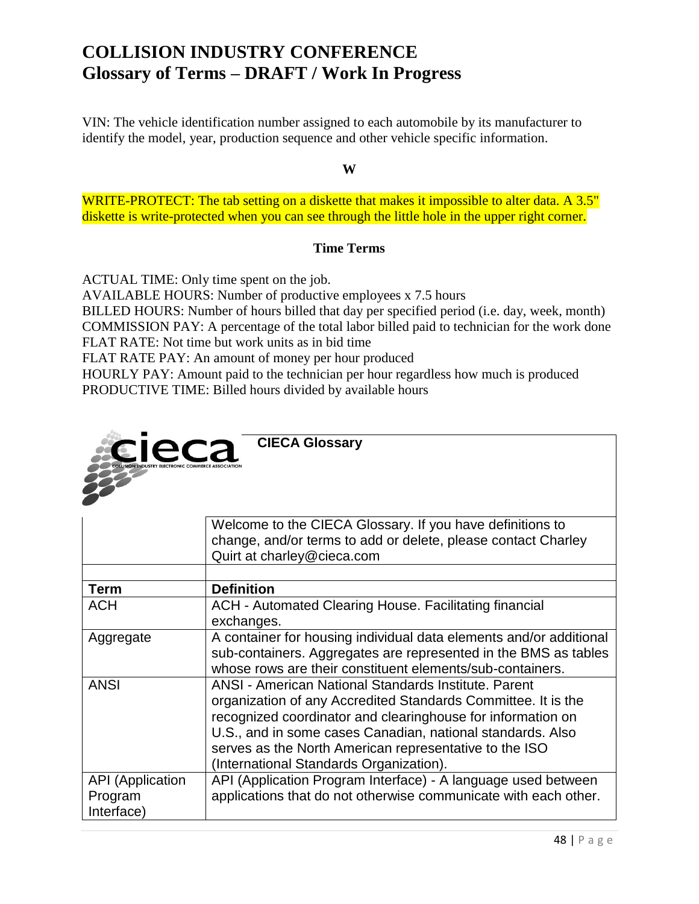# COLLISION INDUSTRY CONFERENCE
## Glossary of Terms – DRAFT / Work In Progress

VIN: The vehicle identification number assigned to each automobile by its manufacturer to identify the model, year, production sequence and other vehicle specific information.

**W**

WRITE-PROTECT: The tab setting on a diskette that makes it impossible to alter data. A 3.5" diskette is write-protected when you can see through the little hole in the upper right corner.

**Time Terms**

ACTUAL TIME: Only time spent on the job.
AVAILABLE HOURS: Number of productive employees x 7.5 hours
BILLED HOURS: Number of hours billed that day per specified period (i.e. day, week, month)
COMMISSION PAY: A percentage of the total labor billed paid to technician for the work done
FLAT RATE: Not time but work units as in bid time
FLAT RATE PAY: An amount of money per hour produced
HOURLY PAY: Amount paid to the technician per hour regardless how much is produced
PRODUCTIVE TIME: Billed hours divided by available hours

**CIECA Glossary**

| | Welcome to the CIECA Glossary. If you have definitions to change, and/or terms to add or delete, please contact Charley Quirt at charley@cieca.com |
|---|---|
| | |
| **Term** | **Definition** |
| ACH | ACH - Automated Clearing House. Facilitating financial exchanges. |
| Aggregate | A container for housing individual data elements and/or additional sub-containers. Aggregates are represented in the BMS as tables whose rows are their constituent elements/sub-containers. |
| ANSI | ANSI - American National Standards Institute. Parent organization of any Accredited Standards Committee. It is the recognized coordinator and clearinghouse for information on U.S., and in some cases Canadian, national standards. Also serves as the North American representative to the ISO (International Standards Organization). |
| API (Application Program Interface) | API (Application Program Interface) - A language used between applications that do not otherwise communicate with each other. |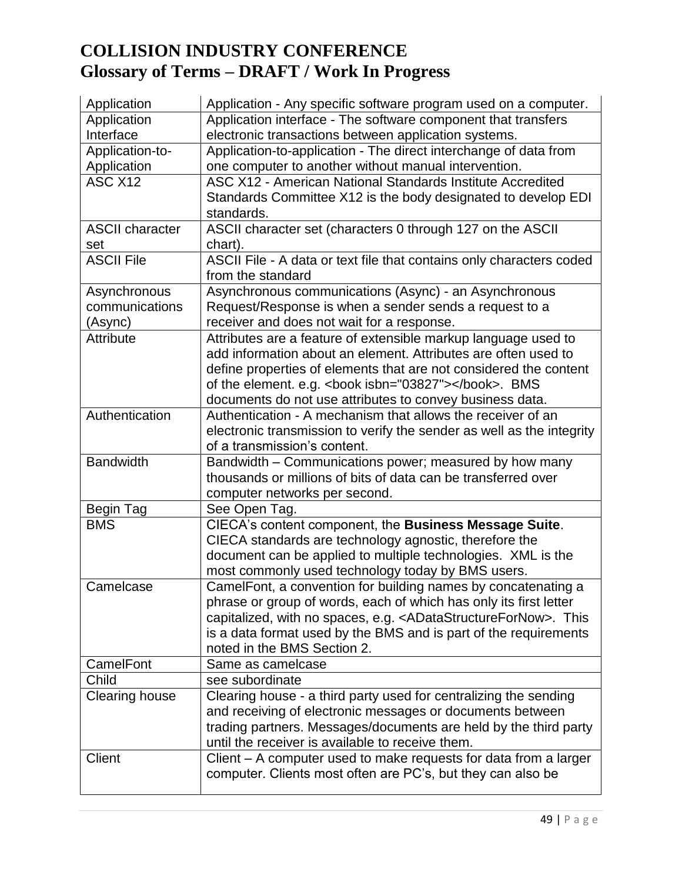# COLLISION INDUSTRY CONFERENCE
## Glossary of Terms – DRAFT / Work In Progress

| | |
|---|---|
| Application | Application - Any specific software program used on a computer. |
| Application Interface | Application interface - The software component that transfers electronic transactions between application systems. |
| Application-to-Application | Application-to-application - The direct interchange of data from one computer to another without manual intervention. |
| ASC X12 | ASC X12 - American National Standards Institute Accredited Standards Committee X12 is the body designated to develop EDI standards. |
| ASCII character set | ASCII character set (characters 0 through 127 on the ASCII chart). |
| ASCII File | ASCII File - A data or text file that contains only characters coded from the standard |
| Asynchronous communications (Async) | Asynchronous communications (Async) - an Asynchronous Request/Response is when a sender sends a request to a receiver and does not wait for a response. |
| Attribute | Attributes are a feature of extensible markup language used to add information about an element. Attributes are often used to define properties of elements that are not considered the content of the element. e.g. <book isbn="03827"></book>. BMS documents do not use attributes to convey business data. |
| Authentication | Authentication - A mechanism that allows the receiver of an electronic transmission to verify the sender as well as the integrity of a transmission's content. |
| Bandwidth | Bandwidth – Communications power; measured by how many thousands or millions of bits of data can be transferred over computer networks per second. |
| Begin Tag | See Open Tag. |
| BMS | CIECA's content component, the **Business Message Suite**. CIECA standards are technology agnostic, therefore the document can be applied to multiple technologies. XML is the most commonly used technology today by BMS users. |
| Camelcase | CamelFont, a convention for building names by concatenating a phrase or group of words, each of which has only its first letter capitalized, with no spaces, e.g. <ADataStructureForNow>. This is a data format used by the BMS and is part of the requirements noted in the BMS Section 2. |
| CamelFont | Same as camelcase |
| Child | see subordinate |
| Clearing house | Clearing house - a third party used for centralizing the sending and receiving of electronic messages or documents between trading partners. Messages/documents are held by the third party until the receiver is available to receive them. |
| Client | Client – A computer used to make requests for data from a larger computer. Clients most often are PC's, but they can also be |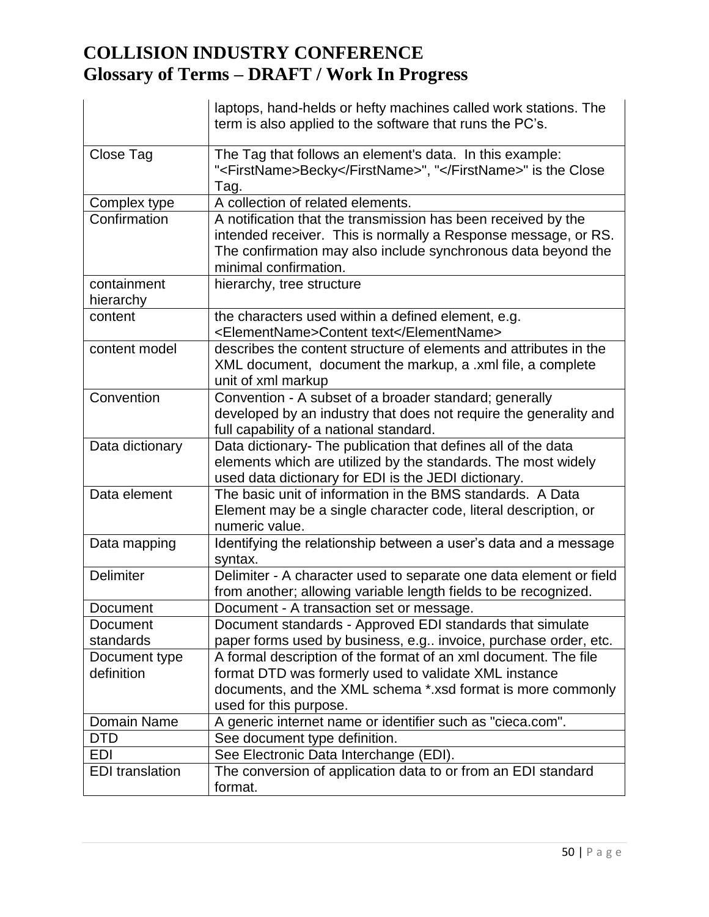| | |
|---|---|
| | laptops, hand-helds or hefty machines called work stations. The term is also applied to the software that runs the PC's. |
| Close Tag | The Tag that follows an element's data. In this example: "<FirstName>Becky</FirstName>", "</FirstName>" is the Close Tag. |
| Complex type | A collection of related elements. |
| Confirmation | A notification that the transmission has been received by the intended receiver. This is normally a Response message, or RS. The confirmation may also include synchronous data beyond the minimal confirmation. |
| containment hierarchy | hierarchy, tree structure |
| content | the characters used within a defined element, e.g. <ElementName>Content text</ElementName> |
| content model | describes the content structure of elements and attributes in the XML document, document the markup, a .xml file, a complete unit of xml markup |
| Convention | Convention - A subset of a broader standard; generally developed by an industry that does not require the generality and full capability of a national standard. |
| Data dictionary | Data dictionary- The publication that defines all of the data elements which are utilized by the standards. The most widely used data dictionary for EDI is the JEDI dictionary. |
| Data element | The basic unit of information in the BMS standards. A Data Element may be a single character code, literal description, or numeric value. |
| Data mapping | Identifying the relationship between a user's data and a message syntax. |
| Delimiter | Delimiter - A character used to separate one data element or field from another; allowing variable length fields to be recognized. |
| Document | Document - A transaction set or message. |
| Document standards | Document standards - Approved EDI standards that simulate paper forms used by business, e.g.. invoice, purchase order, etc. |
| Document type definition | A formal description of the format of an xml document. The file format DTD was formerly used to validate XML instance documents, and the XML schema *.xsd format is more commonly used for this purpose. |
| Domain Name | A generic internet name or identifier such as "cieca.com". |
| DTD | See document type definition. |
| EDI | See Electronic Data Interchange (EDI). |
| EDI translation | The conversion of application data to or from an EDI standard format. |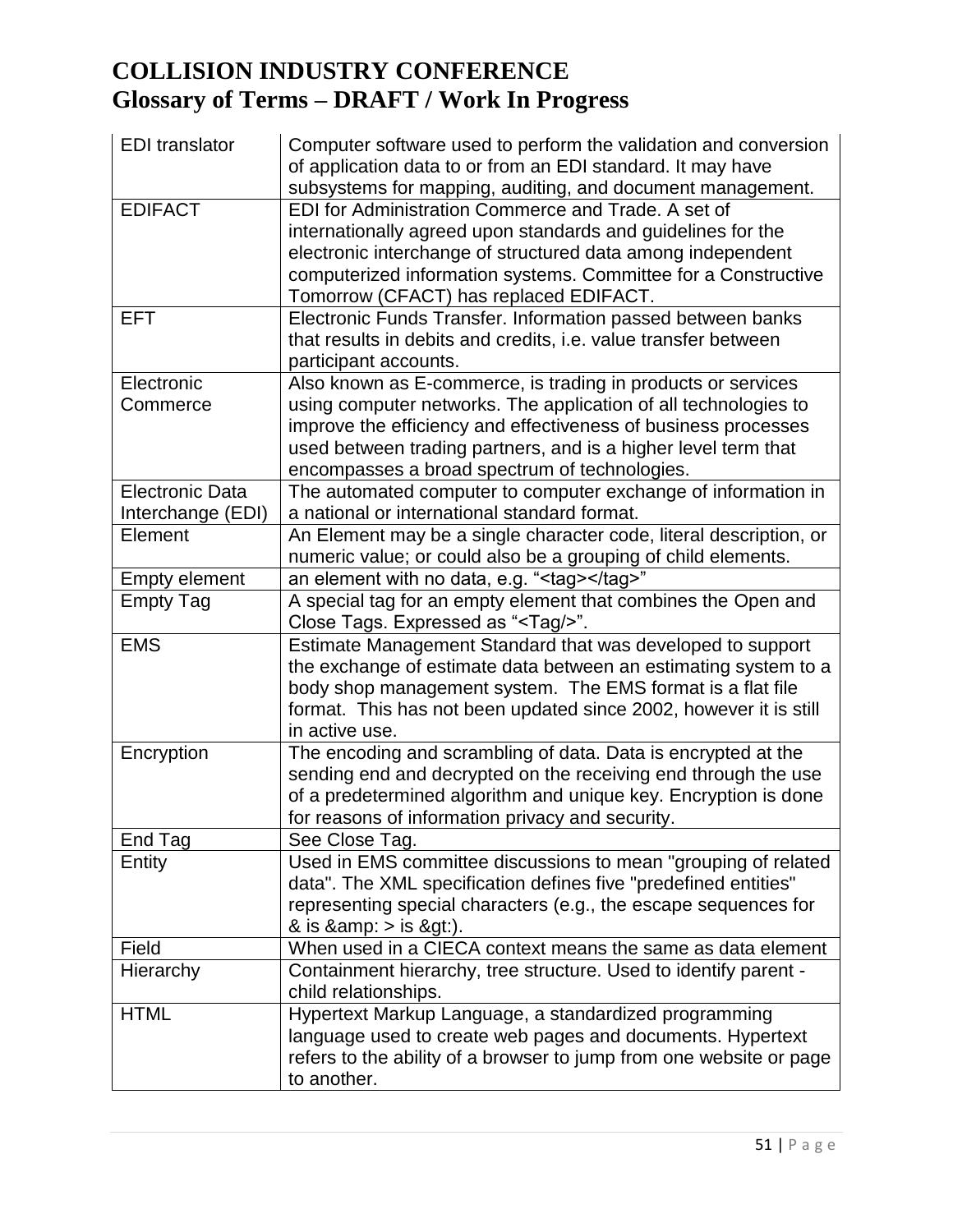# COLLISION INDUSTRY CONFERENCE
## Glossary of Terms – DRAFT / Work In Progress

| | |
|---|---|
| EDI translator | Computer software used to perform the validation and conversion of application data to or from an EDI standard. It may have subsystems for mapping, auditing, and document management. |
| EDIFACT | EDI for Administration Commerce and Trade. A set of internationally agreed upon standards and guidelines for the electronic interchange of structured data among independent computerized information systems. Committee for a Constructive Tomorrow (CFACT) has replaced EDIFACT. |
| EFT | Electronic Funds Transfer. Information passed between banks that results in debits and credits, i.e. value transfer between participant accounts. |
| Electronic Commerce | Also known as E-commerce, is trading in products or services using computer networks. The application of all technologies to improve the efficiency and effectiveness of business processes used between trading partners, and is a higher level term that encompasses a broad spectrum of technologies. |
| Electronic Data Interchange (EDI) | The automated computer to computer exchange of information in a national or international standard format. |
| Element | An Element may be a single character code, literal description, or numeric value; or could also be a grouping of child elements. |
| Empty element | an element with no data, e.g. "<tag></tag>" |
| Empty Tag | A special tag for an empty element that combines the Open and Close Tags. Expressed as "<Tag/>". |
| EMS | Estimate Management Standard that was developed to support the exchange of estimate data between an estimating system to a body shop management system. The EMS format is a flat file format. This has not been updated since 2002, however it is still in active use. |
| Encryption | The encoding and scrambling of data. Data is encrypted at the sending end and decrypted on the receiving end through the use of a predetermined algorithm and unique key. Encryption is done for reasons of information privacy and security. |
| End Tag | See Close Tag. |
| Entity | Used in EMS committee discussions to mean "grouping of related data". The XML specification defines five "predefined entities" representing special characters (e.g., the escape sequences for & is &amp: > is &gt:). |
| Field | When used in a CIECA context means the same as data element |
| Hierarchy | Containment hierarchy, tree structure. Used to identify parent - child relationships. |
| HTML | Hypertext Markup Language, a standardized programming language used to create web pages and documents. Hypertext refers to the ability of a browser to jump from one website or page to another. |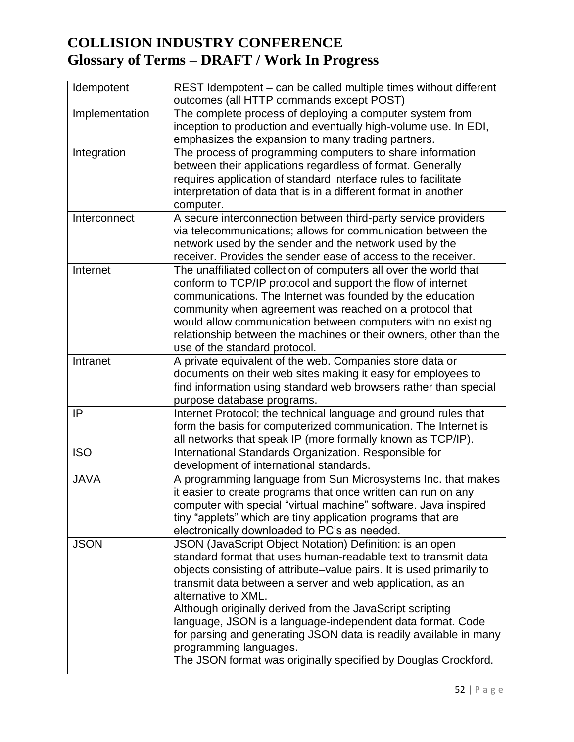# COLLISION INDUSTRY CONFERENCE
## Glossary of Terms – DRAFT / Work In Progress

| | |
|---|---|
| Idempotent | REST Idempotent – can be called multiple times without different outcomes (all HTTP commands except POST) |
| Implementation | The complete process of deploying a computer system from inception to production and eventually high-volume use. In EDI, emphasizes the expansion to many trading partners. |
| Integration | The process of programming computers to share information between their applications regardless of format. Generally requires application of standard interface rules to facilitate interpretation of data that is in a different format in another computer. |
| Interconnect | A secure interconnection between third-party service providers via telecommunications; allows for communication between the network used by the sender and the network used by the receiver. Provides the sender ease of access to the receiver. |
| Internet | The unaffiliated collection of computers all over the world that conform to TCP/IP protocol and support the flow of internet communications. The Internet was founded by the education community when agreement was reached on a protocol that would allow communication between computers with no existing relationship between the machines or their owners, other than the use of the standard protocol. |
| Intranet | A private equivalent of the web. Companies store data or documents on their web sites making it easy for employees to find information using standard web browsers rather than special purpose database programs. |
| IP | Internet Protocol; the technical language and ground rules that form the basis for computerized communication. The Internet is all networks that speak IP (more formally known as TCP/IP). |
| ISO | International Standards Organization. Responsible for development of international standards. |
| JAVA | A programming language from Sun Microsystems Inc. that makes it easier to create programs that once written can run on any computer with special "virtual machine" software. Java inspired tiny "applets" which are tiny application programs that are electronically downloaded to PC's as needed. |
| JSON | JSON (JavaScript Object Notation) Definition: is an open standard format that uses human-readable text to transmit data objects consisting of attribute–value pairs. It is used primarily to transmit data between a server and web application, as an alternative to XML.<br>Although originally derived from the JavaScript scripting language, JSON is a language-independent data format. Code for parsing and generating JSON data is readily available in many programming languages.<br>The JSON format was originally specified by Douglas Crockford. |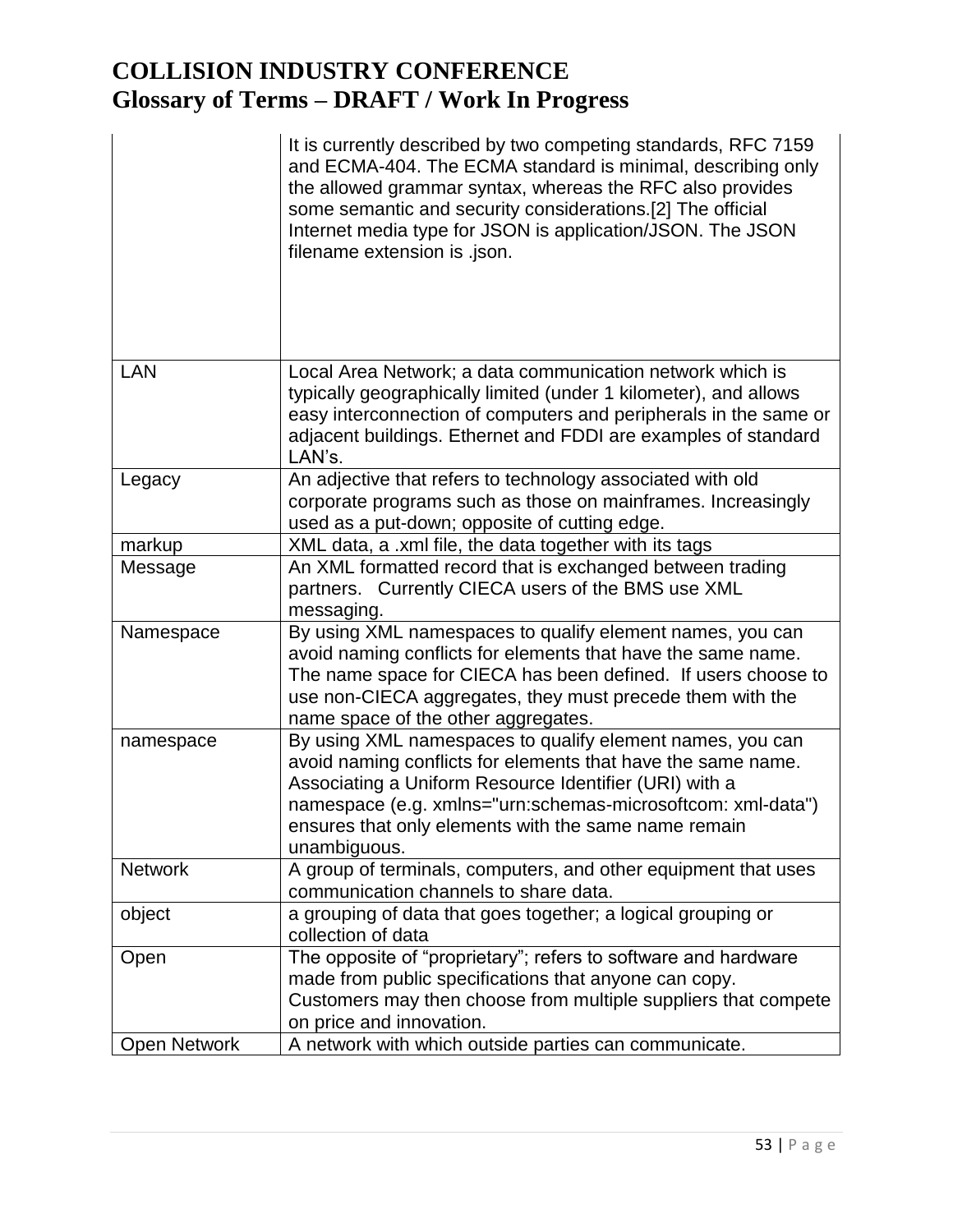| | |
|---|---|
| | It is currently described by two competing standards, RFC 7159 and ECMA-404. The ECMA standard is minimal, describing only the allowed grammar syntax, whereas the RFC also provides some semantic and security considerations.[2] The official Internet media type for JSON is application/JSON. The JSON filename extension is .json. |
| LAN | Local Area Network; a data communication network which is typically geographically limited (under 1 kilometer), and allows easy interconnection of computers and peripherals in the same or adjacent buildings. Ethernet and FDDI are examples of standard LAN's. |
| Legacy | An adjective that refers to technology associated with old corporate programs such as those on mainframes. Increasingly used as a put-down; opposite of cutting edge. |
| markup | XML data, a .xml file, the data together with its tags |
| Message | An XML formatted record that is exchanged between trading partners. Currently CIECA users of the BMS use XML messaging. |
| Namespace | By using XML namespaces to qualify element names, you can avoid naming conflicts for elements that have the same name. The name space for CIECA has been defined. If users choose to use non-CIECA aggregates, they must precede them with the name space of the other aggregates. |
| namespace | By using XML namespaces to qualify element names, you can avoid naming conflicts for elements that have the same name. Associating a Uniform Resource Identifier (URI) with a namespace (e.g. xmlns="urn:schemas-microsoftcom: xml-data") ensures that only elements with the same name remain unambiguous. |
| Network | A group of terminals, computers, and other equipment that uses communication channels to share data. |
| object | a grouping of data that goes together; a logical grouping or collection of data |
| Open | The opposite of "proprietary"; refers to software and hardware made from public specifications that anyone can copy. Customers may then choose from multiple suppliers that compete on price and innovation. |
| Open Network | A network with which outside parties can communicate. |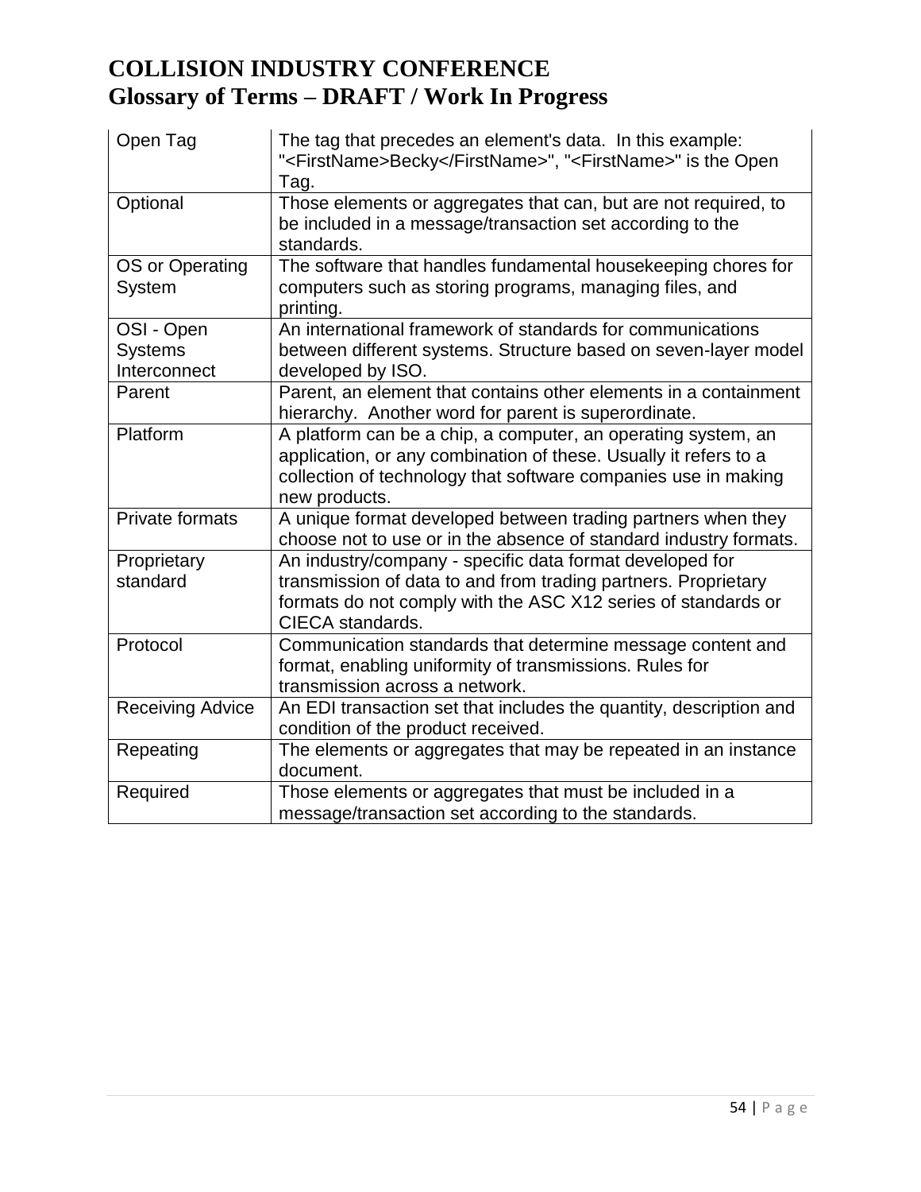# COLLISION INDUSTRY CONFERENCE
## Glossary of Terms – DRAFT / Work In Progress

| | |
|---|---|
| Open Tag | The tag that precedes an element's data. In this example: "<FirstName>Becky</FirstName>", "<FirstName>" is the Open Tag. |
| Optional | Those elements or aggregates that can, but are not required, to be included in a message/transaction set according to the standards. |
| OS or Operating System | The software that handles fundamental housekeeping chores for computers such as storing programs, managing files, and printing. |
| OSI - Open Systems Interconnect | An international framework of standards for communications between different systems. Structure based on seven-layer model developed by ISO. |
| Parent | Parent, an element that contains other elements in a containment hierarchy. Another word for parent is superordinate. |
| Platform | A platform can be a chip, a computer, an operating system, an application, or any combination of these. Usually it refers to a collection of technology that software companies use in making new products. |
| Private formats | A unique format developed between trading partners when they choose not to use or in the absence of standard industry formats. |
| Proprietary standard | An industry/company - specific data format developed for transmission of data to and from trading partners. Proprietary formats do not comply with the ASC X12 series of standards or CIECA standards. |
| Protocol | Communication standards that determine message content and format, enabling uniformity of transmissions. Rules for transmission across a network. |
| Receiving Advice | An EDI transaction set that includes the quantity, description and condition of the product received. |
| Repeating | The elements or aggregates that may be repeated in an instance document. |
| Required | Those elements or aggregates that must be included in a message/transaction set according to the standards. |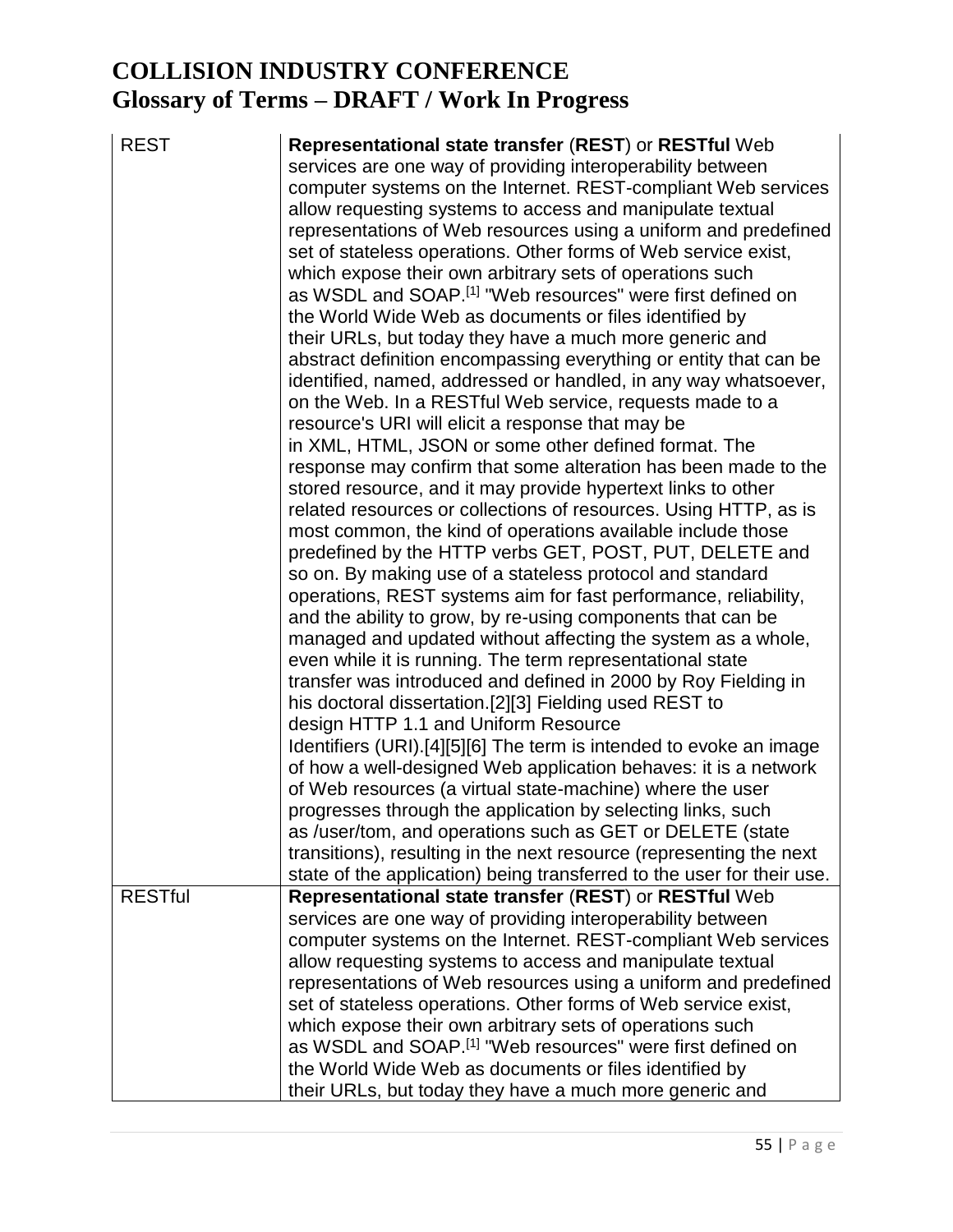| | |
|---|---|
| REST | **Representational state transfer** (**REST**) or **RESTful** Web services are one way of providing interoperability between computer systems on the Internet. REST-compliant Web services allow requesting systems to access and manipulate textual representations of Web resources using a uniform and predefined set of stateless operations. Other forms of Web service exist, which expose their own arbitrary sets of operations such as WSDL and SOAP.[1] "Web resources" were first defined on the World Wide Web as documents or files identified by their URLs, but today they have a much more generic and abstract definition encompassing everything or entity that can be identified, named, addressed or handled, in any way whatsoever, on the Web. In a RESTful Web service, requests made to a resource's URI will elicit a response that may be in XML, HTML, JSON or some other defined format. The response may confirm that some alteration has been made to the stored resource, and it may provide hypertext links to other related resources or collections of resources. Using HTTP, as is most common, the kind of operations available include those predefined by the HTTP verbs GET, POST, PUT, DELETE and so on. By making use of a stateless protocol and standard operations, REST systems aim for fast performance, reliability, and the ability to grow, by re-using components that can be managed and updated without affecting the system as a whole, even while it is running. The term representational state transfer was introduced and defined in 2000 by Roy Fielding in his doctoral dissertation.[2][3] Fielding used REST to design HTTP 1.1 and Uniform Resource Identifiers (URI).[4][5][6] The term is intended to evoke an image of how a well-designed Web application behaves: it is a network of Web resources (a virtual state-machine) where the user progresses through the application by selecting links, such as /user/tom, and operations such as GET or DELETE (state transitions), resulting in the next resource (representing the next state of the application) being transferred to the user for their use. |
| RESTful | **Representational state transfer** (**REST**) or **RESTful** Web services are one way of providing interoperability between computer systems on the Internet. REST-compliant Web services allow requesting systems to access and manipulate textual representations of Web resources using a uniform and predefined set of stateless operations. Other forms of Web service exist, which expose their own arbitrary sets of operations such as WSDL and SOAP.[1] "Web resources" were first defined on the World Wide Web as documents or files identified by their URLs, but today they have a much more generic and |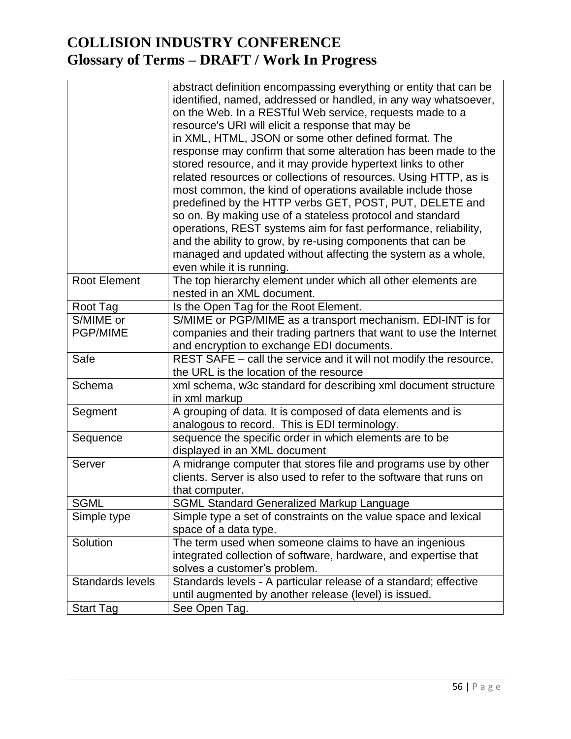| | |
|---|---|
| | abstract definition encompassing everything or entity that can be identified, named, addressed or handled, in any way whatsoever, on the Web. In a RESTful Web service, requests made to a resource's URI will elicit a response that may be in XML, HTML, JSON or some other defined format. The response may confirm that some alteration has been made to the stored resource, and it may provide hypertext links to other related resources or collections of resources. Using HTTP, as is most common, the kind of operations available include those predefined by the HTTP verbs GET, POST, PUT, DELETE and so on. By making use of a stateless protocol and standard operations, REST systems aim for fast performance, reliability, and the ability to grow, by re-using components that can be managed and updated without affecting the system as a whole, even while it is running. |
| Root Element | The top hierarchy element under which all other elements are nested in an XML document. |
| Root Tag | Is the Open Tag for the Root Element. |
| S/MIME or PGP/MIME | S/MIME or PGP/MIME as a transport mechanism. EDI-INT is for companies and their trading partners that want to use the Internet and encryption to exchange EDI documents. |
| Safe | REST SAFE – call the service and it will not modify the resource, the URL is the location of the resource |
| Schema | xml schema, w3c standard for describing xml document structure in xml markup |
| Segment | A grouping of data. It is composed of data elements and is analogous to record. This is EDI terminology. |
| Sequence | sequence the specific order in which elements are to be displayed in an XML document |
| Server | A midrange computer that stores file and programs use by other clients. Server is also used to refer to the software that runs on that computer. |
| SGML | SGML Standard Generalized Markup Language |
| Simple type | Simple type a set of constraints on the value space and lexical space of a data type. |
| Solution | The term used when someone claims to have an ingenious integrated collection of software, hardware, and expertise that solves a customer's problem. |
| Standards levels | Standards levels - A particular release of a standard; effective until augmented by another release (level) is issued. |
| Start Tag | See Open Tag. |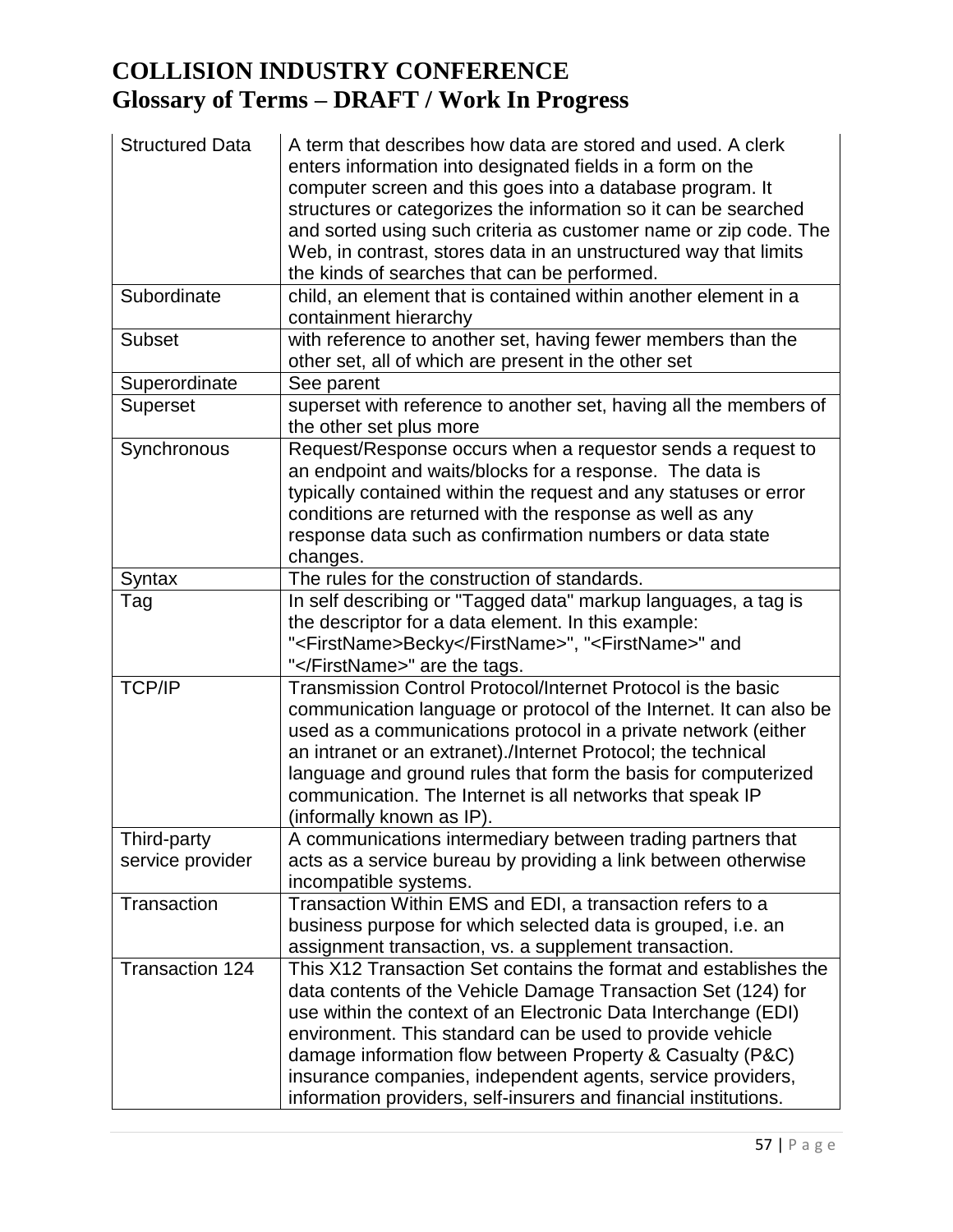| Structured Data | A term that describes how data are stored and used. A clerk enters information into designated fields in a form on the computer screen and this goes into a database program. It structures or categorizes the information so it can be searched and sorted using such criteria as customer name or zip code. The Web, in contrast, stores data in an unstructured way that limits the kinds of searches that can be performed. |
|---|---|
| Subordinate | child, an element that is contained within another element in a containment hierarchy |
| Subset | with reference to another set, having fewer members than the other set, all of which are present in the other set |
| Superordinate | See parent |
| Superset | superset with reference to another set, having all the members of the other set plus more |
| Synchronous | Request/Response occurs when a requestor sends a request to an endpoint and waits/blocks for a response. The data is typically contained within the request and any statuses or error conditions are returned with the response as well as any response data such as confirmation numbers or data state changes. |
| Syntax | The rules for the construction of standards. |
| Tag | In self describing or "Tagged data" markup languages, a tag is the descriptor for a data element. In this example: "<FirstName>Becky</FirstName>", "<FirstName>" and "</FirstName>" are the tags. |
| TCP/IP | Transmission Control Protocol/Internet Protocol is the basic communication language or protocol of the Internet. It can also be used as a communications protocol in a private network (either an intranet or an extranet)./Internet Protocol; the technical language and ground rules that form the basis for computerized communication. The Internet is all networks that speak IP (informally known as IP). |
| Third-party service provider | A communications intermediary between trading partners that acts as a service bureau by providing a link between otherwise incompatible systems. |
| Transaction | Transaction Within EMS and EDI, a transaction refers to a business purpose for which selected data is grouped, i.e. an assignment transaction, vs. a supplement transaction. |
| Transaction 124 | This X12 Transaction Set contains the format and establishes the data contents of the Vehicle Damage Transaction Set (124) for use within the context of an Electronic Data Interchange (EDI) environment. This standard can be used to provide vehicle damage information flow between Property & Casualty (P&C) insurance companies, independent agents, service providers, information providers, self-insurers and financial institutions. |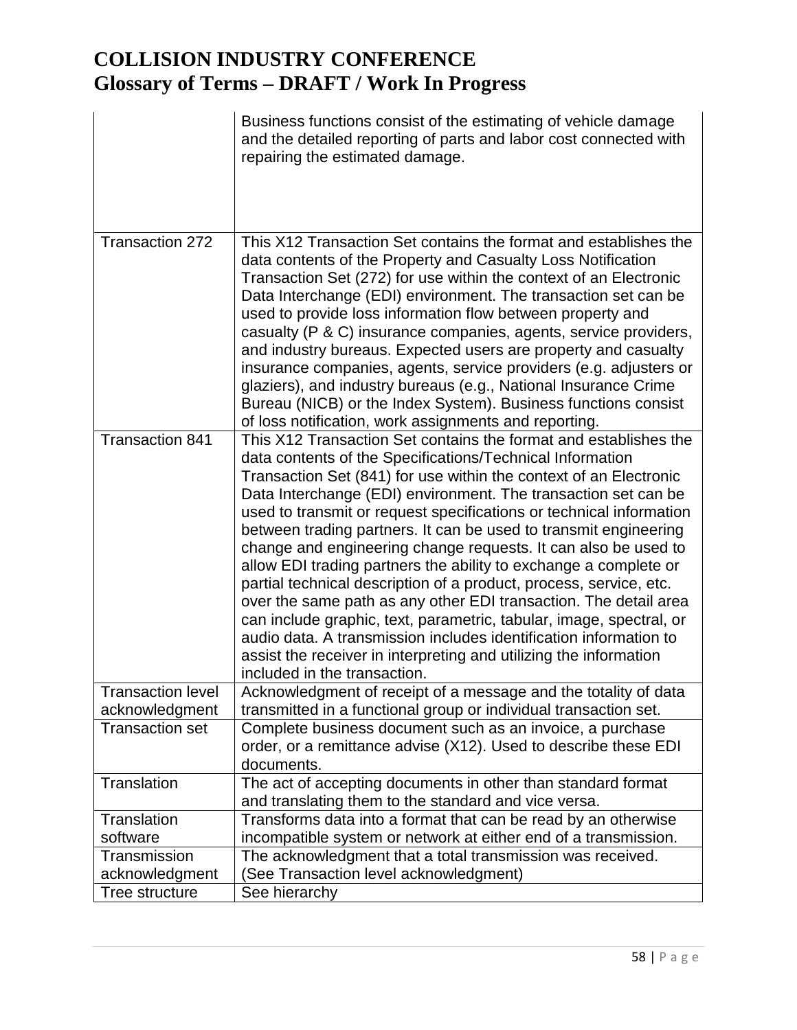| | |
|---|---|
| | Business functions consist of the estimating of vehicle damage and the detailed reporting of parts and labor cost connected with repairing the estimated damage. |
| Transaction 272 | This X12 Transaction Set contains the format and establishes the data contents of the Property and Casualty Loss Notification Transaction Set (272) for use within the context of an Electronic Data Interchange (EDI) environment. The transaction set can be used to provide loss information flow between property and casualty (P & C) insurance companies, agents, service providers, and industry bureaus. Expected users are property and casualty insurance companies, agents, service providers (e.g. adjusters or glaziers), and industry bureaus (e.g., National Insurance Crime Bureau (NICB) or the Index System). Business functions consist of loss notification, work assignments and reporting. |
| Transaction 841 | This X12 Transaction Set contains the format and establishes the data contents of the Specifications/Technical Information Transaction Set (841) for use within the context of an Electronic Data Interchange (EDI) environment. The transaction set can be used to transmit or request specifications or technical information between trading partners. It can be used to transmit engineering change and engineering change requests. It can also be used to allow EDI trading partners the ability to exchange a complete or partial technical description of a product, process, service, etc. over the same path as any other EDI transaction. The detail area can include graphic, text, parametric, tabular, image, spectral, or audio data. A transmission includes identification information to assist the receiver in interpreting and utilizing the information included in the transaction. |
| Transaction level acknowledgment | Acknowledgment of receipt of a message and the totality of data transmitted in a functional group or individual transaction set. |
| Transaction set | Complete business document such as an invoice, a purchase order, or a remittance advise (X12). Used to describe these EDI documents. |
| Translation | The act of accepting documents in other than standard format and translating them to the standard and vice versa. |
| Translation software | Transforms data into a format that can be read by an otherwise incompatible system or network at either end of a transmission. |
| Transmission acknowledgment | The acknowledgment that a total transmission was received. (See Transaction level acknowledgment) |
| Tree structure | See hierarchy |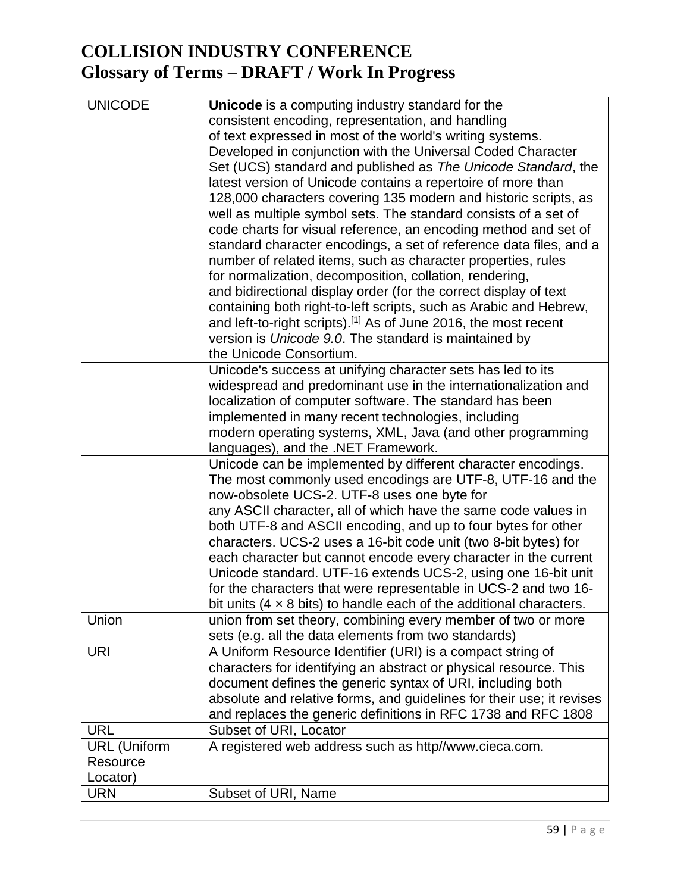# COLLISION INDUSTRY CONFERENCE
## Glossary of Terms – DRAFT / Work In Progress

| | |
|---|---|
| UNICODE | **Unicode** is a computing industry standard for the consistent encoding, representation, and handling of text expressed in most of the world's writing systems. Developed in conjunction with the Universal Coded Character Set (UCS) standard and published as *The Unicode Standard*, the latest version of Unicode contains a repertoire of more than 128,000 characters covering 135 modern and historic scripts, as well as multiple symbol sets. The standard consists of a set of code charts for visual reference, an encoding method and set of standard character encodings, a set of reference data files, and a number of related items, such as character properties, rules for normalization, decomposition, collation, rendering, and bidirectional display order (for the correct display of text containing both right-to-left scripts, such as Arabic and Hebrew, and left-to-right scripts).[1] As of June 2016, the most recent version is *Unicode 9.0*. The standard is maintained by the Unicode Consortium. |
| | Unicode's success at unifying character sets has led to its widespread and predominant use in the internationalization and localization of computer software. The standard has been implemented in many recent technologies, including modern operating systems, XML, Java (and other programming languages), and the .NET Framework. |
| | Unicode can be implemented by different character encodings. The most commonly used encodings are UTF-8, UTF-16 and the now-obsolete UCS-2. UTF-8 uses one byte for any ASCII character, all of which have the same code values in both UTF-8 and ASCII encoding, and up to four bytes for other characters. UCS-2 uses a 16-bit code unit (two 8-bit bytes) for each character but cannot encode every character in the current Unicode standard. UTF-16 extends UCS-2, using one 16-bit unit for the characters that were representable in UCS-2 and two 16-bit units (4 × 8 bits) to handle each of the additional characters. |
| Union | union from set theory, combining every member of two or more sets (e.g. all the data elements from two standards) |
| URI | A Uniform Resource Identifier (URI) is a compact string of characters for identifying an abstract or physical resource. This document defines the generic syntax of URI, including both absolute and relative forms, and guidelines for their use; it revises and replaces the generic definitions in RFC 1738 and RFC 1808 |
| URL | Subset of URI, Locator |
| URL (Uniform Resource Locator) | A registered web address such as http//www.cieca.com. |
| URN | Subset of URI, Name |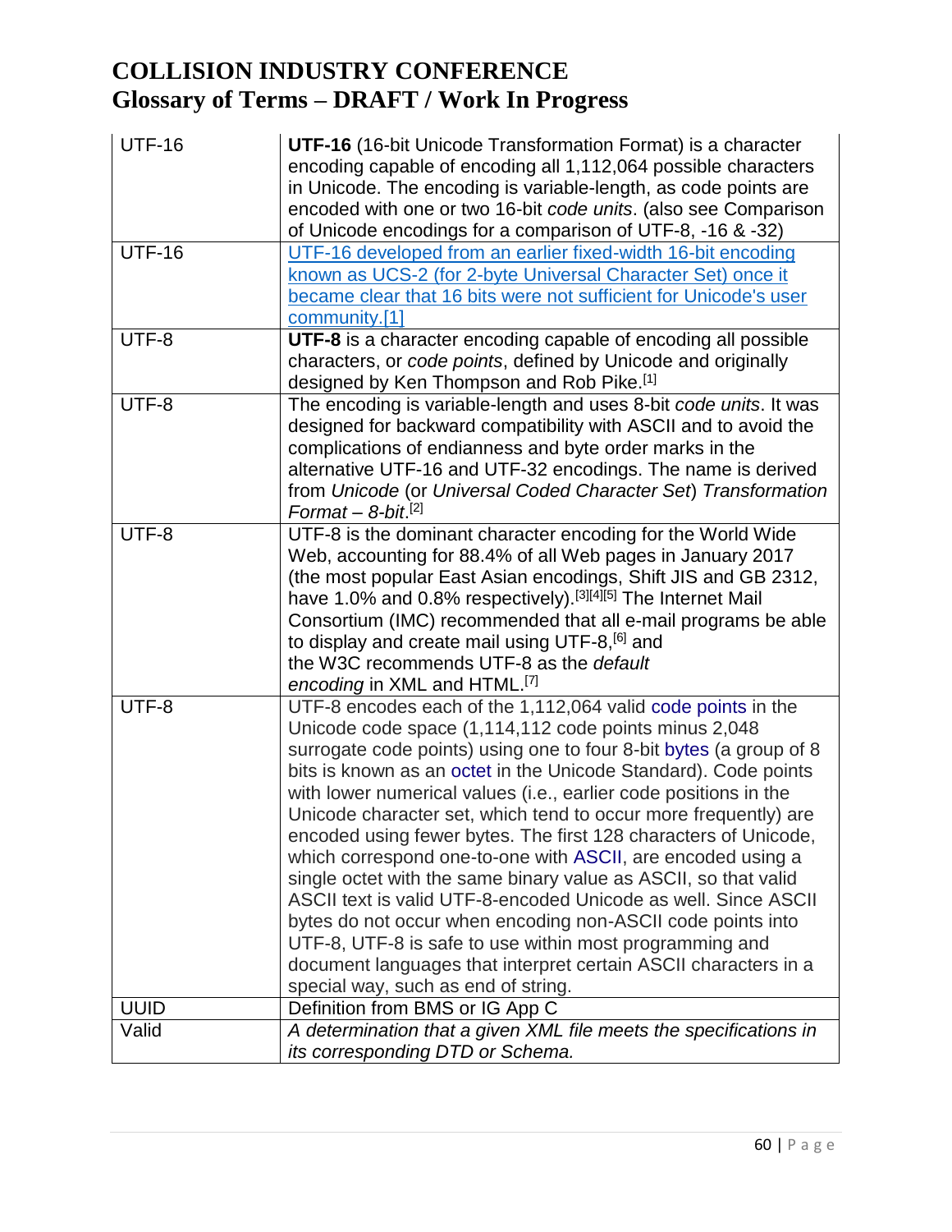| UTF-16 | **UTF-16** (16-bit Unicode Transformation Format) is a character encoding capable of encoding all 1,112,064 possible characters in Unicode. The encoding is variable-length, as code points are encoded with one or two 16-bit *code units*. (also see Comparison of Unicode encodings for a comparison of UTF-8, -16 & -32) |
|---|---|
| UTF-16 | UTF-16 developed from an earlier fixed-width 16-bit encoding known as UCS-2 (for 2-byte Universal Character Set) once it became clear that 16 bits were not sufficient for Unicode's user community.[1] |
| UTF-8 | **UTF-8** is a character encoding capable of encoding all possible characters, or *code points*, defined by Unicode and originally designed by Ken Thompson and Rob Pike.[1] |
| UTF-8 | The encoding is variable-length and uses 8-bit *code units*. It was designed for backward compatibility with ASCII and to avoid the complications of endianness and byte order marks in the alternative UTF-16 and UTF-32 encodings. The name is derived from *Unicode* (or *Universal Coded Character Set*) *Transformation Format – 8-bit*.[2] |
| UTF-8 | UTF-8 is the dominant character encoding for the World Wide Web, accounting for 88.4% of all Web pages in January 2017 (the most popular East Asian encodings, Shift JIS and GB 2312, have 1.0% and 0.8% respectively).[3][4][5] The Internet Mail Consortium (IMC) recommended that all e-mail programs be able to display and create mail using UTF-8,[6] and the W3C recommends UTF-8 as the *default encoding* in XML and HTML.[7] |
| UTF-8 | UTF-8 encodes each of the 1,112,064 valid code points in the Unicode code space (1,114,112 code points minus 2,048 surrogate code points) using one to four 8-bit bytes (a group of 8 bits is known as an octet in the Unicode Standard). Code points with lower numerical values (i.e., earlier code positions in the Unicode character set, which tend to occur more frequently) are encoded using fewer bytes. The first 128 characters of Unicode, which correspond one-to-one with ASCII, are encoded using a single octet with the same binary value as ASCII, so that valid ASCII text is valid UTF-8-encoded Unicode as well. Since ASCII bytes do not occur when encoding non-ASCII code points into UTF-8, UTF-8 is safe to use within most programming and document languages that interpret certain ASCII characters in a special way, such as end of string. |
| UUID | Definition from BMS or IG App C |
| Valid | *A determination that a given XML file meets the specifications in its corresponding DTD or Schema.* |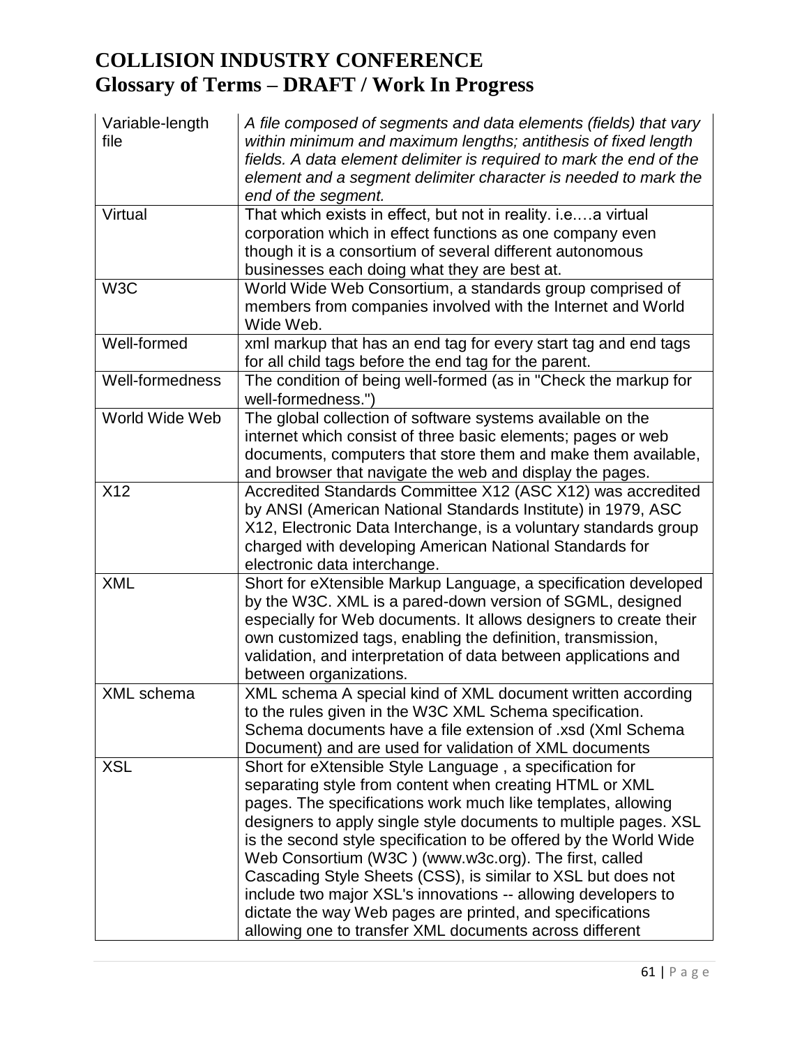# COLLISION INDUSTRY CONFERENCE
# Glossary of Terms – DRAFT / Work In Progress

| | |
|---|---|
| Variable-length file | *A file composed of segments and data elements (fields) that vary within minimum and maximum lengths; antithesis of fixed length fields. A data element delimiter is required to mark the end of the element and a segment delimiter character is needed to mark the end of the segment.* |
| Virtual | That which exists in effect, but not in reality. i.e.…a virtual corporation which in effect functions as one company even though it is a consortium of several different autonomous businesses each doing what they are best at. |
| W3C | World Wide Web Consortium, a standards group comprised of members from companies involved with the Internet and World Wide Web. |
| Well-formed | xml markup that has an end tag for every start tag and end tags for all child tags before the end tag for the parent. |
| Well-formedness | The condition of being well-formed (as in "Check the markup for well-formedness.") |
| World Wide Web | The global collection of software systems available on the internet which consist of three basic elements; pages or web documents, computers that store them and make them available, and browser that navigate the web and display the pages. |
| X12 | Accredited Standards Committee X12 (ASC X12) was accredited by ANSI (American National Standards Institute) in 1979, ASC X12, Electronic Data Interchange, is a voluntary standards group charged with developing American National Standards for electronic data interchange. |
| XML | Short for eXtensible Markup Language, a specification developed by the W3C. XML is a pared-down version of SGML, designed especially for Web documents. It allows designers to create their own customized tags, enabling the definition, transmission, validation, and interpretation of data between applications and between organizations. |
| XML schema | XML schema A special kind of XML document written according to the rules given in the W3C XML Schema specification. Schema documents have a file extension of .xsd (Xml Schema Document) and are used for validation of XML documents |
| XSL | Short for eXtensible Style Language , a specification for separating style from content when creating HTML or XML pages. The specifications work much like templates, allowing designers to apply single style documents to multiple pages. XSL is the second style specification to be offered by the World Wide Web Consortium (W3C ) (www.w3c.org). The first, called Cascading Style Sheets (CSS), is similar to XSL but does not include two major XSL's innovations -- allowing developers to dictate the way Web pages are printed, and specifications allowing one to transfer XML documents across different |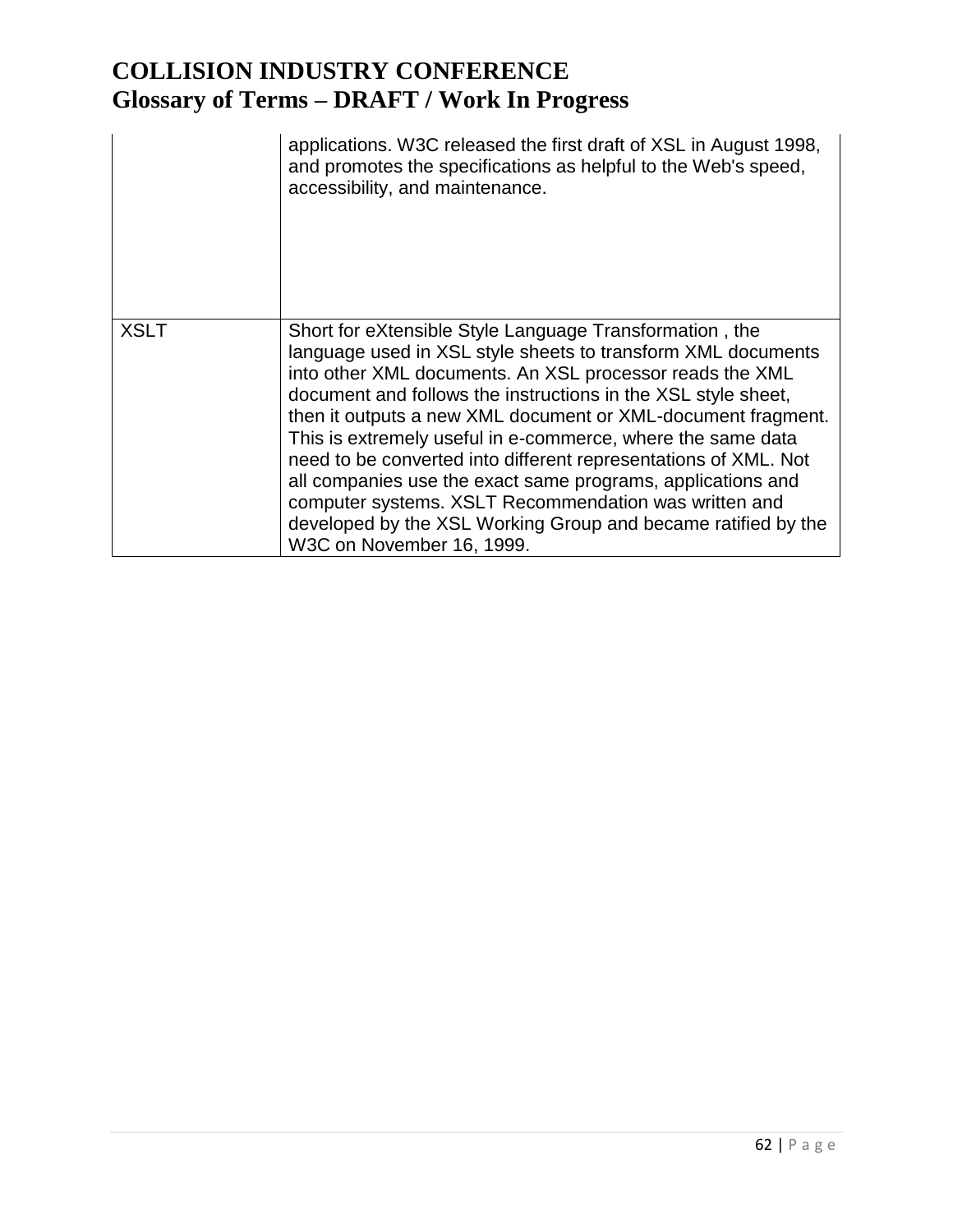| | |
|---|---|
| | applications. W3C released the first draft of XSL in August 1998, and promotes the specifications as helpful to the Web's speed, accessibility, and maintenance. |
| XSLT | Short for eXtensible Style Language Transformation , the language used in XSL style sheets to transform XML documents into other XML documents. An XSL processor reads the XML document and follows the instructions in the XSL style sheet, then it outputs a new XML document or XML-document fragment. This is extremely useful in e-commerce, where the same data need to be converted into different representations of XML. Not all companies use the exact same programs, applications and computer systems. XSLT Recommendation was written and developed by the XSL Working Group and became ratified by the W3C on November 16, 1999. |